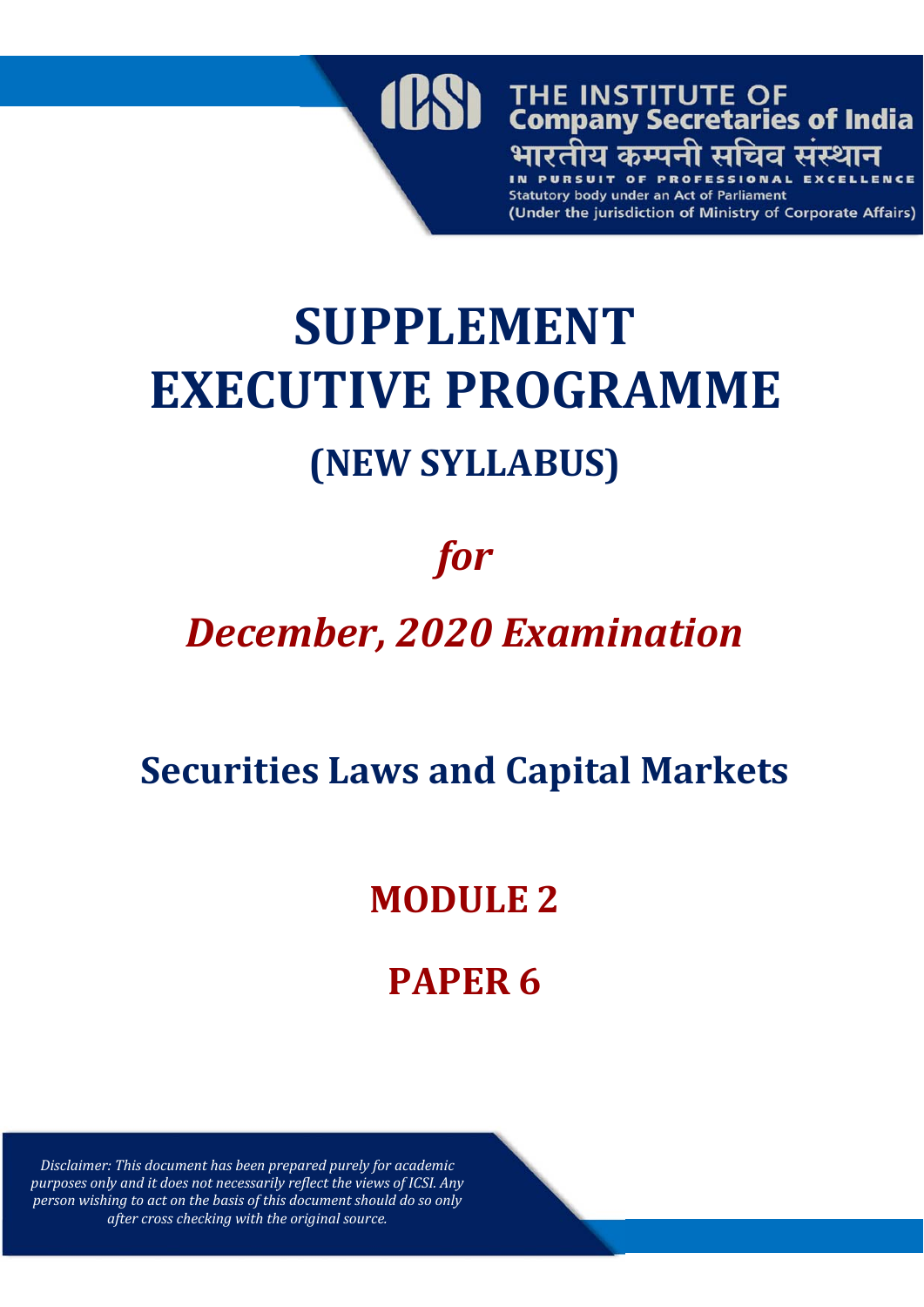THE INSTITUTE OF
Company Secretaries of India
भारतीय कम्पनी सचिव संस्थान
IN PURSUIT OF PROFESSIONAL EXCELLENCE
Statutory body under an Act of Parliament
(Under the jurisdiction of Ministry of Corporate Affairs)

# SUPPLEMENT
# EXECUTIVE PROGRAMME

## (NEW SYLLABUS)

## *for*

## *December, 2020 Examination*

## Securities Laws and Capital Markets

## MODULE 2

## PAPER 6

*Disclaimer: This document has been prepared purely for academic purposes only and it does not necessarily reflect the views of ICSI. Any person wishing to act on the basis of this document should do so only after cross checking with the original source.*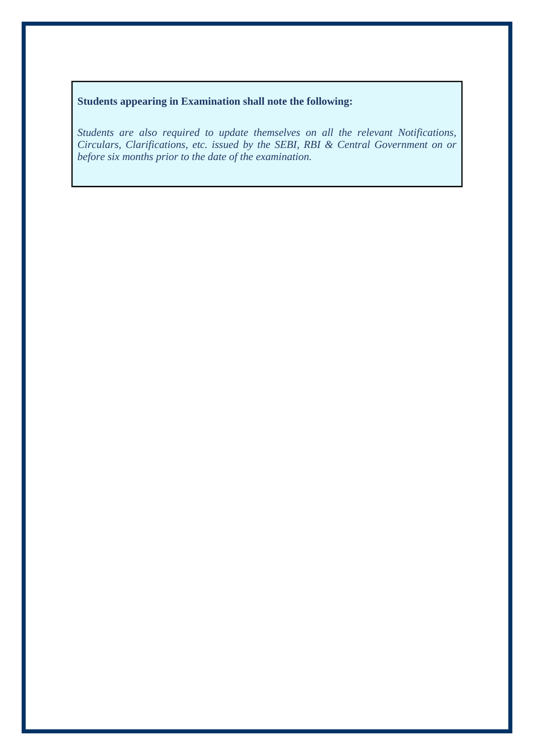**Students appearing in Examination shall note the following:**

*Students are also required to update themselves on all the relevant Notifications, Circulars, Clarifications, etc. issued by the SEBI, RBI & Central Government on or before six months prior to the date of the examination.*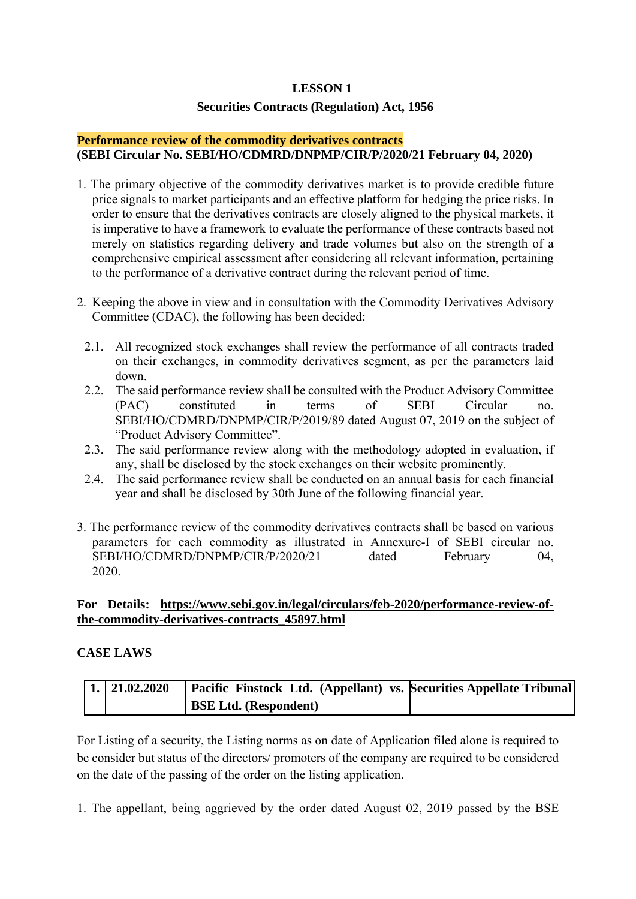# LESSON 1

## Securities Contracts (Regulation) Act, 1956

**Performance review of the commodity derivatives contracts**
**(SEBI Circular No. SEBI/HO/CDMRD/DNPMP/CIR/P/2020/21 February 04, 2020)**

1. The primary objective of the commodity derivatives market is to provide credible future price signals to market participants and an effective platform for hedging the price risks. In order to ensure that the derivatives contracts are closely aligned to the physical markets, it is imperative to have a framework to evaluate the performance of these contracts based not merely on statistics regarding delivery and trade volumes but also on the strength of a comprehensive empirical assessment after considering all relevant information, pertaining to the performance of a derivative contract during the relevant period of time.

2. Keeping the above in view and in consultation with the Commodity Derivatives Advisory Committee (CDAC), the following has been decided:

   2.1. All recognized stock exchanges shall review the performance of all contracts traded on their exchanges, in commodity derivatives segment, as per the parameters laid down.

   2.2. The said performance review shall be consulted with the Product Advisory Committee (PAC) constituted in terms of SEBI Circular no. SEBI/HO/CDMRD/DNPMP/CIR/P/2019/89 dated August 07, 2019 on the subject of "Product Advisory Committee".

   2.3. The said performance review along with the methodology adopted in evaluation, if any, shall be disclosed by the stock exchanges on their website prominently.

   2.4. The said performance review shall be conducted on an annual basis for each financial year and shall be disclosed by 30th June of the following financial year.

3. The performance review of the commodity derivatives contracts shall be based on various parameters for each commodity as illustrated in Annexure-I of SEBI circular no. SEBI/HO/CDMRD/DNPMP/CIR/P/2020/21 dated February 04, 2020.

**For Details: https://www.sebi.gov.in/legal/circulars/feb-2020/performance-review-of-the-commodity-derivatives-contracts_45897.html**

**CASE LAWS**

| **1.** | **21.02.2020** | **Pacific Finstock Ltd. (Appellant) vs. BSE Ltd. (Respondent)** | **Securities Appellate Tribunal** |
|---|---|---|---|

For Listing of a security, the Listing norms as on date of Application filed alone is required to be consider but status of the directors/ promoters of the company are required to be considered on the date of the passing of the order on the listing application.

1. The appellant, being aggrieved by the order dated August 02, 2019 passed by the BSE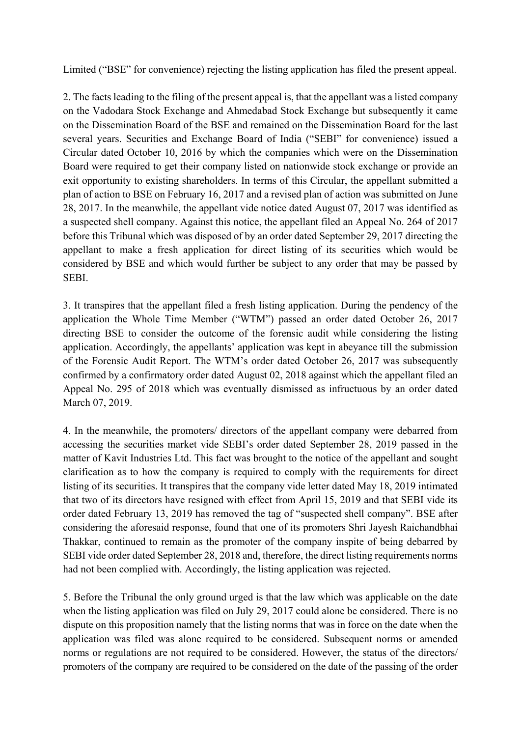Limited ("BSE" for convenience) rejecting the listing application has filed the present appeal.

2. The facts leading to the filing of the present appeal is, that the appellant was a listed company on the Vadodara Stock Exchange and Ahmedabad Stock Exchange but subsequently it came on the Dissemination Board of the BSE and remained on the Dissemination Board for the last several years. Securities and Exchange Board of India ("SEBI" for convenience) issued a Circular dated October 10, 2016 by which the companies which were on the Dissemination Board were required to get their company listed on nationwide stock exchange or provide an exit opportunity to existing shareholders. In terms of this Circular, the appellant submitted a plan of action to BSE on February 16, 2017 and a revised plan of action was submitted on June 28, 2017. In the meanwhile, the appellant vide notice dated August 07, 2017 was identified as a suspected shell company. Against this notice, the appellant filed an Appeal No. 264 of 2017 before this Tribunal which was disposed of by an order dated September 29, 2017 directing the appellant to make a fresh application for direct listing of its securities which would be considered by BSE and which would further be subject to any order that may be passed by SEBI.

3. It transpires that the appellant filed a fresh listing application. During the pendency of the application the Whole Time Member ("WTM") passed an order dated October 26, 2017 directing BSE to consider the outcome of the forensic audit while considering the listing application. Accordingly, the appellants' application was kept in abeyance till the submission of the Forensic Audit Report. The WTM's order dated October 26, 2017 was subsequently confirmed by a confirmatory order dated August 02, 2018 against which the appellant filed an Appeal No. 295 of 2018 which was eventually dismissed as infructuous by an order dated March 07, 2019.

4. In the meanwhile, the promoters/ directors of the appellant company were debarred from accessing the securities market vide SEBI's order dated September 28, 2019 passed in the matter of Kavit Industries Ltd. This fact was brought to the notice of the appellant and sought clarification as to how the company is required to comply with the requirements for direct listing of its securities. It transpires that the company vide letter dated May 18, 2019 intimated that two of its directors have resigned with effect from April 15, 2019 and that SEBI vide its order dated February 13, 2019 has removed the tag of "suspected shell company". BSE after considering the aforesaid response, found that one of its promoters Shri Jayesh Raichandbhai Thakkar, continued to remain as the promoter of the company inspite of being debarred by SEBI vide order dated September 28, 2018 and, therefore, the direct listing requirements norms had not been complied with. Accordingly, the listing application was rejected.

5. Before the Tribunal the only ground urged is that the law which was applicable on the date when the listing application was filed on July 29, 2017 could alone be considered. There is no dispute on this proposition namely that the listing norms that was in force on the date when the application was filed was alone required to be considered. Subsequent norms or amended norms or regulations are not required to be considered. However, the status of the directors/ promoters of the company are required to be considered on the date of the passing of the order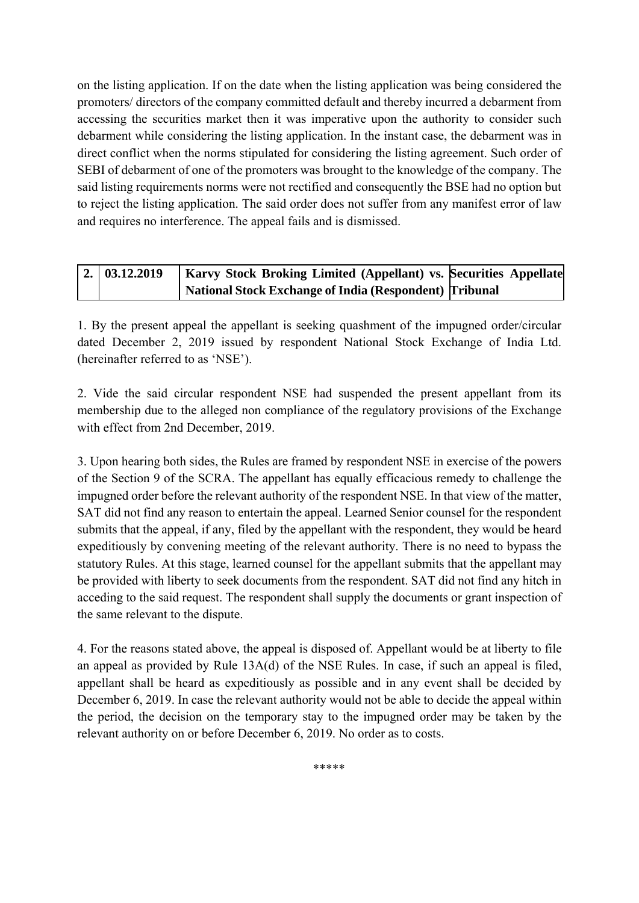on the listing application. If on the date when the listing application was being considered the promoters/ directors of the company committed default and thereby incurred a debarment from accessing the securities market then it was imperative upon the authority to consider such debarment while considering the listing application. In the instant case, the debarment was in direct conflict when the norms stipulated for considering the listing agreement. Such order of SEBI of debarment of one of the promoters was brought to the knowledge of the company. The said listing requirements norms were not rectified and consequently the BSE had no option but to reject the listing application. The said order does not suffer from any manifest error of law and requires no interference. The appeal fails and is dismissed.

| 2. | 03.12.2019 | **Karvy Stock Broking Limited (Appellant) vs. National Stock Exchange of India (Respondent)** | **Securities Appellate Tribunal** |
|---|---|---|---|

1. By the present appeal the appellant is seeking quashment of the impugned order/circular dated December 2, 2019 issued by respondent National Stock Exchange of India Ltd. (hereinafter referred to as 'NSE').

2. Vide the said circular respondent NSE had suspended the present appellant from its membership due to the alleged non compliance of the regulatory provisions of the Exchange with effect from 2nd December, 2019.

3. Upon hearing both sides, the Rules are framed by respondent NSE in exercise of the powers of the Section 9 of the SCRA. The appellant has equally efficacious remedy to challenge the impugned order before the relevant authority of the respondent NSE. In that view of the matter, SAT did not find any reason to entertain the appeal. Learned Senior counsel for the respondent submits that the appeal, if any, filed by the appellant with the respondent, they would be heard expeditiously by convening meeting of the relevant authority. There is no need to bypass the statutory Rules. At this stage, learned counsel for the appellant submits that the appellant may be provided with liberty to seek documents from the respondent. SAT did not find any hitch in acceding to the said request. The respondent shall supply the documents or grant inspection of the same relevant to the dispute.

4. For the reasons stated above, the appeal is disposed of. Appellant would be at liberty to file an appeal as provided by Rule 13A(d) of the NSE Rules. In case, if such an appeal is filed, appellant shall be heard as expeditiously as possible and in any event shall be decided by December 6, 2019. In case the relevant authority would not be able to decide the appeal within the period, the decision on the temporary stay to the impugned order may be taken by the relevant authority on or before December 6, 2019. No order as to costs.

*****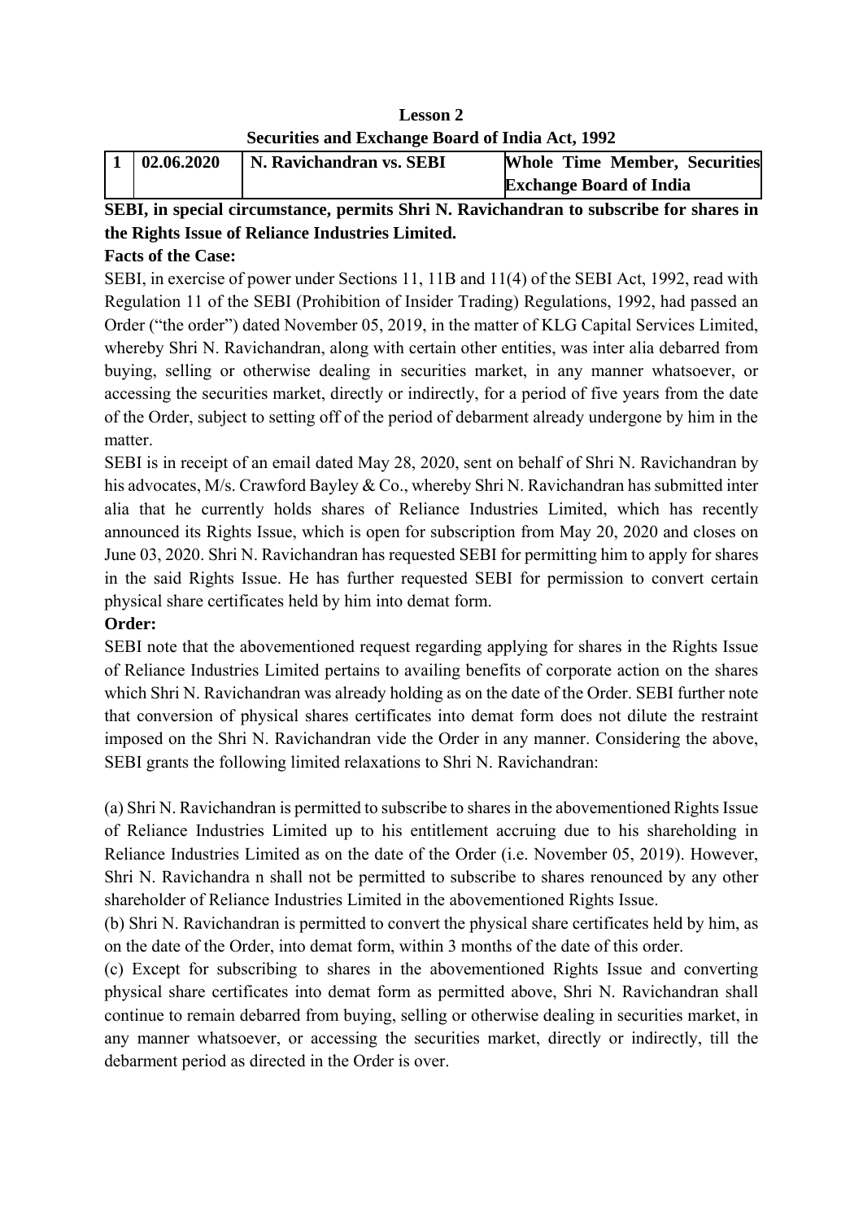**Lesson 2**

**Securities and Exchange Board of India Act, 1992**

| 1 | 02.06.2020 | N. Ravichandran vs. SEBI | Whole Time Member, Securities Exchange Board of India |
|---|---|---|---|

**SEBI, in special circumstance, permits Shri N. Ravichandran to subscribe for shares in the Rights Issue of Reliance Industries Limited.**

**Facts of the Case:**

SEBI, in exercise of power under Sections 11, 11B and 11(4) of the SEBI Act, 1992, read with Regulation 11 of the SEBI (Prohibition of Insider Trading) Regulations, 1992, had passed an Order ("the order") dated November 05, 2019, in the matter of KLG Capital Services Limited, whereby Shri N. Ravichandran, along with certain other entities, was inter alia debarred from buying, selling or otherwise dealing in securities market, in any manner whatsoever, or accessing the securities market, directly or indirectly, for a period of five years from the date of the Order, subject to setting off of the period of debarment already undergone by him in the matter.

SEBI is in receipt of an email dated May 28, 2020, sent on behalf of Shri N. Ravichandran by his advocates, M/s. Crawford Bayley & Co., whereby Shri N. Ravichandran has submitted inter alia that he currently holds shares of Reliance Industries Limited, which has recently announced its Rights Issue, which is open for subscription from May 20, 2020 and closes on June 03, 2020. Shri N. Ravichandran has requested SEBI for permitting him to apply for shares in the said Rights Issue. He has further requested SEBI for permission to convert certain physical share certificates held by him into demat form.

**Order:**

SEBI note that the abovementioned request regarding applying for shares in the Rights Issue of Reliance Industries Limited pertains to availing benefits of corporate action on the shares which Shri N. Ravichandran was already holding as on the date of the Order. SEBI further note that conversion of physical shares certificates into demat form does not dilute the restraint imposed on the Shri N. Ravichandran vide the Order in any manner. Considering the above, SEBI grants the following limited relaxations to Shri N. Ravichandran:

(a) Shri N. Ravichandran is permitted to subscribe to shares in the abovementioned Rights Issue of Reliance Industries Limited up to his entitlement accruing due to his shareholding in Reliance Industries Limited as on the date of the Order (i.e. November 05, 2019). However, Shri N. Ravichandra n shall not be permitted to subscribe to shares renounced by any other shareholder of Reliance Industries Limited in the abovementioned Rights Issue.

(b) Shri N. Ravichandran is permitted to convert the physical share certificates held by him, as on the date of the Order, into demat form, within 3 months of the date of this order.

(c) Except for subscribing to shares in the abovementioned Rights Issue and converting physical share certificates into demat form as permitted above, Shri N. Ravichandran shall continue to remain debarred from buying, selling or otherwise dealing in securities market, in any manner whatsoever, or accessing the securities market, directly or indirectly, till the debarment period as directed in the Order is over.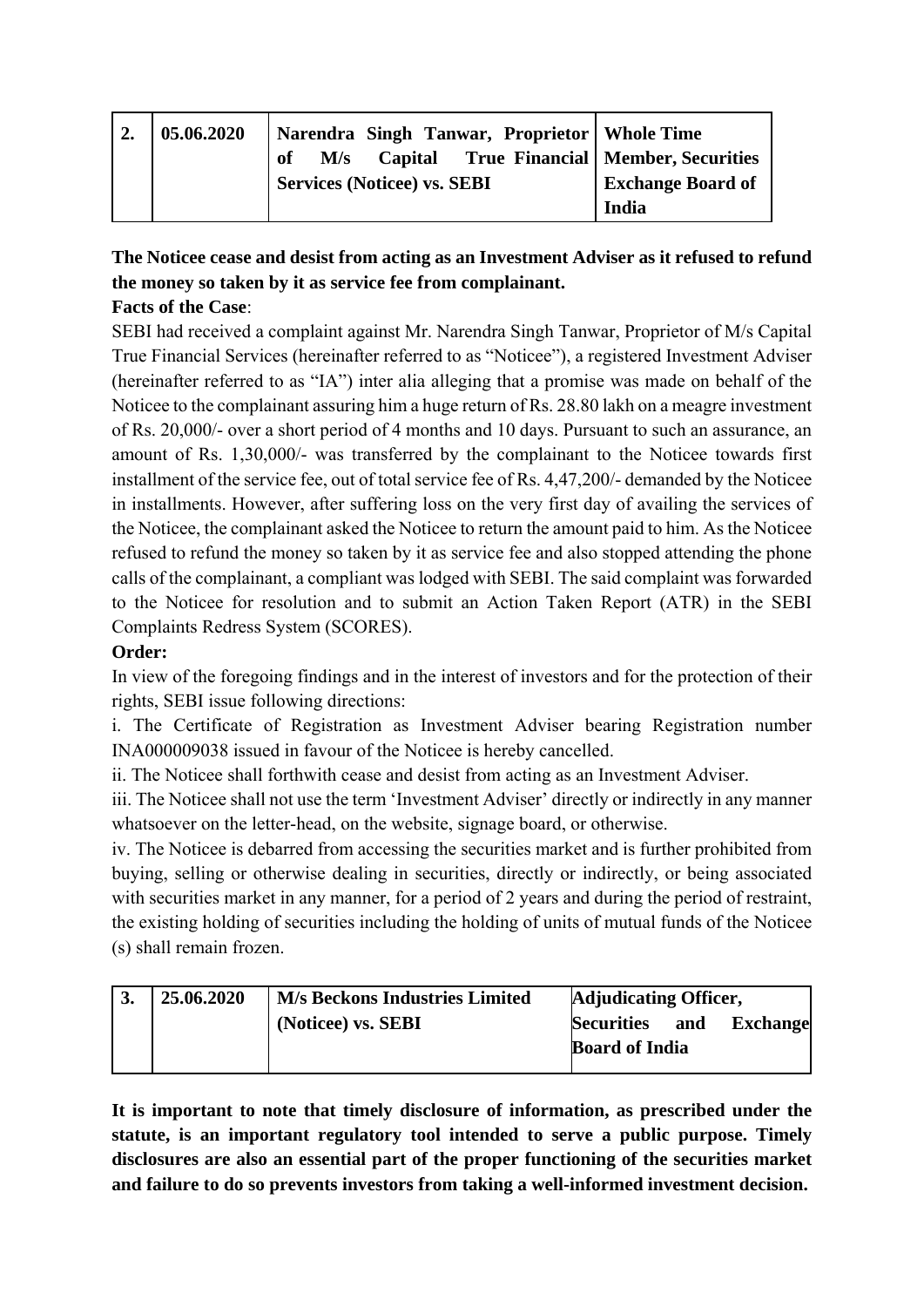| 2. | 05.06.2020 | **Narendra Singh Tanwar, Proprietor of M/s Capital True Financial Services (Noticee) vs. SEBI** | **Whole Time Member, Securities Exchange Board of India** |
|---|---|---|---|

**The Noticee cease and desist from acting as an Investment Adviser as it refused to refund the money so taken by it as service fee from complainant.**

**Facts of the Case**:

SEBI had received a complaint against Mr. Narendra Singh Tanwar, Proprietor of M/s Capital True Financial Services (hereinafter referred to as "Noticee"), a registered Investment Adviser (hereinafter referred to as "IA") inter alia alleging that a promise was made on behalf of the Noticee to the complainant assuring him a huge return of Rs. 28.80 lakh on a meagre investment of Rs. 20,000/- over a short period of 4 months and 10 days. Pursuant to such an assurance, an amount of Rs. 1,30,000/- was transferred by the complainant to the Noticee towards first installment of the service fee, out of total service fee of Rs. 4,47,200/- demanded by the Noticee in installments. However, after suffering loss on the very first day of availing the services of the Noticee, the complainant asked the Noticee to return the amount paid to him. As the Noticee refused to refund the money so taken by it as service fee and also stopped attending the phone calls of the complainant, a compliant was lodged with SEBI. The said complaint was forwarded to the Noticee for resolution and to submit an Action Taken Report (ATR) in the SEBI Complaints Redress System (SCORES).

**Order:**

In view of the foregoing findings and in the interest of investors and for the protection of their rights, SEBI issue following directions:

i. The Certificate of Registration as Investment Adviser bearing Registration number INA000009038 issued in favour of the Noticee is hereby cancelled.

ii. The Noticee shall forthwith cease and desist from acting as an Investment Adviser.

iii. The Noticee shall not use the term 'Investment Adviser' directly or indirectly in any manner whatsoever on the letter-head, on the website, signage board, or otherwise.

iv. The Noticee is debarred from accessing the securities market and is further prohibited from buying, selling or otherwise dealing in securities, directly or indirectly, or being associated with securities market in any manner, for a period of 2 years and during the period of restraint, the existing holding of securities including the holding of units of mutual funds of the Noticee (s) shall remain frozen.

| 3. | 25.06.2020 | **M/s Beckons Industries Limited (Noticee) vs. SEBI** | **Adjudicating Officer, Securities and Exchange Board of India** |
|---|---|---|---|

**It is important to note that timely disclosure of information, as prescribed under the statute, is an important regulatory tool intended to serve a public purpose. Timely disclosures are also an essential part of the proper functioning of the securities market and failure to do so prevents investors from taking a well-informed investment decision.**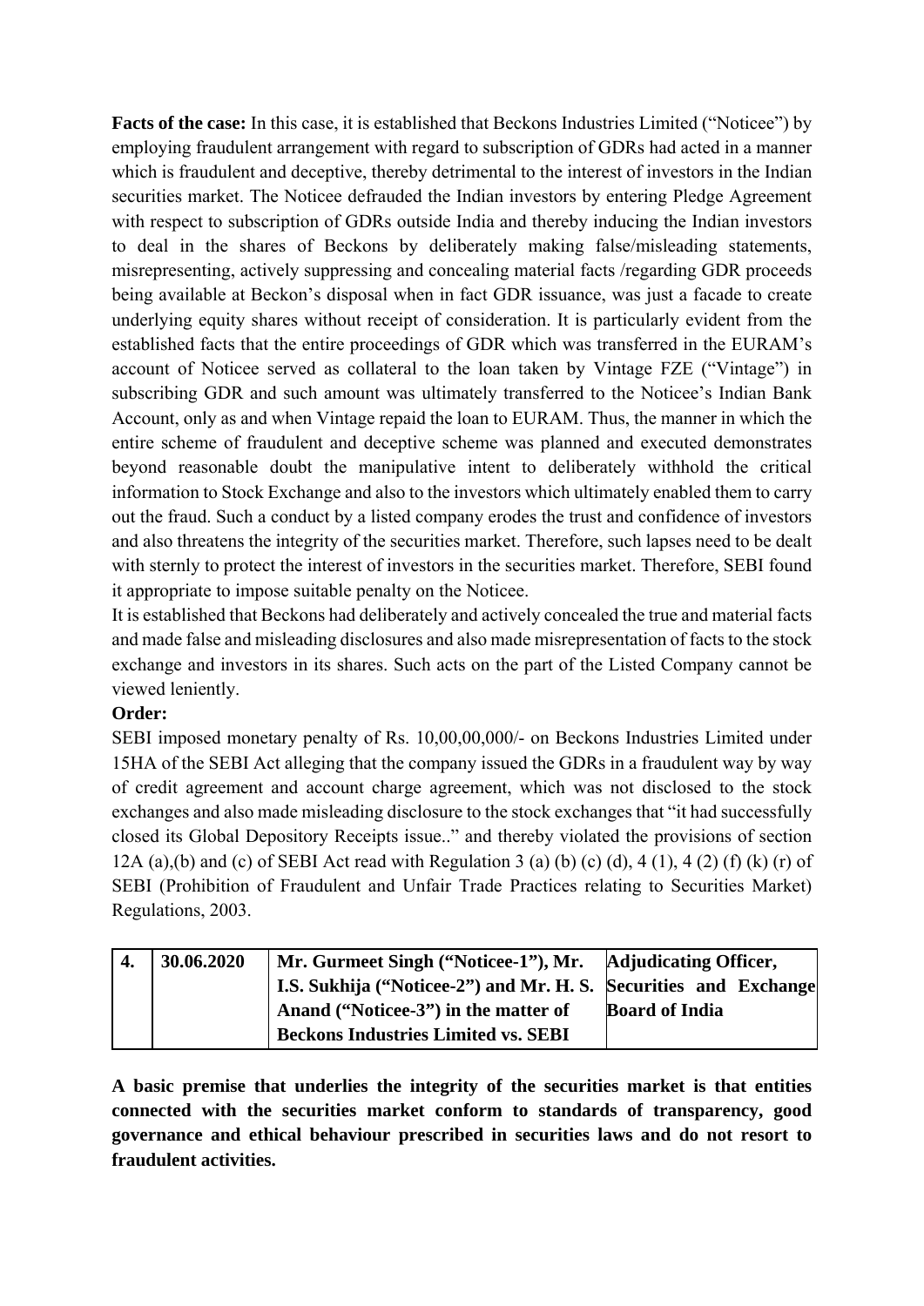**Facts of the case:** In this case, it is established that Beckons Industries Limited ("Noticee") by employing fraudulent arrangement with regard to subscription of GDRs had acted in a manner which is fraudulent and deceptive, thereby detrimental to the interest of investors in the Indian securities market. The Noticee defrauded the Indian investors by entering Pledge Agreement with respect to subscription of GDRs outside India and thereby inducing the Indian investors to deal in the shares of Beckons by deliberately making false/misleading statements, misrepresenting, actively suppressing and concealing material facts /regarding GDR proceeds being available at Beckon's disposal when in fact GDR issuance, was just a facade to create underlying equity shares without receipt of consideration. It is particularly evident from the established facts that the entire proceedings of GDR which was transferred in the EURAM's account of Noticee served as collateral to the loan taken by Vintage FZE ("Vintage") in subscribing GDR and such amount was ultimately transferred to the Noticee's Indian Bank Account, only as and when Vintage repaid the loan to EURAM. Thus, the manner in which the entire scheme of fraudulent and deceptive scheme was planned and executed demonstrates beyond reasonable doubt the manipulative intent to deliberately withhold the critical information to Stock Exchange and also to the investors which ultimately enabled them to carry out the fraud. Such a conduct by a listed company erodes the trust and confidence of investors and also threatens the integrity of the securities market. Therefore, such lapses need to be dealt with sternly to protect the interest of investors in the securities market. Therefore, SEBI found it appropriate to impose suitable penalty on the Noticee.

It is established that Beckons had deliberately and actively concealed the true and material facts and made false and misleading disclosures and also made misrepresentation of facts to the stock exchange and investors in its shares. Such acts on the part of the Listed Company cannot be viewed leniently.

**Order:**

SEBI imposed monetary penalty of Rs. 10,00,00,000/- on Beckons Industries Limited under 15HA of the SEBI Act alleging that the company issued the GDRs in a fraudulent way by way of credit agreement and account charge agreement, which was not disclosed to the stock exchanges and also made misleading disclosure to the stock exchanges that "it had successfully closed its Global Depository Receipts issue.." and thereby violated the provisions of section 12A (a),(b) and (c) of SEBI Act read with Regulation 3 (a) (b) (c) (d), 4 (1), 4 (2) (f) (k) (r) of SEBI (Prohibition of Fraudulent and Unfair Trade Practices relating to Securities Market) Regulations, 2003.

| **4.** | **30.06.2020** | **Mr. Gurmeet Singh ("Noticee-1"), Mr. I.S. Sukhija ("Noticee-2") and Mr. H. S. Anand ("Noticee-3") in the matter of Beckons Industries Limited vs. SEBI** | **Adjudicating Officer, Securities and Exchange Board of India** |
|---|---|---|---|

**A basic premise that underlies the integrity of the securities market is that entities connected with the securities market conform to standards of transparency, good governance and ethical behaviour prescribed in securities laws and do not resort to fraudulent activities.**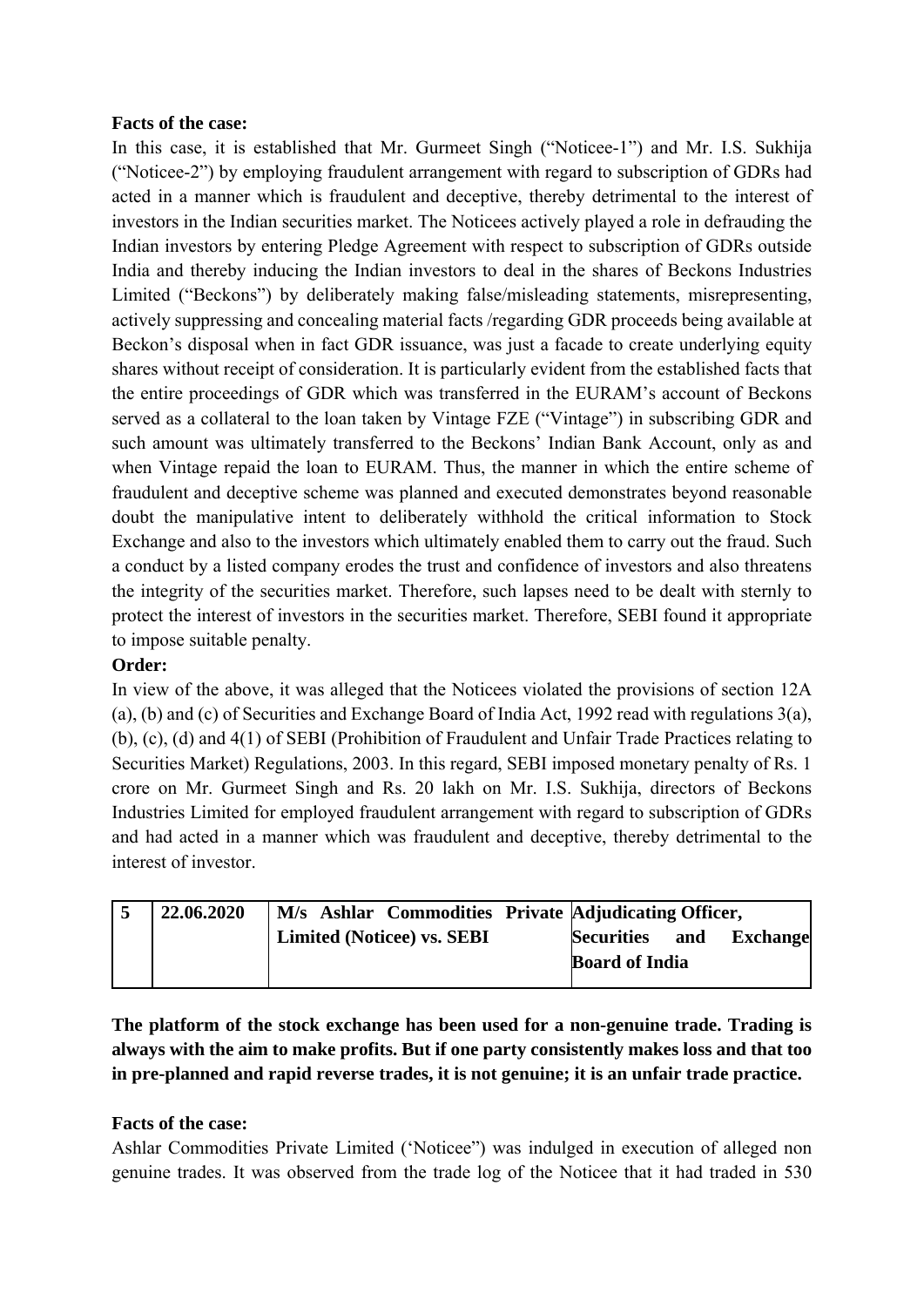**Facts of the case:**

In this case, it is established that Mr. Gurmeet Singh ("Noticee-1") and Mr. I.S. Sukhija ("Noticee-2") by employing fraudulent arrangement with regard to subscription of GDRs had acted in a manner which is fraudulent and deceptive, thereby detrimental to the interest of investors in the Indian securities market. The Noticees actively played a role in defrauding the Indian investors by entering Pledge Agreement with respect to subscription of GDRs outside India and thereby inducing the Indian investors to deal in the shares of Beckons Industries Limited ("Beckons") by deliberately making false/misleading statements, misrepresenting, actively suppressing and concealing material facts /regarding GDR proceeds being available at Beckon's disposal when in fact GDR issuance, was just a facade to create underlying equity shares without receipt of consideration. It is particularly evident from the established facts that the entire proceedings of GDR which was transferred in the EURAM's account of Beckons served as a collateral to the loan taken by Vintage FZE ("Vintage") in subscribing GDR and such amount was ultimately transferred to the Beckons' Indian Bank Account, only as and when Vintage repaid the loan to EURAM. Thus, the manner in which the entire scheme of fraudulent and deceptive scheme was planned and executed demonstrates beyond reasonable doubt the manipulative intent to deliberately withhold the critical information to Stock Exchange and also to the investors which ultimately enabled them to carry out the fraud. Such a conduct by a listed company erodes the trust and confidence of investors and also threatens the integrity of the securities market. Therefore, such lapses need to be dealt with sternly to protect the interest of investors in the securities market. Therefore, SEBI found it appropriate to impose suitable penalty.

**Order:**

In view of the above, it was alleged that the Noticees violated the provisions of section 12A (a), (b) and (c) of Securities and Exchange Board of India Act, 1992 read with regulations 3(a), (b), (c), (d) and 4(1) of SEBI (Prohibition of Fraudulent and Unfair Trade Practices relating to Securities Market) Regulations, 2003. In this regard, SEBI imposed monetary penalty of Rs. 1 crore on Mr. Gurmeet Singh and Rs. 20 lakh on Mr. I.S. Sukhija, directors of Beckons Industries Limited for employed fraudulent arrangement with regard to subscription of GDRs and had acted in a manner which was fraudulent and deceptive, thereby detrimental to the interest of investor.

| 5 | 22.06.2020 | **M/s Ashlar Commodities Private Limited (Noticee) vs. SEBI** | **Adjudicating Officer, Securities and Exchange Board of India** |
|---|---|---|---|

**The platform of the stock exchange has been used for a non-genuine trade. Trading is always with the aim to make profits. But if one party consistently makes loss and that too in pre-planned and rapid reverse trades, it is not genuine; it is an unfair trade practice.**

**Facts of the case:**

Ashlar Commodities Private Limited ('Noticee") was indulged in execution of alleged non genuine trades. It was observed from the trade log of the Noticee that it had traded in 530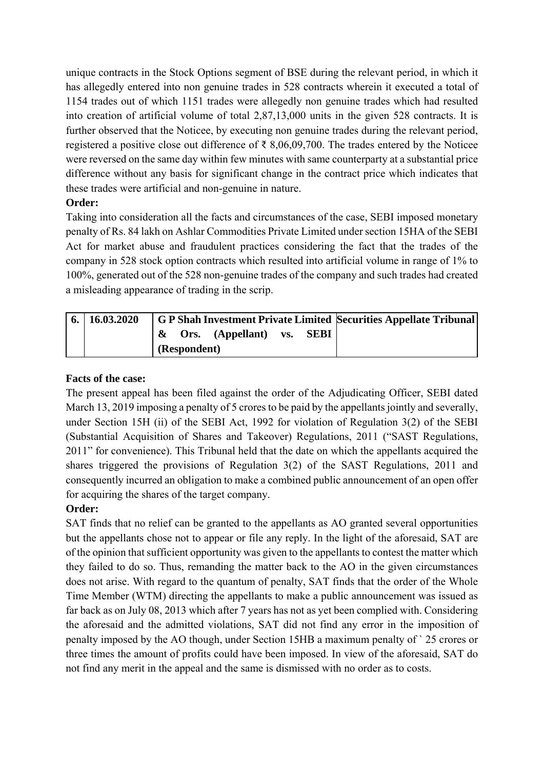unique contracts in the Stock Options segment of BSE during the relevant period, in which it has allegedly entered into non genuine trades in 528 contracts wherein it executed a total of 1154 trades out of which 1151 trades were allegedly non genuine trades which had resulted into creation of artificial volume of total 2,87,13,000 units in the given 528 contracts. It is further observed that the Noticee, by executing non genuine trades during the relevant period, registered a positive close out difference of ₹ 8,06,09,700. The trades entered by the Noticee were reversed on the same day within few minutes with same counterparty at a substantial price difference without any basis for significant change in the contract price which indicates that these trades were artificial and non-genuine in nature.

**Order:**

Taking into consideration all the facts and circumstances of the case, SEBI imposed monetary penalty of Rs. 84 lakh on Ashlar Commodities Private Limited under section 15HA of the SEBI Act for market abuse and fraudulent practices considering the fact that the trades of the company in 528 stock option contracts which resulted into artificial volume in range of 1% to 100%, generated out of the 528 non-genuine trades of the company and such trades had created a misleading appearance of trading in the scrip.

| 6. | 16.03.2020 | G P Shah Investment Private Limited & Ors. (Appellant) vs. SEBI (Respondent) | Securities Appellate Tribunal |
|---|---|---|---|

**Facts of the case:**

The present appeal has been filed against the order of the Adjudicating Officer, SEBI dated March 13, 2019 imposing a penalty of 5 crores to be paid by the appellants jointly and severally, under Section 15H (ii) of the SEBI Act, 1992 for violation of Regulation 3(2) of the SEBI (Substantial Acquisition of Shares and Takeover) Regulations, 2011 ("SAST Regulations, 2011" for convenience). This Tribunal held that the date on which the appellants acquired the shares triggered the provisions of Regulation 3(2) of the SAST Regulations, 2011 and consequently incurred an obligation to make a combined public announcement of an open offer for acquiring the shares of the target company.

**Order:**

SAT finds that no relief can be granted to the appellants as AO granted several opportunities but the appellants chose not to appear or file any reply. In the light of the aforesaid, SAT are of the opinion that sufficient opportunity was given to the appellants to contest the matter which they failed to do so. Thus, remanding the matter back to the AO in the given circumstances does not arise. With regard to the quantum of penalty, SAT finds that the order of the Whole Time Member (WTM) directing the appellants to make a public announcement was issued as far back as on July 08, 2013 which after 7 years has not as yet been complied with. Considering the aforesaid and the admitted violations, SAT did not find any error in the imposition of penalty imposed by the AO though, under Section 15HB a maximum penalty of ` 25 crores or three times the amount of profits could have been imposed. In view of the aforesaid, SAT do not find any merit in the appeal and the same is dismissed with no order as to costs.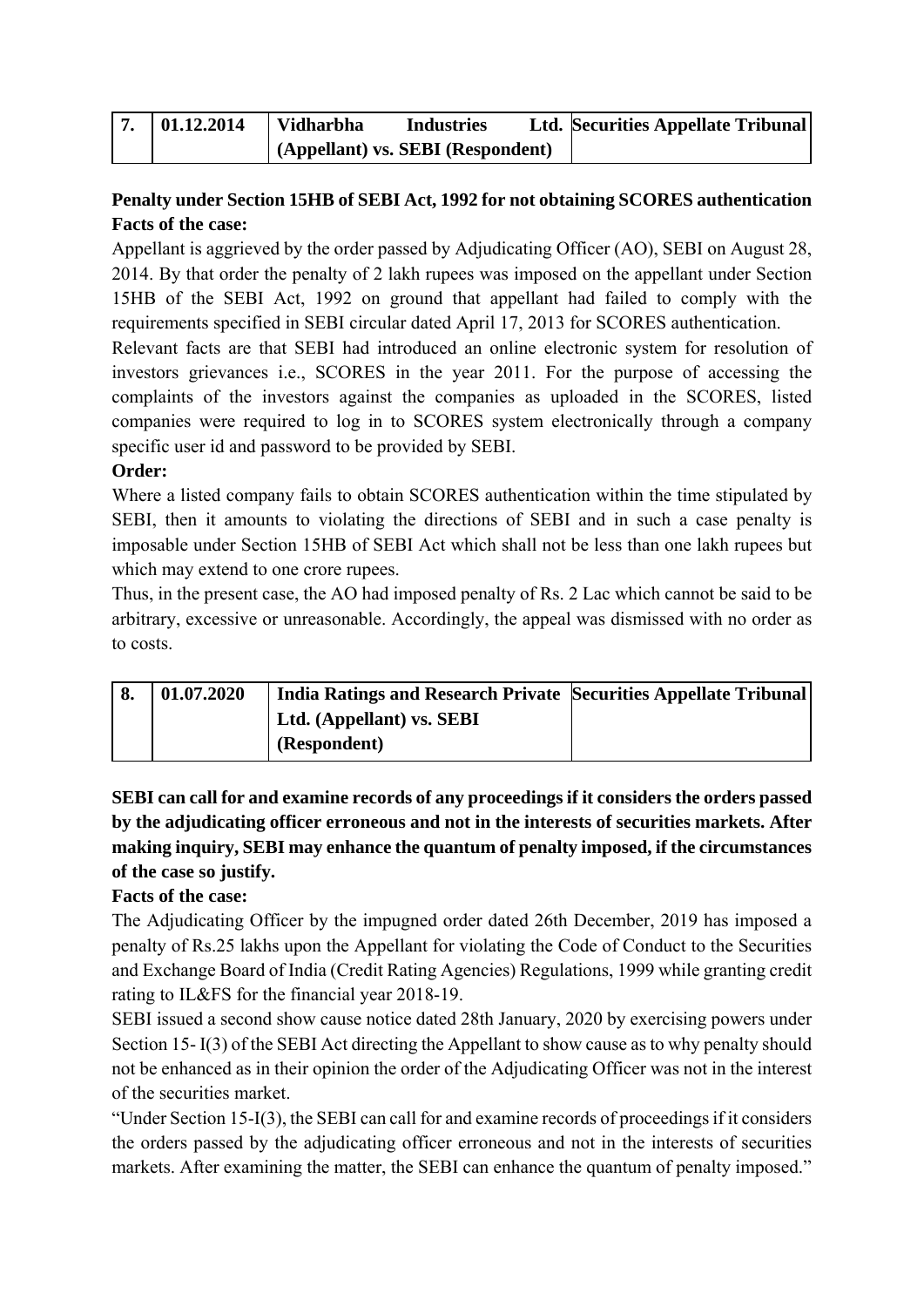| 7. | 01.12.2014 | **Vidharbha Industries Ltd. (Appellant) vs. SEBI (Respondent)** | **Securities Appellate Tribunal** |
|---|---|---|---|

**Penalty under Section 15HB of SEBI Act, 1992 for not obtaining SCORES authentication**

**Facts of the case:**

Appellant is aggrieved by the order passed by Adjudicating Officer (AO), SEBI on August 28, 2014. By that order the penalty of 2 lakh rupees was imposed on the appellant under Section 15HB of the SEBI Act, 1992 on ground that appellant had failed to comply with the requirements specified in SEBI circular dated April 17, 2013 for SCORES authentication.

Relevant facts are that SEBI had introduced an online electronic system for resolution of investors grievances i.e., SCORES in the year 2011. For the purpose of accessing the complaints of the investors against the companies as uploaded in the SCORES, listed companies were required to log in to SCORES system electronically through a company specific user id and password to be provided by SEBI.

**Order:**

Where a listed company fails to obtain SCORES authentication within the time stipulated by SEBI, then it amounts to violating the directions of SEBI and in such a case penalty is imposable under Section 15HB of SEBI Act which shall not be less than one lakh rupees but which may extend to one crore rupees.

Thus, in the present case, the AO had imposed penalty of Rs. 2 Lac which cannot be said to be arbitrary, excessive or unreasonable. Accordingly, the appeal was dismissed with no order as to costs.

| 8. | 01.07.2020 | **India Ratings and Research Private Ltd. (Appellant) vs. SEBI (Respondent)** | **Securities Appellate Tribunal** |
|---|---|---|---|

**SEBI can call for and examine records of any proceedings if it considers the orders passed by the adjudicating officer erroneous and not in the interests of securities markets. After making inquiry, SEBI may enhance the quantum of penalty imposed, if the circumstances of the case so justify.**

**Facts of the case:**

The Adjudicating Officer by the impugned order dated 26th December, 2019 has imposed a penalty of Rs.25 lakhs upon the Appellant for violating the Code of Conduct to the Securities and Exchange Board of India (Credit Rating Agencies) Regulations, 1999 while granting credit rating to IL&FS for the financial year 2018-19.

SEBI issued a second show cause notice dated 28th January, 2020 by exercising powers under Section 15- I(3) of the SEBI Act directing the Appellant to show cause as to why penalty should not be enhanced as in their opinion the order of the Adjudicating Officer was not in the interest of the securities market.

"Under Section 15-I(3), the SEBI can call for and examine records of proceedings if it considers the orders passed by the adjudicating officer erroneous and not in the interests of securities markets. After examining the matter, the SEBI can enhance the quantum of penalty imposed."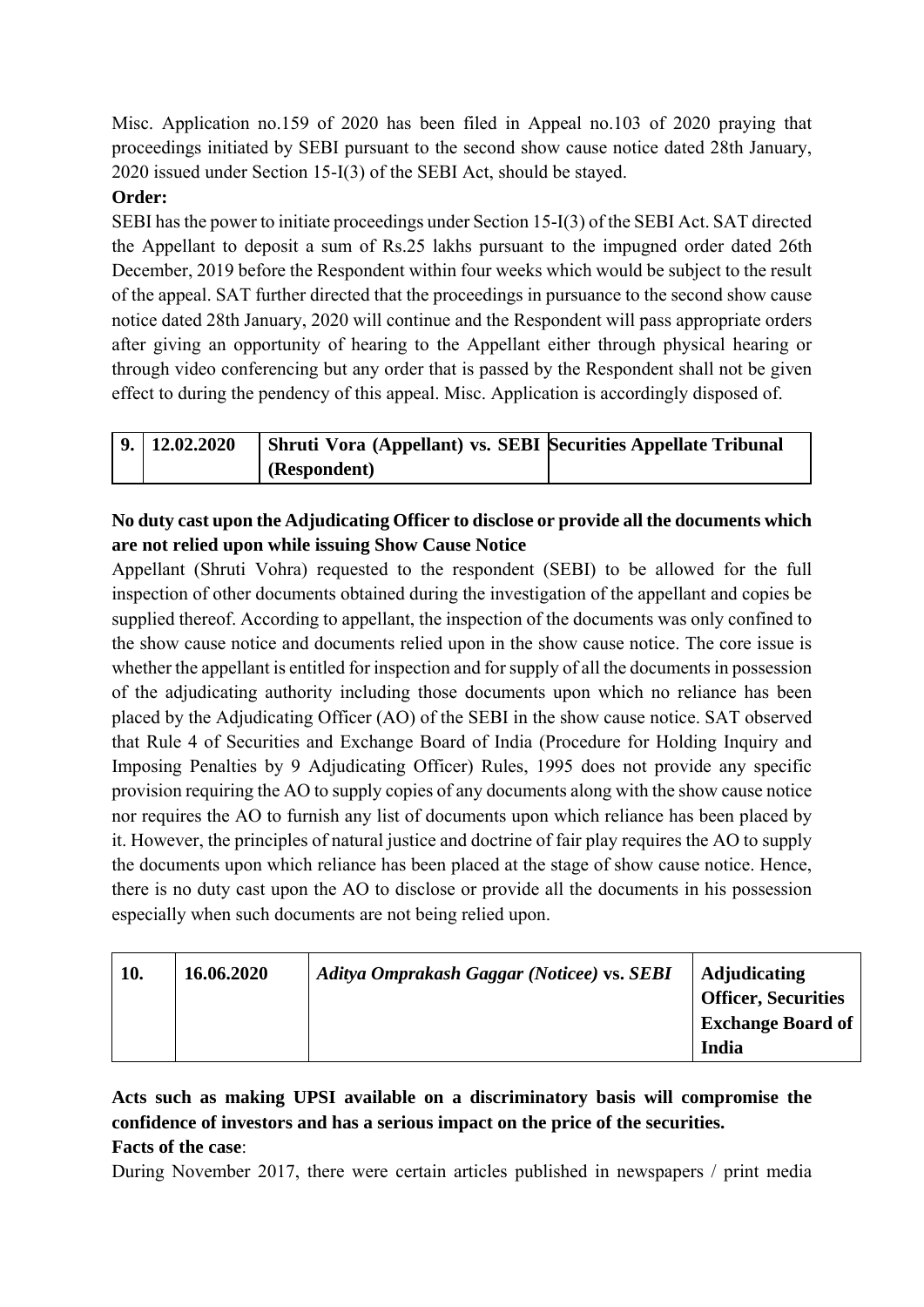Misc. Application no.159 of 2020 has been filed in Appeal no.103 of 2020 praying that proceedings initiated by SEBI pursuant to the second show cause notice dated 28th January, 2020 issued under Section 15-I(3) of the SEBI Act, should be stayed.

**Order:**

SEBI has the power to initiate proceedings under Section 15-I(3) of the SEBI Act. SAT directed the Appellant to deposit a sum of Rs.25 lakhs pursuant to the impugned order dated 26th December, 2019 before the Respondent within four weeks which would be subject to the result of the appeal. SAT further directed that the proceedings in pursuance to the second show cause notice dated 28th January, 2020 will continue and the Respondent will pass appropriate orders after giving an opportunity of hearing to the Appellant either through physical hearing or through video conferencing but any order that is passed by the Respondent shall not be given effect to during the pendency of this appeal. Misc. Application is accordingly disposed of.

| **9.** | **12.02.2020** | **Shruti Vora (Appellant) vs. SEBI (Respondent)** | **Securities Appellate Tribunal** |
|---|---|---|---|

**No duty cast upon the Adjudicating Officer to disclose or provide all the documents which are not relied upon while issuing Show Cause Notice**

Appellant (Shruti Vohra) requested to the respondent (SEBI) to be allowed for the full inspection of other documents obtained during the investigation of the appellant and copies be supplied thereof. According to appellant, the inspection of the documents was only confined to the show cause notice and documents relied upon in the show cause notice. The core issue is whether the appellant is entitled for inspection and for supply of all the documents in possession of the adjudicating authority including those documents upon which no reliance has been placed by the Adjudicating Officer (AO) of the SEBI in the show cause notice. SAT observed that Rule 4 of Securities and Exchange Board of India (Procedure for Holding Inquiry and Imposing Penalties by 9 Adjudicating Officer) Rules, 1995 does not provide any specific provision requiring the AO to supply copies of any documents along with the show cause notice nor requires the AO to furnish any list of documents upon which reliance has been placed by it. However, the principles of natural justice and doctrine of fair play requires the AO to supply the documents upon which reliance has been placed at the stage of show cause notice. Hence, there is no duty cast upon the AO to disclose or provide all the documents in his possession especially when such documents are not being relied upon.

| **10.** | **16.06.2020** | ***Aditya Omprakash Gaggar (Noticee)* vs. *SEBI*** | **Adjudicating Officer, Securities Exchange Board of India** |
|---|---|---|---|

**Acts such as making UPSI available on a discriminatory basis will compromise the confidence of investors and has a serious impact on the price of the securities.**

**Facts of the case**:

During November 2017, there were certain articles published in newspapers / print media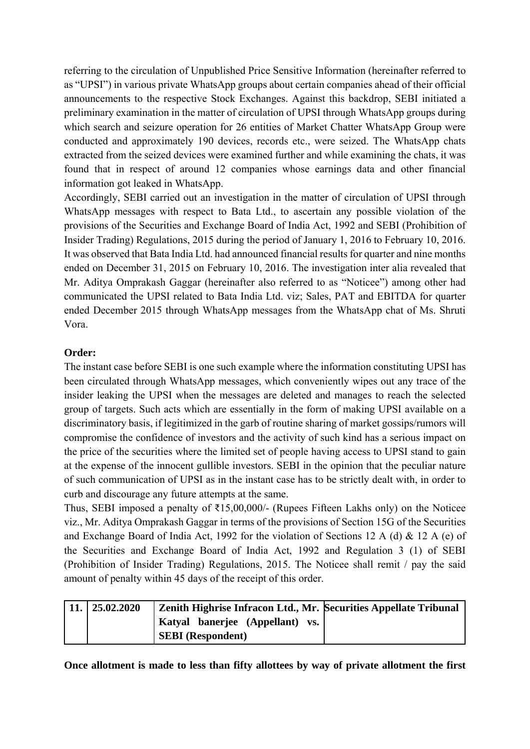referring to the circulation of Unpublished Price Sensitive Information (hereinafter referred to as "UPSI") in various private WhatsApp groups about certain companies ahead of their official announcements to the respective Stock Exchanges. Against this backdrop, SEBI initiated a preliminary examination in the matter of circulation of UPSI through WhatsApp groups during which search and seizure operation for 26 entities of Market Chatter WhatsApp Group were conducted and approximately 190 devices, records etc., were seized. The WhatsApp chats extracted from the seized devices were examined further and while examining the chats, it was found that in respect of around 12 companies whose earnings data and other financial information got leaked in WhatsApp.

Accordingly, SEBI carried out an investigation in the matter of circulation of UPSI through WhatsApp messages with respect to Bata Ltd., to ascertain any possible violation of the provisions of the Securities and Exchange Board of India Act, 1992 and SEBI (Prohibition of Insider Trading) Regulations, 2015 during the period of January 1, 2016 to February 10, 2016. It was observed that Bata India Ltd. had announced financial results for quarter and nine months ended on December 31, 2015 on February 10, 2016. The investigation inter alia revealed that Mr. Aditya Omprakash Gaggar (hereinafter also referred to as "Noticee") among other had communicated the UPSI related to Bata India Ltd. viz; Sales, PAT and EBITDA for quarter ended December 2015 through WhatsApp messages from the WhatsApp chat of Ms. Shruti Vora.

**Order:**

The instant case before SEBI is one such example where the information constituting UPSI has been circulated through WhatsApp messages, which conveniently wipes out any trace of the insider leaking the UPSI when the messages are deleted and manages to reach the selected group of targets. Such acts which are essentially in the form of making UPSI available on a discriminatory basis, if legitimized in the garb of routine sharing of market gossips/rumors will compromise the confidence of investors and the activity of such kind has a serious impact on the price of the securities where the limited set of people having access to UPSI stand to gain at the expense of the innocent gullible investors. SEBI in the opinion that the peculiar nature of such communication of UPSI as in the instant case has to be strictly dealt with, in order to curb and discourage any future attempts at the same.

Thus, SEBI imposed a penalty of ₹15,00,000/- (Rupees Fifteen Lakhs only) on the Noticee viz., Mr. Aditya Omprakash Gaggar in terms of the provisions of Section 15G of the Securities and Exchange Board of India Act, 1992 for the violation of Sections 12 A (d) & 12 A (e) of the Securities and Exchange Board of India Act, 1992 and Regulation 3 (1) of SEBI (Prohibition of Insider Trading) Regulations, 2015. The Noticee shall remit / pay the said amount of penalty within 45 days of the receipt of this order.

| **11.** | **25.02.2020** | **Zenith Highrise Infracon Ltd., Mr. Katyal banerjee (Appellant) vs. SEBI (Respondent)** | **Securities Appellate Tribunal** |
|---|---|---|---|

**Once allotment is made to less than fifty allottees by way of private allotment the first**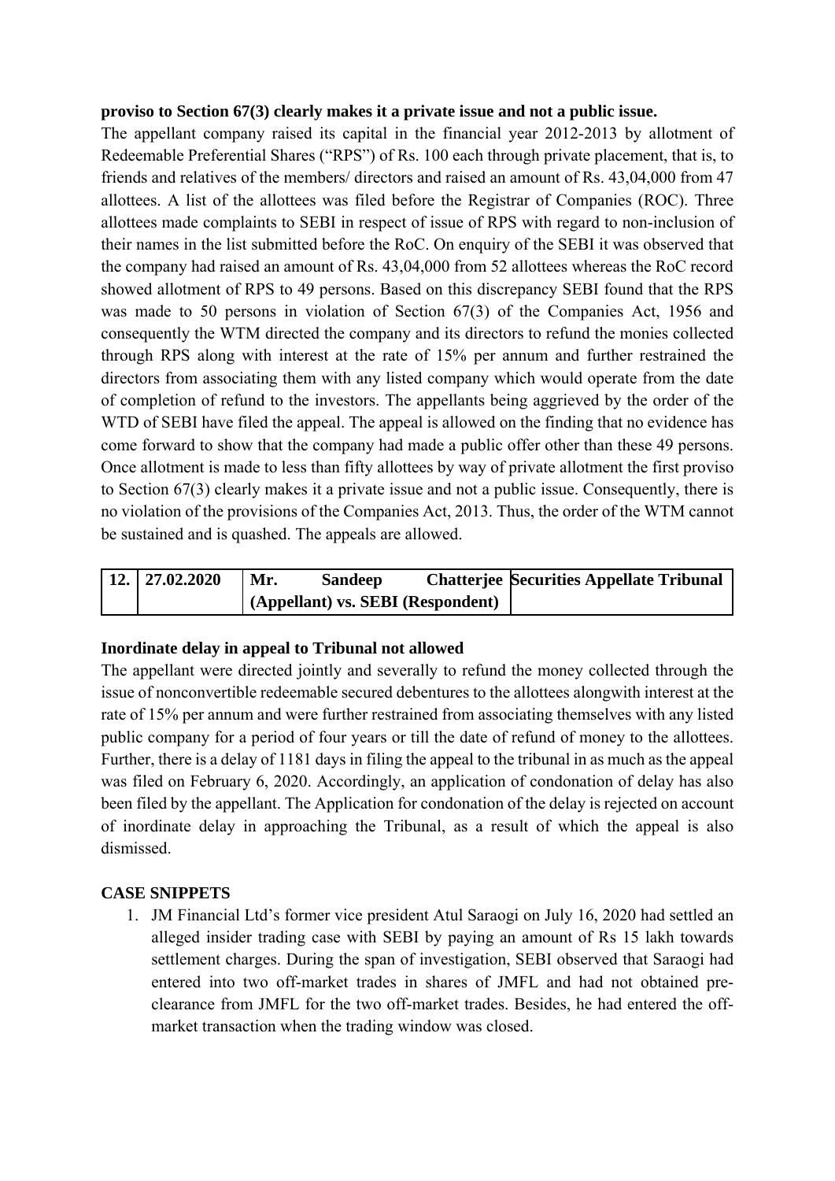**proviso to Section 67(3) clearly makes it a private issue and not a public issue.**

The appellant company raised its capital in the financial year 2012-2013 by allotment of Redeemable Preferential Shares ("RPS") of Rs. 100 each through private placement, that is, to friends and relatives of the members/ directors and raised an amount of Rs. 43,04,000 from 47 allottees. A list of the allottees was filed before the Registrar of Companies (ROC). Three allottees made complaints to SEBI in respect of issue of RPS with regard to non-inclusion of their names in the list submitted before the RoC. On enquiry of the SEBI it was observed that the company had raised an amount of Rs. 43,04,000 from 52 allottees whereas the RoC record showed allotment of RPS to 49 persons. Based on this discrepancy SEBI found that the RPS was made to 50 persons in violation of Section 67(3) of the Companies Act, 1956 and consequently the WTM directed the company and its directors to refund the monies collected through RPS along with interest at the rate of 15% per annum and further restrained the directors from associating them with any listed company which would operate from the date of completion of refund to the investors. The appellants being aggrieved by the order of the WTD of SEBI have filed the appeal. The appeal is allowed on the finding that no evidence has come forward to show that the company had made a public offer other than these 49 persons. Once allotment is made to less than fifty allottees by way of private allotment the first proviso to Section 67(3) clearly makes it a private issue and not a public issue. Consequently, there is no violation of the provisions of the Companies Act, 2013. Thus, the order of the WTM cannot be sustained and is quashed. The appeals are allowed.

| 12. | 27.02.2020 | Mr. Sandeep Chatterjee (Appellant) vs. SEBI (Respondent) | Securities Appellate Tribunal |
|---|---|---|---|

**Inordinate delay in appeal to Tribunal not allowed**

The appellant were directed jointly and severally to refund the money collected through the issue of nonconvertible redeemable secured debentures to the allottees alongwith interest at the rate of 15% per annum and were further restrained from associating themselves with any listed public company for a period of four years or till the date of refund of money to the allottees. Further, there is a delay of 1181 days in filing the appeal to the tribunal in as much as the appeal was filed on February 6, 2020. Accordingly, an application of condonation of delay has also been filed by the appellant. The Application for condonation of the delay is rejected on account of inordinate delay in approaching the Tribunal, as a result of which the appeal is also dismissed.

**CASE SNIPPETS**

1. JM Financial Ltd's former vice president Atul Saraogi on July 16, 2020 had settled an alleged insider trading case with SEBI by paying an amount of Rs 15 lakh towards settlement charges. During the span of investigation, SEBI observed that Saraogi had entered into two off-market trades in shares of JMFL and had not obtained pre-clearance from JMFL for the two off-market trades. Besides, he had entered the off-market transaction when the trading window was closed.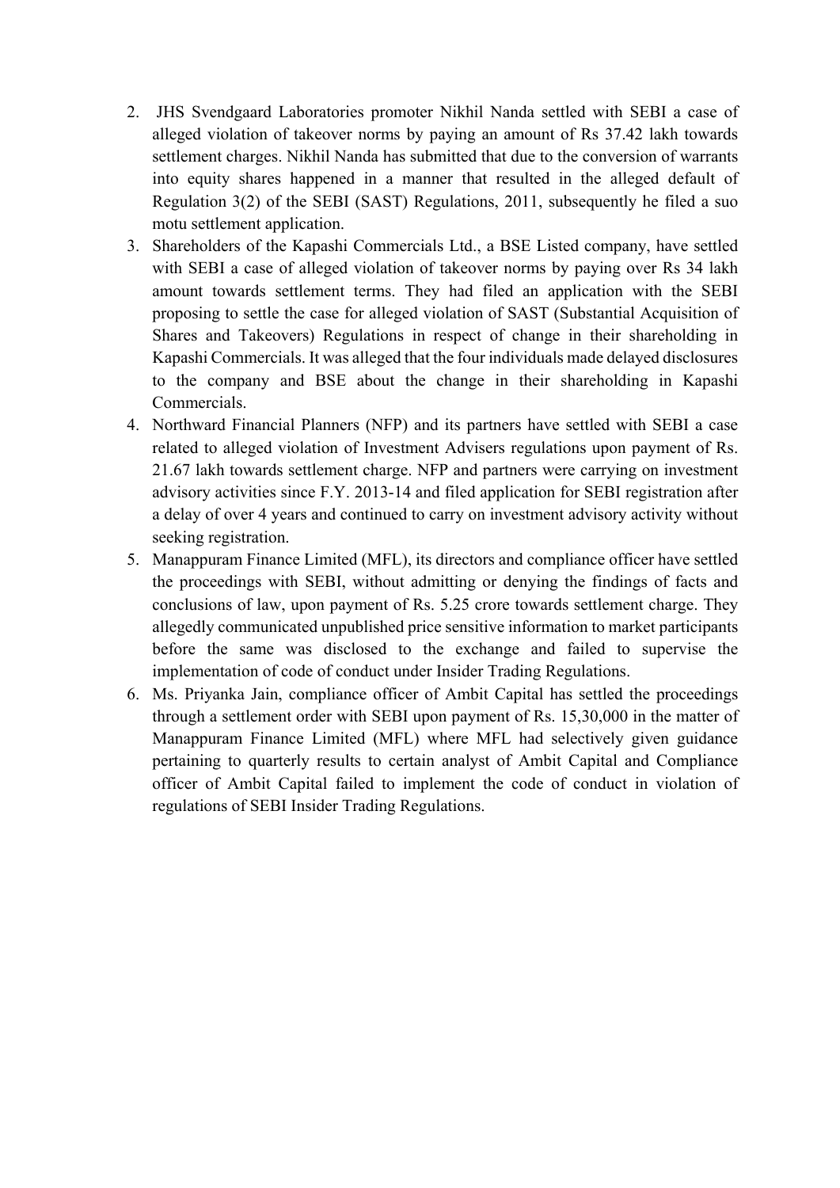2. JHS Svendgaard Laboratories promoter Nikhil Nanda settled with SEBI a case of alleged violation of takeover norms by paying an amount of Rs 37.42 lakh towards settlement charges. Nikhil Nanda has submitted that due to the conversion of warrants into equity shares happened in a manner that resulted in the alleged default of Regulation 3(2) of the SEBI (SAST) Regulations, 2011, subsequently he filed a suo motu settlement application.
3. Shareholders of the Kapashi Commercials Ltd., a BSE Listed company, have settled with SEBI a case of alleged violation of takeover norms by paying over Rs 34 lakh amount towards settlement terms. They had filed an application with the SEBI proposing to settle the case for alleged violation of SAST (Substantial Acquisition of Shares and Takeovers) Regulations in respect of change in their shareholding in Kapashi Commercials. It was alleged that the four individuals made delayed disclosures to the company and BSE about the change in their shareholding in Kapashi Commercials.
4. Northward Financial Planners (NFP) and its partners have settled with SEBI a case related to alleged violation of Investment Advisers regulations upon payment of Rs. 21.67 lakh towards settlement charge. NFP and partners were carrying on investment advisory activities since F.Y. 2013-14 and filed application for SEBI registration after a delay of over 4 years and continued to carry on investment advisory activity without seeking registration.
5. Manappuram Finance Limited (MFL), its directors and compliance officer have settled the proceedings with SEBI, without admitting or denying the findings of facts and conclusions of law, upon payment of Rs. 5.25 crore towards settlement charge. They allegedly communicated unpublished price sensitive information to market participants before the same was disclosed to the exchange and failed to supervise the implementation of code of conduct under Insider Trading Regulations.
6. Ms. Priyanka Jain, compliance officer of Ambit Capital has settled the proceedings through a settlement order with SEBI upon payment of Rs. 15,30,000 in the matter of Manappuram Finance Limited (MFL) where MFL had selectively given guidance pertaining to quarterly results to certain analyst of Ambit Capital and Compliance officer of Ambit Capital failed to implement the code of conduct in violation of regulations of SEBI Insider Trading Regulations.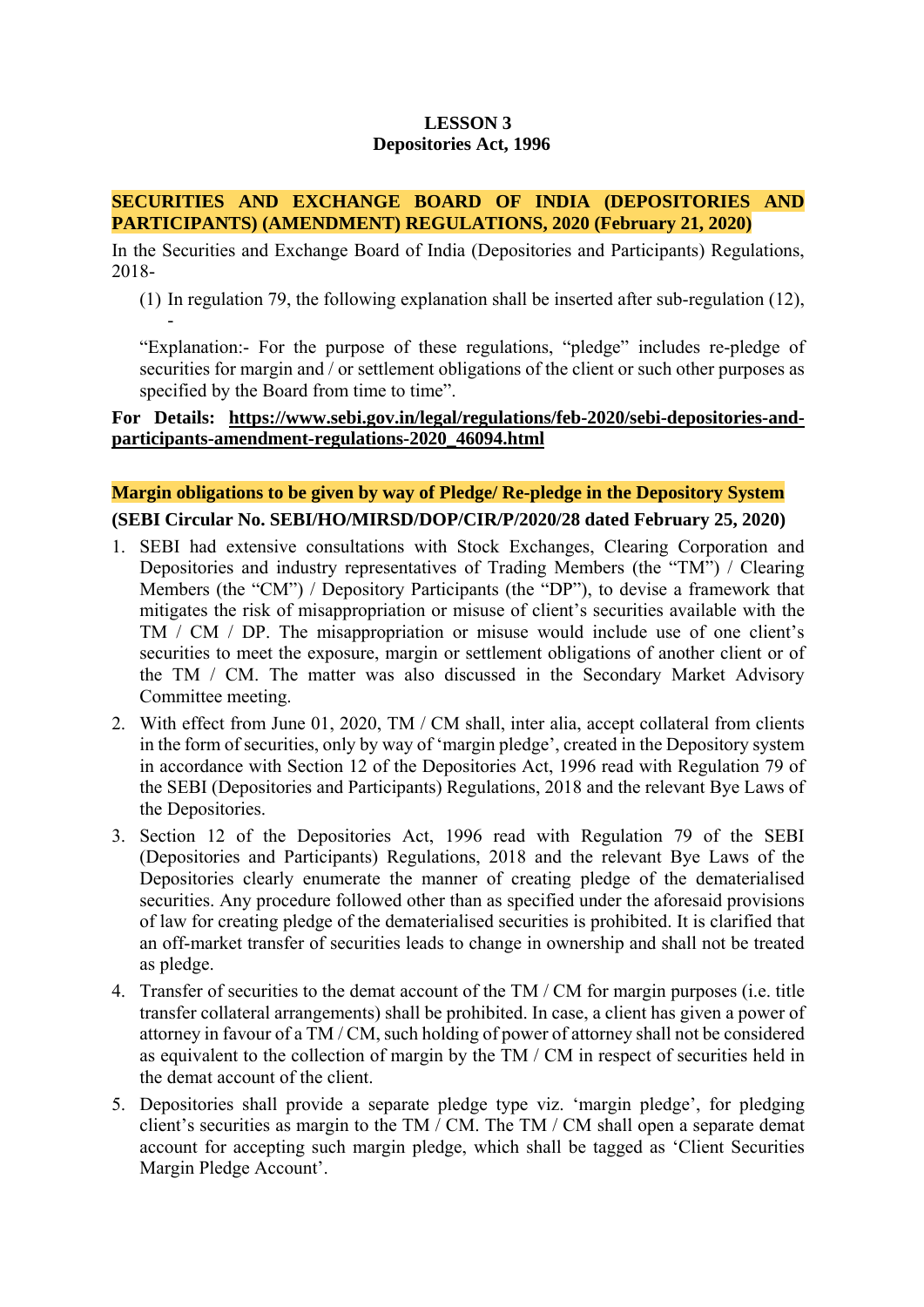# LESSON 3
## Depositories Act, 1996

**SECURITIES AND EXCHANGE BOARD OF INDIA (DEPOSITORIES AND PARTICIPANTS) (AMENDMENT) REGULATIONS, 2020 (February 21, 2020)**

In the Securities and Exchange Board of India (Depositories and Participants) Regulations, 2018-

(1) In regulation 79, the following explanation shall be inserted after sub-regulation (12), -

"Explanation:- For the purpose of these regulations, "pledge" includes re-pledge of securities for margin and / or settlement obligations of the client or such other purposes as specified by the Board from time to time".

**For Details: https://www.sebi.gov.in/legal/regulations/feb-2020/sebi-depositories-and-participants-amendment-regulations-2020_46094.html**

**Margin obligations to be given by way of Pledge/ Re-pledge in the Depository System**

**(SEBI Circular No. SEBI/HO/MIRSD/DOP/CIR/P/2020/28 dated February 25, 2020)**

1. SEBI had extensive consultations with Stock Exchanges, Clearing Corporation and Depositories and industry representatives of Trading Members (the "TM") / Clearing Members (the "CM") / Depository Participants (the "DP"), to devise a framework that mitigates the risk of misappropriation or misuse of client's securities available with the TM / CM / DP. The misappropriation or misuse would include use of one client's securities to meet the exposure, margin or settlement obligations of another client or of the TM / CM. The matter was also discussed in the Secondary Market Advisory Committee meeting.
2. With effect from June 01, 2020, TM / CM shall, inter alia, accept collateral from clients in the form of securities, only by way of 'margin pledge', created in the Depository system in accordance with Section 12 of the Depositories Act, 1996 read with Regulation 79 of the SEBI (Depositories and Participants) Regulations, 2018 and the relevant Bye Laws of the Depositories.
3. Section 12 of the Depositories Act, 1996 read with Regulation 79 of the SEBI (Depositories and Participants) Regulations, 2018 and the relevant Bye Laws of the Depositories clearly enumerate the manner of creating pledge of the dematerialised securities. Any procedure followed other than as specified under the aforesaid provisions of law for creating pledge of the dematerialised securities is prohibited. It is clarified that an off-market transfer of securities leads to change in ownership and shall not be treated as pledge.
4. Transfer of securities to the demat account of the TM / CM for margin purposes (i.e. title transfer collateral arrangements) shall be prohibited. In case, a client has given a power of attorney in favour of a TM / CM, such holding of power of attorney shall not be considered as equivalent to the collection of margin by the TM / CM in respect of securities held in the demat account of the client.
5. Depositories shall provide a separate pledge type viz. 'margin pledge', for pledging client's securities as margin to the TM / CM. The TM / CM shall open a separate demat account for accepting such margin pledge, which shall be tagged as 'Client Securities Margin Pledge Account'.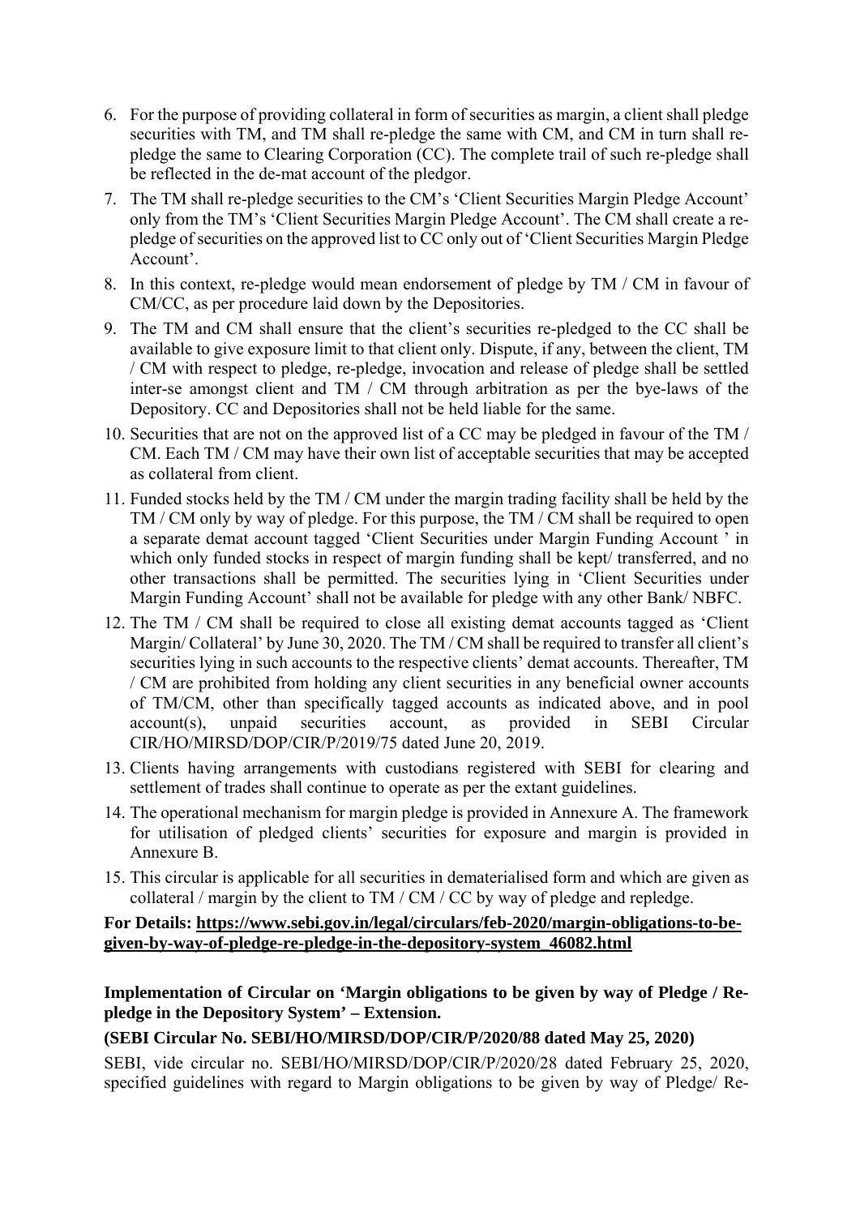6. For the purpose of providing collateral in form of securities as margin, a client shall pledge securities with TM, and TM shall re-pledge the same with CM, and CM in turn shall re-pledge the same to Clearing Corporation (CC). The complete trail of such re-pledge shall be reflected in the de-mat account of the pledgor.
7. The TM shall re-pledge securities to the CM's 'Client Securities Margin Pledge Account' only from the TM's 'Client Securities Margin Pledge Account'. The CM shall create a re-pledge of securities on the approved list to CC only out of 'Client Securities Margin Pledge Account'.
8. In this context, re-pledge would mean endorsement of pledge by TM / CM in favour of CM/CC, as per procedure laid down by the Depositories.
9. The TM and CM shall ensure that the client's securities re-pledged to the CC shall be available to give exposure limit to that client only. Dispute, if any, between the client, TM / CM with respect to pledge, re-pledge, invocation and release of pledge shall be settled inter-se amongst client and TM / CM through arbitration as per the bye-laws of the Depository. CC and Depositories shall not be held liable for the same.
10. Securities that are not on the approved list of a CC may be pledged in favour of the TM / CM. Each TM / CM may have their own list of acceptable securities that may be accepted as collateral from client.
11. Funded stocks held by the TM / CM under the margin trading facility shall be held by the TM / CM only by way of pledge. For this purpose, the TM / CM shall be required to open a separate demat account tagged 'Client Securities under Margin Funding Account ' in which only funded stocks in respect of margin funding shall be kept/ transferred, and no other transactions shall be permitted. The securities lying in 'Client Securities under Margin Funding Account' shall not be available for pledge with any other Bank/ NBFC.
12. The TM / CM shall be required to close all existing demat accounts tagged as 'Client Margin/ Collateral' by June 30, 2020. The TM / CM shall be required to transfer all client's securities lying in such accounts to the respective clients' demat accounts. Thereafter, TM / CM are prohibited from holding any client securities in any beneficial owner accounts of TM/CM, other than specifically tagged accounts as indicated above, and in pool account(s), unpaid securities account, as provided in SEBI Circular CIR/HO/MIRSD/DOP/CIR/P/2019/75 dated June 20, 2019.
13. Clients having arrangements with custodians registered with SEBI for clearing and settlement of trades shall continue to operate as per the extant guidelines.
14. The operational mechanism for margin pledge is provided in Annexure A. The framework for utilisation of pledged clients' securities for exposure and margin is provided in Annexure B.
15. This circular is applicable for all securities in dematerialised form and which are given as collateral / margin by the client to TM / CM / CC by way of pledge and repledge.

**For Details: https://www.sebi.gov.in/legal/circulars/feb-2020/margin-obligations-to-be-given-by-way-of-pledge-re-pledge-in-the-depository-system_46082.html**

**Implementation of Circular on 'Margin obligations to be given by way of Pledge / Re-pledge in the Depository System' – Extension.**

**(SEBI Circular No. SEBI/HO/MIRSD/DOP/CIR/P/2020/88 dated May 25, 2020)**

SEBI, vide circular no. SEBI/HO/MIRSD/DOP/CIR/P/2020/28 dated February 25, 2020, specified guidelines with regard to Margin obligations to be given by way of Pledge/ Re-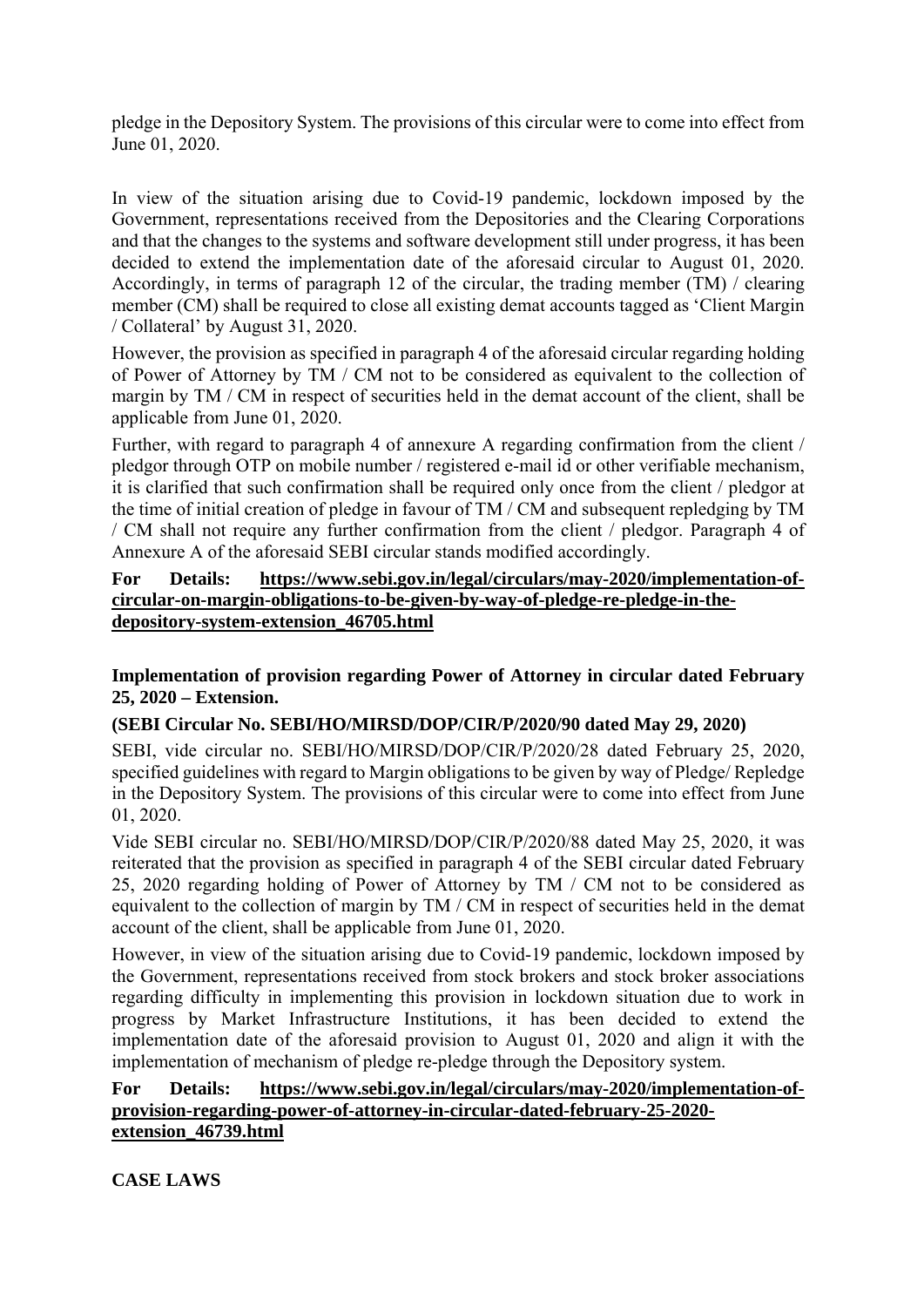pledge in the Depository System. The provisions of this circular were to come into effect from June 01, 2020.

In view of the situation arising due to Covid-19 pandemic, lockdown imposed by the Government, representations received from the Depositories and the Clearing Corporations and that the changes to the systems and software development still under progress, it has been decided to extend the implementation date of the aforesaid circular to August 01, 2020. Accordingly, in terms of paragraph 12 of the circular, the trading member (TM) / clearing member (CM) shall be required to close all existing demat accounts tagged as 'Client Margin / Collateral' by August 31, 2020.

However, the provision as specified in paragraph 4 of the aforesaid circular regarding holding of Power of Attorney by TM / CM not to be considered as equivalent to the collection of margin by TM / CM in respect of securities held in the demat account of the client, shall be applicable from June 01, 2020.

Further, with regard to paragraph 4 of annexure A regarding confirmation from the client / pledgor through OTP on mobile number / registered e-mail id or other verifiable mechanism, it is clarified that such confirmation shall be required only once from the client / pledgor at the time of initial creation of pledge in favour of TM / CM and subsequent repledging by TM / CM shall not require any further confirmation from the client / pledgor. Paragraph 4 of Annexure A of the aforesaid SEBI circular stands modified accordingly.

**For Details: https://www.sebi.gov.in/legal/circulars/may-2020/implementation-of-circular-on-margin-obligations-to-be-given-by-way-of-pledge-re-pledge-in-the-depository-system-extension_46705.html**

**Implementation of provision regarding Power of Attorney in circular dated February 25, 2020 – Extension.**

**(SEBI Circular No. SEBI/HO/MIRSD/DOP/CIR/P/2020/90 dated May 29, 2020)**

SEBI, vide circular no. SEBI/HO/MIRSD/DOP/CIR/P/2020/28 dated February 25, 2020, specified guidelines with regard to Margin obligations to be given by way of Pledge/ Repledge in the Depository System. The provisions of this circular were to come into effect from June 01, 2020.

Vide SEBI circular no. SEBI/HO/MIRSD/DOP/CIR/P/2020/88 dated May 25, 2020, it was reiterated that the provision as specified in paragraph 4 of the SEBI circular dated February 25, 2020 regarding holding of Power of Attorney by TM / CM not to be considered as equivalent to the collection of margin by TM / CM in respect of securities held in the demat account of the client, shall be applicable from June 01, 2020.

However, in view of the situation arising due to Covid-19 pandemic, lockdown imposed by the Government, representations received from stock brokers and stock broker associations regarding difficulty in implementing this provision in lockdown situation due to work in progress by Market Infrastructure Institutions, it has been decided to extend the implementation date of the aforesaid provision to August 01, 2020 and align it with the implementation of mechanism of pledge re-pledge through the Depository system.

**For Details: https://www.sebi.gov.in/legal/circulars/may-2020/implementation-of-provision-regarding-power-of-attorney-in-circular-dated-february-25-2020-extension_46739.html**

**CASE LAWS**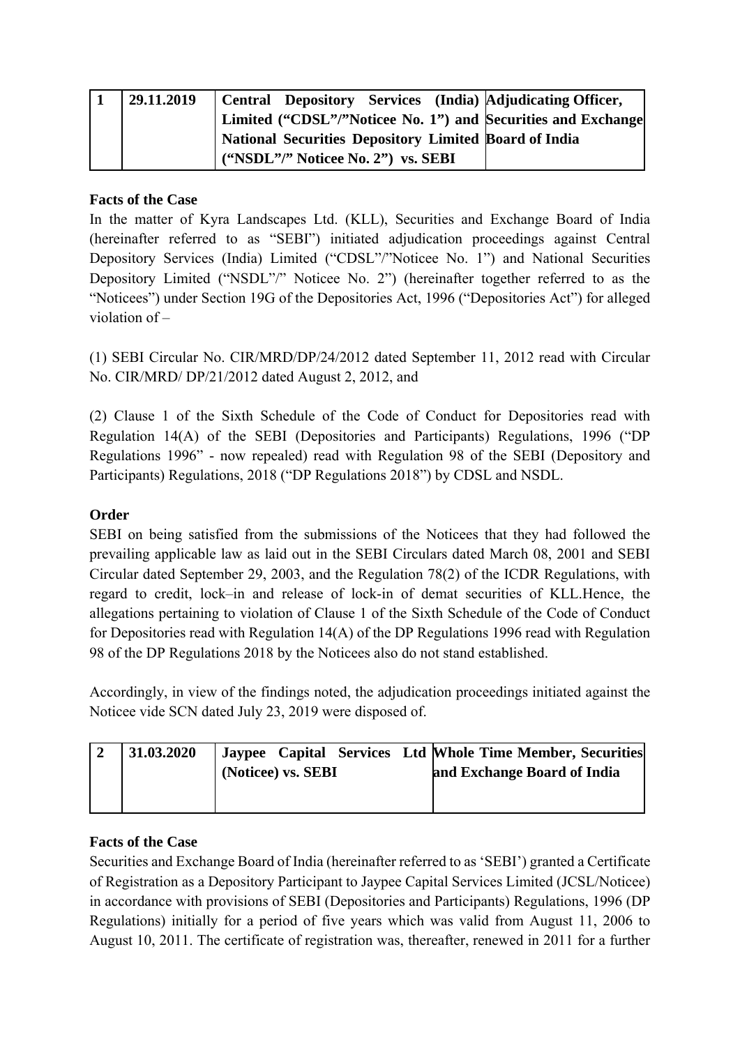| 1 | 29.11.2019 | **Central Depository Services (India) Limited ("CDSL"/"Noticee No. 1") and National Securities Depository Limited ("NSDL"/" Noticee No. 2") vs. SEBI** | **Adjudicating Officer, Securities and Exchange Board of India** |
|---|---|---|---|

**Facts of the Case**

In the matter of Kyra Landscapes Ltd. (KLL), Securities and Exchange Board of India (hereinafter referred to as "SEBI") initiated adjudication proceedings against Central Depository Services (India) Limited ("CDSL"/"Noticee No. 1") and National Securities Depository Limited ("NSDL"/" Noticee No. 2") (hereinafter together referred to as the "Noticees") under Section 19G of the Depositories Act, 1996 ("Depositories Act") for alleged violation of –

(1) SEBI Circular No. CIR/MRD/DP/24/2012 dated September 11, 2012 read with Circular No. CIR/MRD/ DP/21/2012 dated August 2, 2012, and

(2) Clause 1 of the Sixth Schedule of the Code of Conduct for Depositories read with Regulation 14(A) of the SEBI (Depositories and Participants) Regulations, 1996 ("DP Regulations 1996" - now repealed) read with Regulation 98 of the SEBI (Depository and Participants) Regulations, 2018 ("DP Regulations 2018") by CDSL and NSDL.

**Order**

SEBI on being satisfied from the submissions of the Noticees that they had followed the prevailing applicable law as laid out in the SEBI Circulars dated March 08, 2001 and SEBI Circular dated September 29, 2003, and the Regulation 78(2) of the ICDR Regulations, with regard to credit, lock–in and release of lock-in of demat securities of KLL.Hence, the allegations pertaining to violation of Clause 1 of the Sixth Schedule of the Code of Conduct for Depositories read with Regulation 14(A) of the DP Regulations 1996 read with Regulation 98 of the DP Regulations 2018 by the Noticees also do not stand established.

Accordingly, in view of the findings noted, the adjudication proceedings initiated against the Noticee vide SCN dated July 23, 2019 were disposed of.

| 2 | 31.03.2020 | **Jaypee Capital Services Ltd (Noticee) vs. SEBI** | **Whole Time Member, Securities and Exchange Board of India** |
|---|---|---|---|

**Facts of the Case**

Securities and Exchange Board of India (hereinafter referred to as 'SEBI') granted a Certificate of Registration as a Depository Participant to Jaypee Capital Services Limited (JCSL/Noticee) in accordance with provisions of SEBI (Depositories and Participants) Regulations, 1996 (DP Regulations) initially for a period of five years which was valid from August 11, 2006 to August 10, 2011. The certificate of registration was, thereafter, renewed in 2011 for a further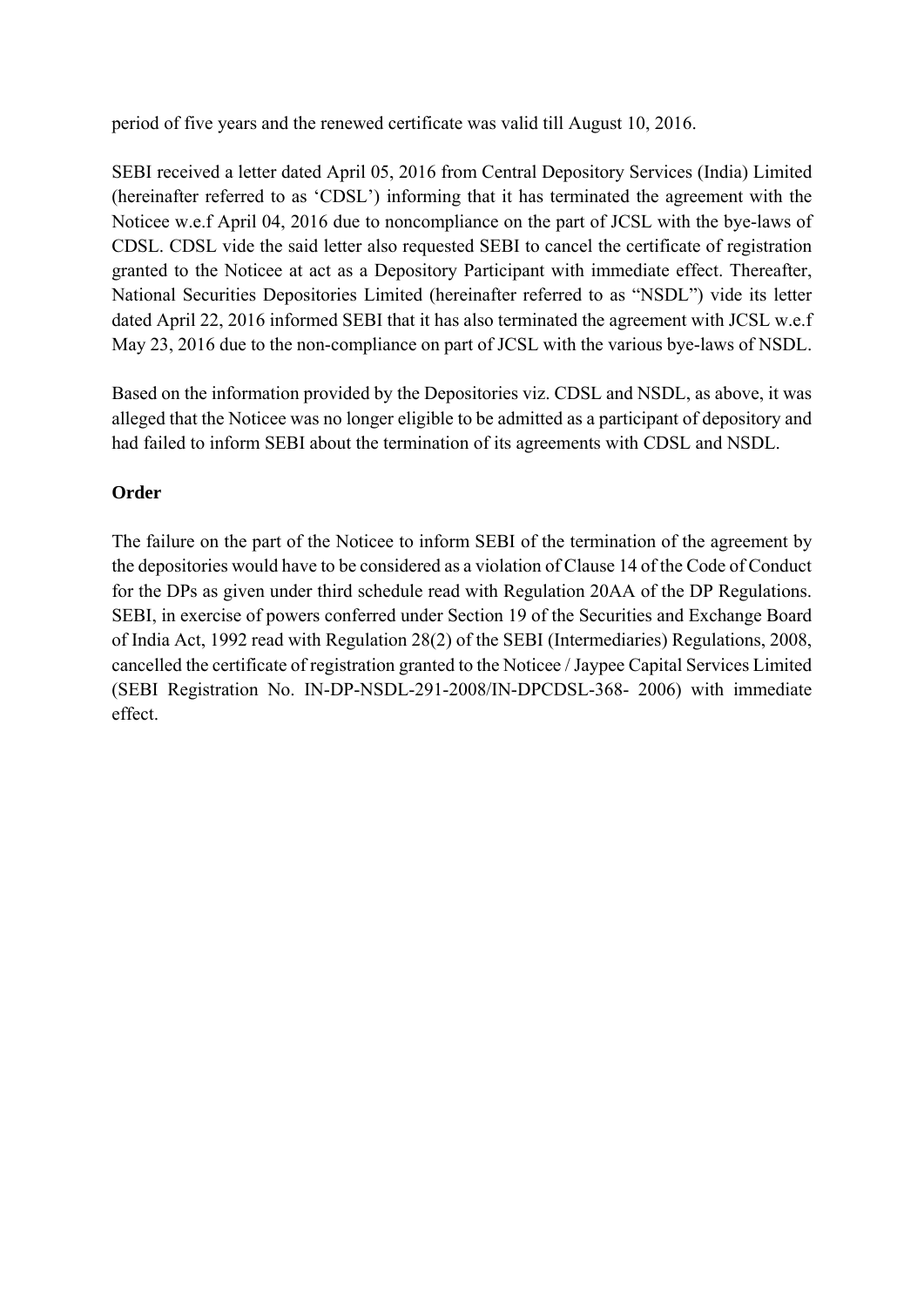period of five years and the renewed certificate was valid till August 10, 2016.

SEBI received a letter dated April 05, 2016 from Central Depository Services (India) Limited (hereinafter referred to as 'CDSL') informing that it has terminated the agreement with the Noticee w.e.f April 04, 2016 due to noncompliance on the part of JCSL with the bye-laws of CDSL. CDSL vide the said letter also requested SEBI to cancel the certificate of registration granted to the Noticee at act as a Depository Participant with immediate effect. Thereafter, National Securities Depositories Limited (hereinafter referred to as "NSDL") vide its letter dated April 22, 2016 informed SEBI that it has also terminated the agreement with JCSL w.e.f May 23, 2016 due to the non-compliance on part of JCSL with the various bye-laws of NSDL.

Based on the information provided by the Depositories viz. CDSL and NSDL, as above, it was alleged that the Noticee was no longer eligible to be admitted as a participant of depository and had failed to inform SEBI about the termination of its agreements with CDSL and NSDL.

**Order**

The failure on the part of the Noticee to inform SEBI of the termination of the agreement by the depositories would have to be considered as a violation of Clause 14 of the Code of Conduct for the DPs as given under third schedule read with Regulation 20AA of the DP Regulations. SEBI, in exercise of powers conferred under Section 19 of the Securities and Exchange Board of India Act, 1992 read with Regulation 28(2) of the SEBI (Intermediaries) Regulations, 2008, cancelled the certificate of registration granted to the Noticee / Jaypee Capital Services Limited (SEBI Registration No. IN-DP-NSDL-291-2008/IN-DPCDSL-368- 2006) with immediate effect.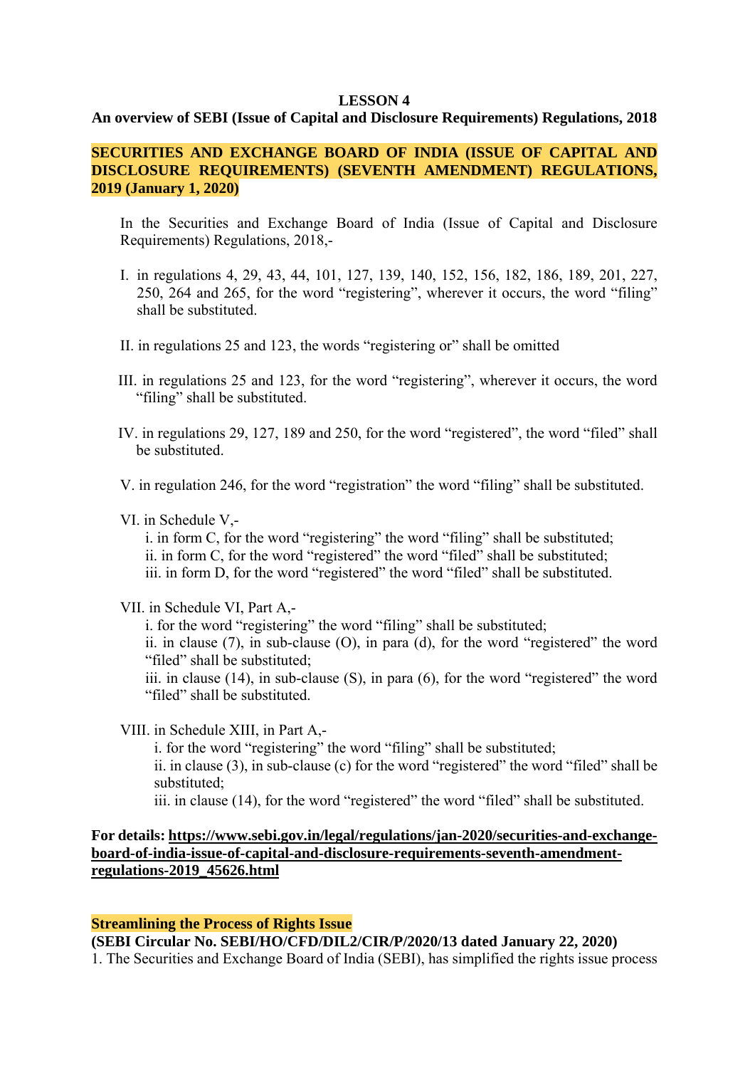**LESSON 4**

**An overview of SEBI (Issue of Capital and Disclosure Requirements) Regulations, 2018**

**SECURITIES AND EXCHANGE BOARD OF INDIA (ISSUE OF CAPITAL AND DISCLOSURE REQUIREMENTS) (SEVENTH AMENDMENT) REGULATIONS, 2019 (January 1, 2020)**

In the Securities and Exchange Board of India (Issue of Capital and Disclosure Requirements) Regulations, 2018,-

I. in regulations 4, 29, 43, 44, 101, 127, 139, 140, 152, 156, 182, 186, 189, 201, 227, 250, 264 and 265, for the word "registering", wherever it occurs, the word "filing" shall be substituted.

II. in regulations 25 and 123, the words "registering or" shall be omitted

III. in regulations 25 and 123, for the word "registering", wherever it occurs, the word "filing" shall be substituted.

IV. in regulations 29, 127, 189 and 250, for the word "registered", the word "filed" shall be substituted.

V. in regulation 246, for the word "registration" the word "filing" shall be substituted.

VI. in Schedule V,-
  i. in form C, for the word "registering" the word "filing" shall be substituted;
  ii. in form C, for the word "registered" the word "filed" shall be substituted;
  iii. in form D, for the word "registered" the word "filed" shall be substituted.

VII. in Schedule VI, Part A,-
  i. for the word "registering" the word "filing" shall be substituted;
  ii. in clause (7), in sub-clause (O), in para (d), for the word "registered" the word "filed" shall be substituted;
  iii. in clause (14), in sub-clause (S), in para (6), for the word "registered" the word "filed" shall be substituted.

VIII. in Schedule XIII, in Part A,-
  i. for the word "registering" the word "filing" shall be substituted;
  ii. in clause (3), in sub-clause (c) for the word "registered" the word "filed" shall be substituted;
  iii. in clause (14), for the word "registered" the word "filed" shall be substituted.

**For details: https://www.sebi.gov.in/legal/regulations/jan-2020/securities-and-exchange-board-of-india-issue-of-capital-and-disclosure-requirements-seventh-amendment-regulations-2019_45626.html**

**Streamlining the Process of Rights Issue**

**(SEBI Circular No. SEBI/HO/CFD/DIL2/CIR/P/2020/13 dated January 22, 2020)**

1. The Securities and Exchange Board of India (SEBI), has simplified the rights issue process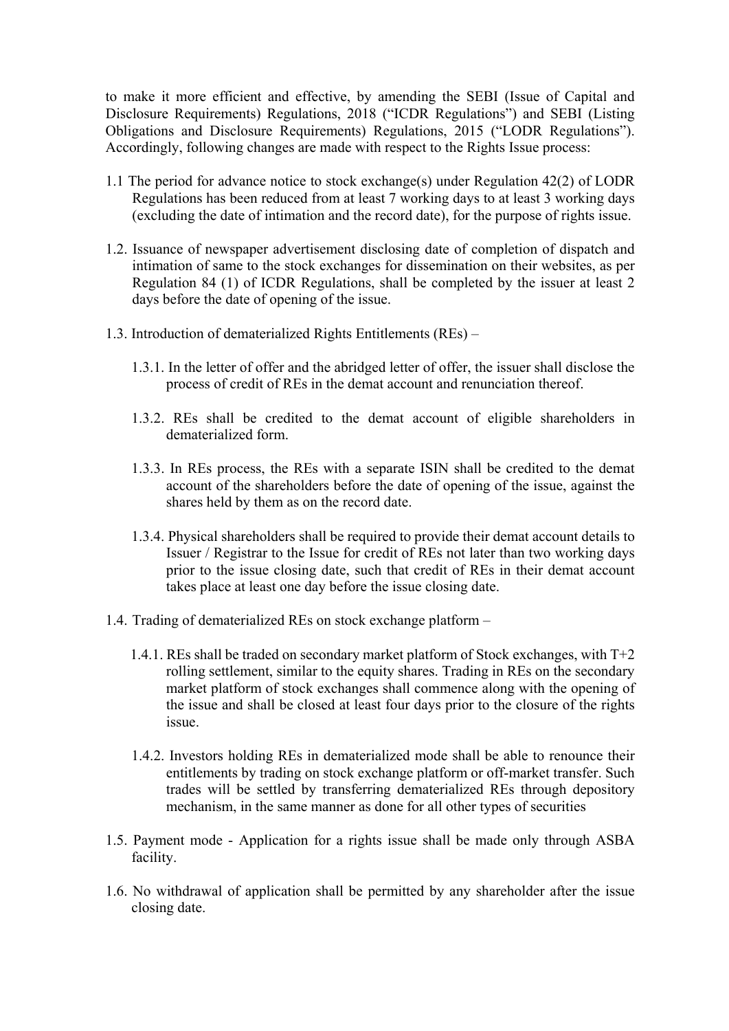to make it more efficient and effective, by amending the SEBI (Issue of Capital and Disclosure Requirements) Regulations, 2018 ("ICDR Regulations") and SEBI (Listing Obligations and Disclosure Requirements) Regulations, 2015 ("LODR Regulations"). Accordingly, following changes are made with respect to the Rights Issue process:

1.1 The period for advance notice to stock exchange(s) under Regulation 42(2) of LODR Regulations has been reduced from at least 7 working days to at least 3 working days (excluding the date of intimation and the record date), for the purpose of rights issue.

1.2. Issuance of newspaper advertisement disclosing date of completion of dispatch and intimation of same to the stock exchanges for dissemination on their websites, as per Regulation 84 (1) of ICDR Regulations, shall be completed by the issuer at least 2 days before the date of opening of the issue.

1.3. Introduction of dematerialized Rights Entitlements (REs) –

   1.3.1. In the letter of offer and the abridged letter of offer, the issuer shall disclose the process of credit of REs in the demat account and renunciation thereof.

   1.3.2. REs shall be credited to the demat account of eligible shareholders in dematerialized form.

   1.3.3. In REs process, the REs with a separate ISIN shall be credited to the demat account of the shareholders before the date of opening of the issue, against the shares held by them as on the record date.

   1.3.4. Physical shareholders shall be required to provide their demat account details to Issuer / Registrar to the Issue for credit of REs not later than two working days prior to the issue closing date, such that credit of REs in their demat account takes place at least one day before the issue closing date.

1.4. Trading of dematerialized REs on stock exchange platform –

   1.4.1. REs shall be traded on secondary market platform of Stock exchanges, with T+2 rolling settlement, similar to the equity shares. Trading in REs on the secondary market platform of stock exchanges shall commence along with the opening of the issue and shall be closed at least four days prior to the closure of the rights issue.

   1.4.2. Investors holding REs in dematerialized mode shall be able to renounce their entitlements by trading on stock exchange platform or off-market transfer. Such trades will be settled by transferring dematerialized REs through depository mechanism, in the same manner as done for all other types of securities

1.5. Payment mode - Application for a rights issue shall be made only through ASBA facility.

1.6. No withdrawal of application shall be permitted by any shareholder after the issue closing date.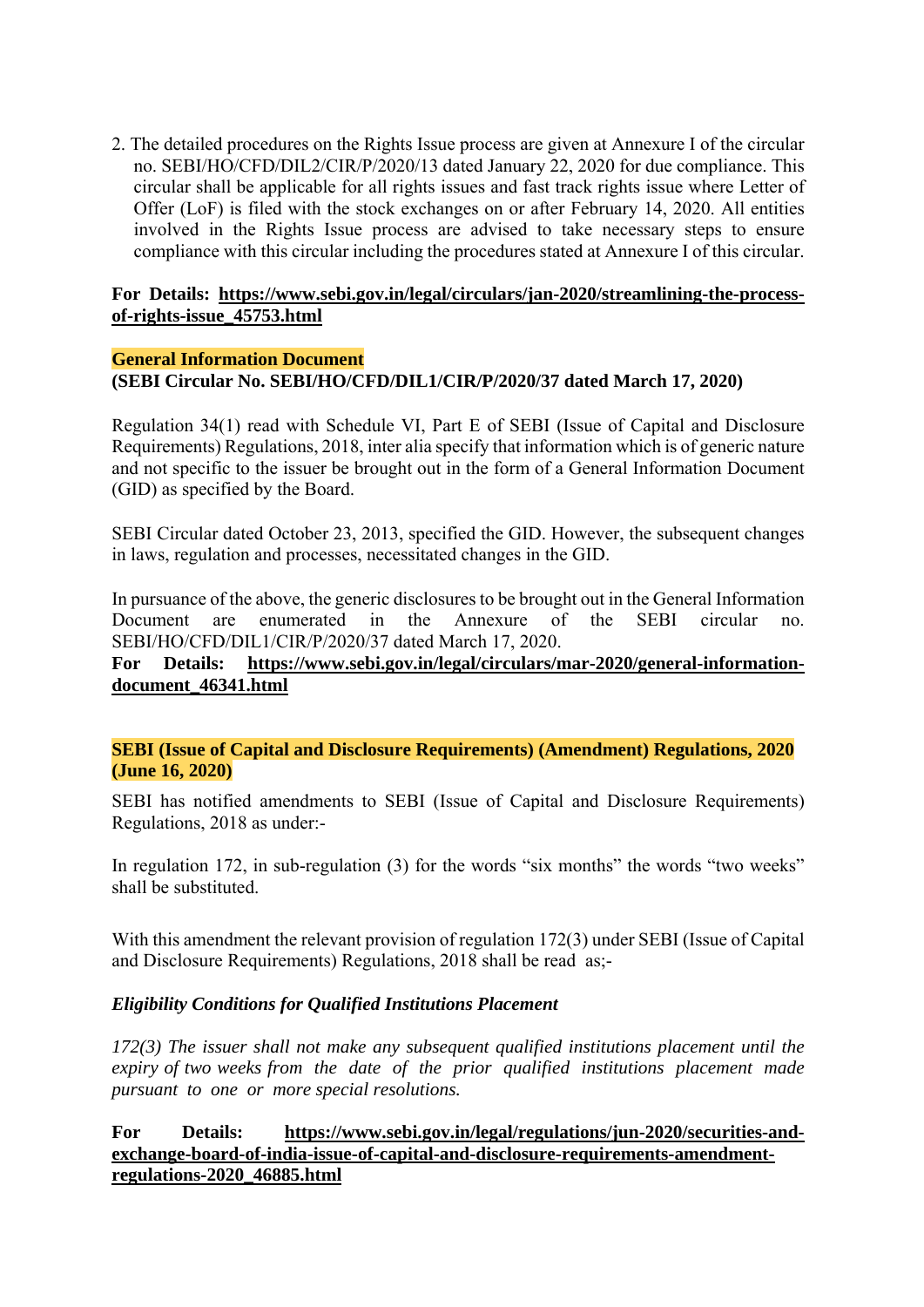2. The detailed procedures on the Rights Issue process are given at Annexure I of the circular no. SEBI/HO/CFD/DIL2/CIR/P/2020/13 dated January 22, 2020 for due compliance. This circular shall be applicable for all rights issues and fast track rights issue where Letter of Offer (LoF) is filed with the stock exchanges on or after February 14, 2020. All entities involved in the Rights Issue process are advised to take necessary steps to ensure compliance with this circular including the procedures stated at Annexure I of this circular.

**For Details: https://www.sebi.gov.in/legal/circulars/jan-2020/streamlining-the-process-of-rights-issue_45753.html**

**General Information Document**
**(SEBI Circular No. SEBI/HO/CFD/DIL1/CIR/P/2020/37 dated March 17, 2020)**

Regulation 34(1) read with Schedule VI, Part E of SEBI (Issue of Capital and Disclosure Requirements) Regulations, 2018, inter alia specify that information which is of generic nature and not specific to the issuer be brought out in the form of a General Information Document (GID) as specified by the Board.

SEBI Circular dated October 23, 2013, specified the GID. However, the subsequent changes in laws, regulation and processes, necessitated changes in the GID.

In pursuance of the above, the generic disclosures to be brought out in the General Information Document are enumerated in the Annexure of the SEBI circular no. SEBI/HO/CFD/DIL1/CIR/P/2020/37 dated March 17, 2020.
**For Details: https://www.sebi.gov.in/legal/circulars/mar-2020/general-information-document_46341.html**

**SEBI (Issue of Capital and Disclosure Requirements) (Amendment) Regulations, 2020 (June 16, 2020)**

SEBI has notified amendments to SEBI (Issue of Capital and Disclosure Requirements) Regulations, 2018 as under:-

In regulation 172, in sub-regulation (3) for the words "six months" the words "two weeks" shall be substituted.

With this amendment the relevant provision of regulation 172(3) under SEBI (Issue of Capital and Disclosure Requirements) Regulations, 2018 shall be read as;-

***Eligibility Conditions for Qualified Institutions Placement***

*172(3) The issuer shall not make any subsequent qualified institutions placement until the expiry of two weeks from the date of the prior qualified institutions placement made pursuant to one or more special resolutions.*

**For Details: https://www.sebi.gov.in/legal/regulations/jun-2020/securities-and-exchange-board-of-india-issue-of-capital-and-disclosure-requirements-amendment-regulations-2020_46885.html**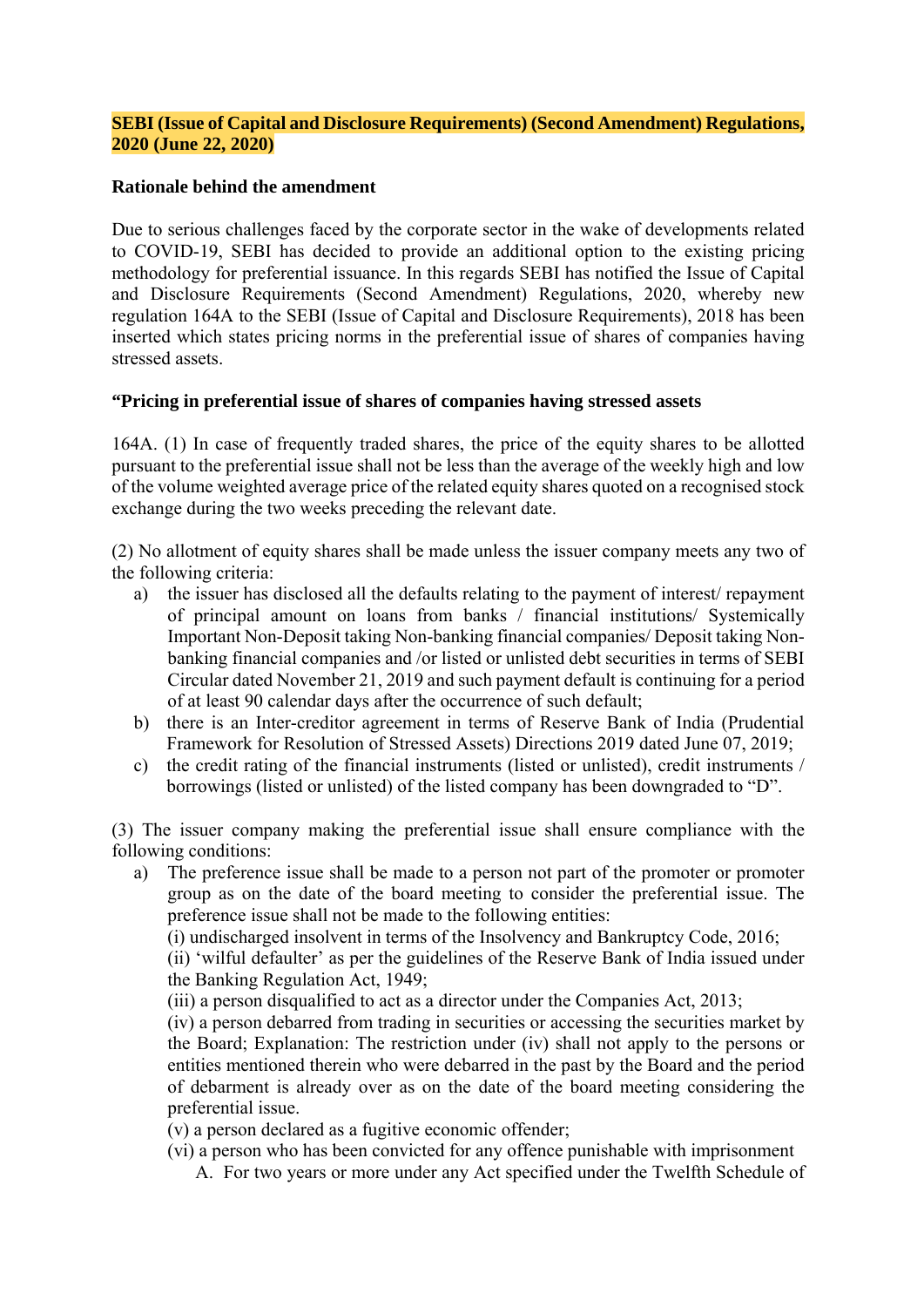**SEBI (Issue of Capital and Disclosure Requirements) (Second Amendment) Regulations, 2020 (June 22, 2020)**

**Rationale behind the amendment**

Due to serious challenges faced by the corporate sector in the wake of developments related to COVID-19, SEBI has decided to provide an additional option to the existing pricing methodology for preferential issuance. In this regards SEBI has notified the Issue of Capital and Disclosure Requirements (Second Amendment) Regulations, 2020, whereby new regulation 164A to the SEBI (Issue of Capital and Disclosure Requirements), 2018 has been inserted which states pricing norms in the preferential issue of shares of companies having stressed assets.

**"Pricing in preferential issue of shares of companies having stressed assets**

164A. (1) In case of frequently traded shares, the price of the equity shares to be allotted pursuant to the preferential issue shall not be less than the average of the weekly high and low of the volume weighted average price of the related equity shares quoted on a recognised stock exchange during the two weeks preceding the relevant date.

(2) No allotment of equity shares shall be made unless the issuer company meets any two of the following criteria:

a) the issuer has disclosed all the defaults relating to the payment of interest/ repayment of principal amount on loans from banks / financial institutions/ Systemically Important Non-Deposit taking Non-banking financial companies/ Deposit taking Non-banking financial companies and /or listed or unlisted debt securities in terms of SEBI Circular dated November 21, 2019 and such payment default is continuing for a period of at least 90 calendar days after the occurrence of such default;
b) there is an Inter-creditor agreement in terms of Reserve Bank of India (Prudential Framework for Resolution of Stressed Assets) Directions 2019 dated June 07, 2019;
c) the credit rating of the financial instruments (listed or unlisted), credit instruments / borrowings (listed or unlisted) of the listed company has been downgraded to "D".

(3) The issuer company making the preferential issue shall ensure compliance with the following conditions:

a) The preference issue shall be made to a person not part of the promoter or promoter group as on the date of the board meeting to consider the preferential issue. The preference issue shall not be made to the following entities:
   (i) undischarged insolvent in terms of the Insolvency and Bankruptcy Code, 2016;
   (ii) 'wilful defaulter' as per the guidelines of the Reserve Bank of India issued under the Banking Regulation Act, 1949;
   (iii) a person disqualified to act as a director under the Companies Act, 2013;
   (iv) a person debarred from trading in securities or accessing the securities market by the Board; Explanation: The restriction under (iv) shall not apply to the persons or entities mentioned therein who were debarred in the past by the Board and the period of debarment is already over as on the date of the board meeting considering the preferential issue.
   (v) a person declared as a fugitive economic offender;
   (vi) a person who has been convicted for any offence punishable with imprisonment
      A. For two years or more under any Act specified under the Twelfth Schedule of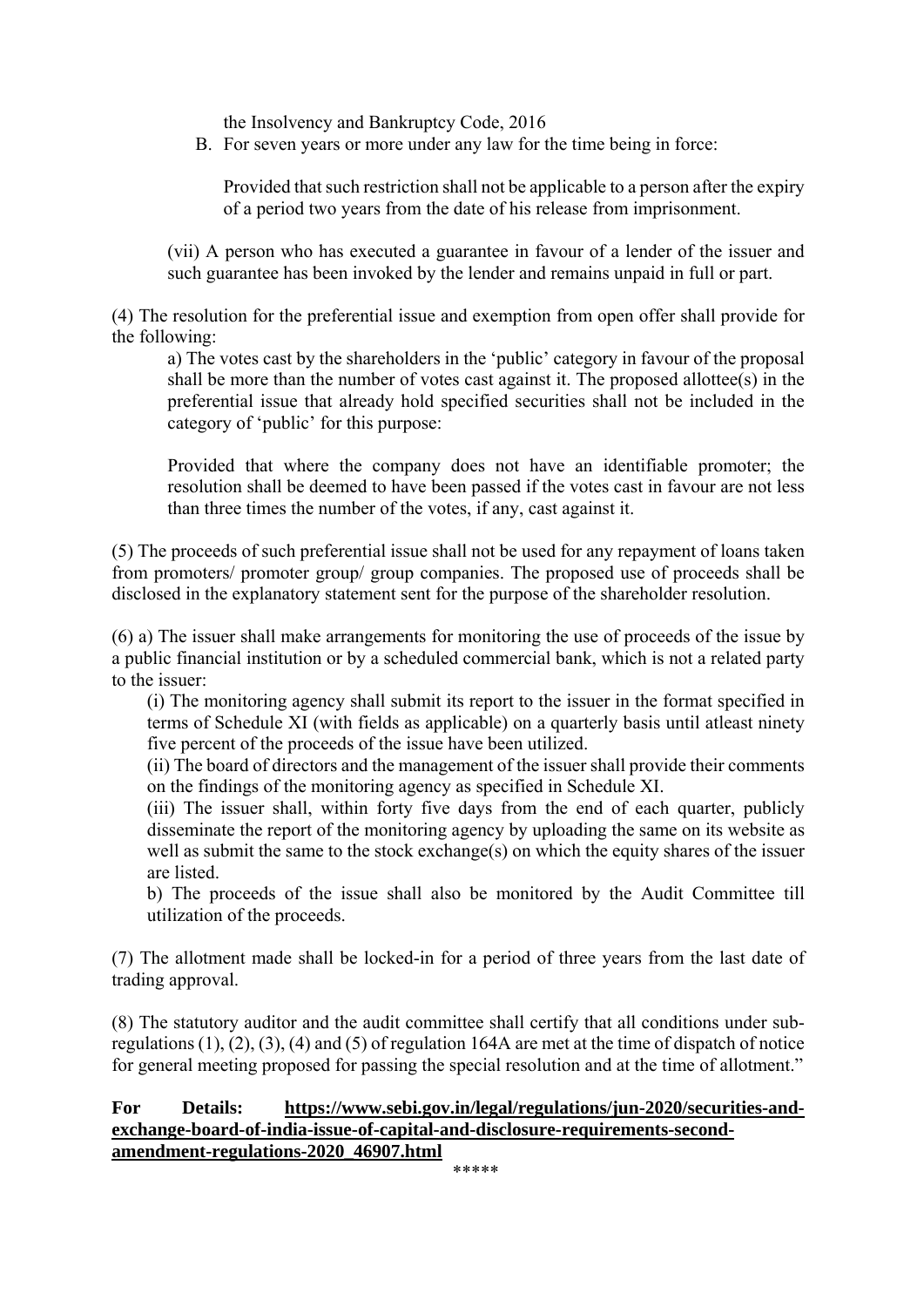the Insolvency and Bankruptcy Code, 2016

B. For seven years or more under any law for the time being in force:

   Provided that such restriction shall not be applicable to a person after the expiry of a period two years from the date of his release from imprisonment.

(vii) A person who has executed a guarantee in favour of a lender of the issuer and such guarantee has been invoked by the lender and remains unpaid in full or part.

(4) The resolution for the preferential issue and exemption from open offer shall provide for the following:

a) The votes cast by the shareholders in the 'public' category in favour of the proposal shall be more than the number of votes cast against it. The proposed allottee(s) in the preferential issue that already hold specified securities shall not be included in the category of 'public' for this purpose:

Provided that where the company does not have an identifiable promoter; the resolution shall be deemed to have been passed if the votes cast in favour are not less than three times the number of the votes, if any, cast against it.

(5) The proceeds of such preferential issue shall not be used for any repayment of loans taken from promoters/ promoter group/ group companies. The proposed use of proceeds shall be disclosed in the explanatory statement sent for the purpose of the shareholder resolution.

(6) a) The issuer shall make arrangements for monitoring the use of proceeds of the issue by a public financial institution or by a scheduled commercial bank, which is not a related party to the issuer:

(i) The monitoring agency shall submit its report to the issuer in the format specified in terms of Schedule XI (with fields as applicable) on a quarterly basis until atleast ninety five percent of the proceeds of the issue have been utilized.

(ii) The board of directors and the management of the issuer shall provide their comments on the findings of the monitoring agency as specified in Schedule XI.

(iii) The issuer shall, within forty five days from the end of each quarter, publicly disseminate the report of the monitoring agency by uploading the same on its website as well as submit the same to the stock exchange(s) on which the equity shares of the issuer are listed.

b) The proceeds of the issue shall also be monitored by the Audit Committee till utilization of the proceeds.

(7) The allotment made shall be locked-in for a period of three years from the last date of trading approval.

(8) The statutory auditor and the audit committee shall certify that all conditions under sub-regulations (1), (2), (3), (4) and (5) of regulation 164A are met at the time of dispatch of notice for general meeting proposed for passing the special resolution and at the time of allotment."

**For Details: https://www.sebi.gov.in/legal/regulations/jun-2020/securities-and-exchange-board-of-india-issue-of-capital-and-disclosure-requirements-second-amendment-regulations-2020_46907.html**

*****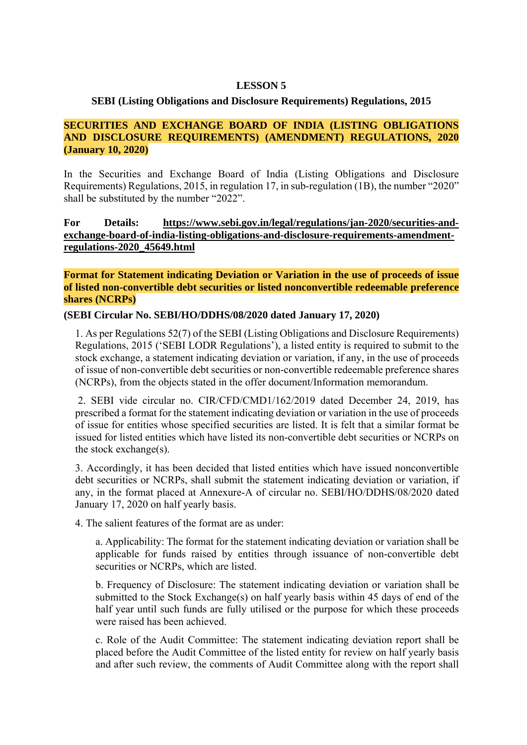# LESSON 5

## SEBI (Listing Obligations and Disclosure Requirements) Regulations, 2015

**SECURITIES AND EXCHANGE BOARD OF INDIA (LISTING OBLIGATIONS AND DISCLOSURE REQUIREMENTS) (AMENDMENT) REGULATIONS, 2020 (January 10, 2020)**

In the Securities and Exchange Board of India (Listing Obligations and Disclosure Requirements) Regulations, 2015, in regulation 17, in sub-regulation (1B), the number "2020" shall be substituted by the number "2022".

**For Details: https://www.sebi.gov.in/legal/regulations/jan-2020/securities-and-exchange-board-of-india-listing-obligations-and-disclosure-requirements-amendment-regulations-2020_45649.html**

**Format for Statement indicating Deviation or Variation in the use of proceeds of issue of listed non-convertible debt securities or listed nonconvertible redeemable preference shares (NCRPs)**

**(SEBI Circular No. SEBI/HO/DDHS/08/2020 dated January 17, 2020)**

1. As per Regulations 52(7) of the SEBI (Listing Obligations and Disclosure Requirements) Regulations, 2015 ('SEBI LODR Regulations'), a listed entity is required to submit to the stock exchange, a statement indicating deviation or variation, if any, in the use of proceeds of issue of non-convertible debt securities or non-convertible redeemable preference shares (NCRPs), from the objects stated in the offer document/Information memorandum.

2. SEBI vide circular no. CIR/CFD/CMD1/162/2019 dated December 24, 2019, has prescribed a format for the statement indicating deviation or variation in the use of proceeds of issue for entities whose specified securities are listed. It is felt that a similar format be issued for listed entities which have listed its non-convertible debt securities or NCRPs on the stock exchange(s).

3. Accordingly, it has been decided that listed entities which have issued nonconvertible debt securities or NCRPs, shall submit the statement indicating deviation or variation, if any, in the format placed at Annexure-A of circular no. SEBI/HO/DDHS/08/2020 dated January 17, 2020 on half yearly basis.

4. The salient features of the format are as under:

   a. Applicability: The format for the statement indicating deviation or variation shall be applicable for funds raised by entities through issuance of non-convertible debt securities or NCRPs, which are listed.

   b. Frequency of Disclosure: The statement indicating deviation or variation shall be submitted to the Stock Exchange(s) on half yearly basis within 45 days of end of the half year until such funds are fully utilised or the purpose for which these proceeds were raised has been achieved.

   c. Role of the Audit Committee: The statement indicating deviation report shall be placed before the Audit Committee of the listed entity for review on half yearly basis and after such review, the comments of Audit Committee along with the report shall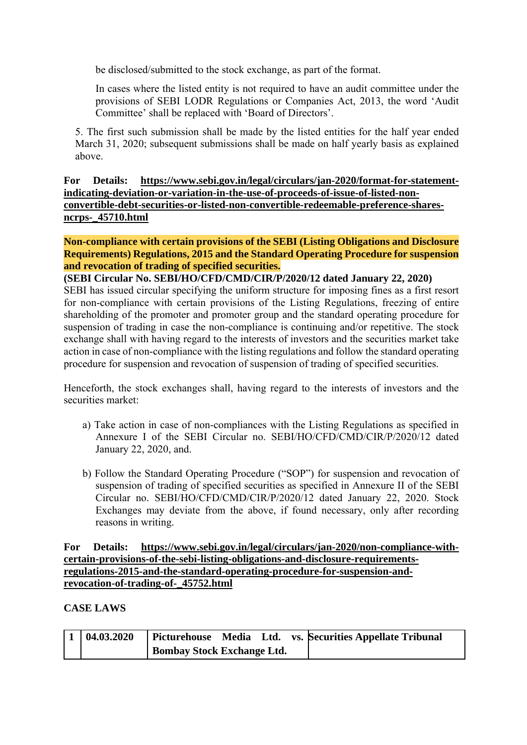be disclosed/submitted to the stock exchange, as part of the format.

In cases where the listed entity is not required to have an audit committee under the provisions of SEBI LODR Regulations or Companies Act, 2013, the word 'Audit Committee' shall be replaced with 'Board of Directors'.

5. The first such submission shall be made by the listed entities for the half year ended March 31, 2020; subsequent submissions shall be made on half yearly basis as explained above.

**For Details: https://www.sebi.gov.in/legal/circulars/jan-2020/format-for-statement-indicating-deviation-or-variation-in-the-use-of-proceeds-of-issue-of-listed-non-convertible-debt-securities-or-listed-non-convertible-redeemable-preference-shares-ncrps-_45710.html**

**Non-compliance with certain provisions of the SEBI (Listing Obligations and Disclosure Requirements) Regulations, 2015 and the Standard Operating Procedure for suspension and revocation of trading of specified securities.**

**(SEBI Circular No. SEBI/HO/CFD/CMD/CIR/P/2020/12 dated January 22, 2020)**

SEBI has issued circular specifying the uniform structure for imposing fines as a first resort for non-compliance with certain provisions of the Listing Regulations, freezing of entire shareholding of the promoter and promoter group and the standard operating procedure for suspension of trading in case the non-compliance is continuing and/or repetitive. The stock exchange shall with having regard to the interests of investors and the securities market take action in case of non-compliance with the listing regulations and follow the standard operating procedure for suspension and revocation of suspension of trading of specified securities.

Henceforth, the stock exchanges shall, having regard to the interests of investors and the securities market:

a) Take action in case of non-compliances with the Listing Regulations as specified in Annexure I of the SEBI Circular no. SEBI/HO/CFD/CMD/CIR/P/2020/12 dated January 22, 2020, and.

b) Follow the Standard Operating Procedure ("SOP") for suspension and revocation of suspension of trading of specified securities as specified in Annexure II of the SEBI Circular no. SEBI/HO/CFD/CMD/CIR/P/2020/12 dated January 22, 2020. Stock Exchanges may deviate from the above, if found necessary, only after recording reasons in writing.

**For Details: https://www.sebi.gov.in/legal/circulars/jan-2020/non-compliance-with-certain-provisions-of-the-sebi-listing-obligations-and-disclosure-requirements-regulations-2015-and-the-standard-operating-procedure-for-suspension-and-revocation-of-trading-of-_45752.html**

**CASE LAWS**

| 1 | 04.03.2020 | Picturehouse Media Ltd. vs. Bombay Stock Exchange Ltd. | Securities Appellate Tribunal |
|---|---|---|---|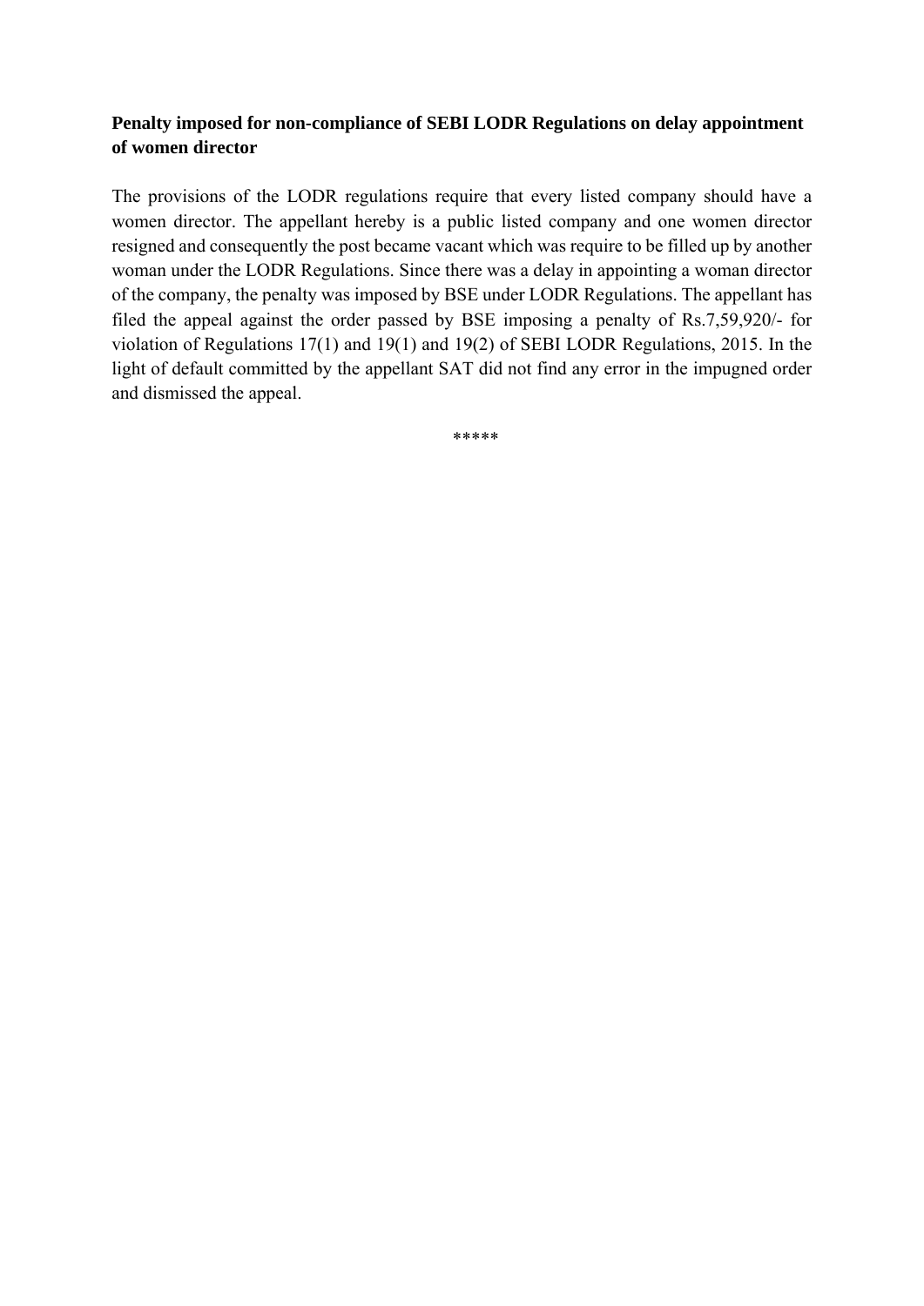**Penalty imposed for non-compliance of SEBI LODR Regulations on delay appointment of women director**

The provisions of the LODR regulations require that every listed company should have a women director. The appellant hereby is a public listed company and one women director resigned and consequently the post became vacant which was require to be filled up by another woman under the LODR Regulations. Since there was a delay in appointing a woman director of the company, the penalty was imposed by BSE under LODR Regulations. The appellant has filed the appeal against the order passed by BSE imposing a penalty of Rs.7,59,920/- for violation of Regulations 17(1) and 19(1) and 19(2) of SEBI LODR Regulations, 2015. In the light of default committed by the appellant SAT did not find any error in the impugned order and dismissed the appeal.

*****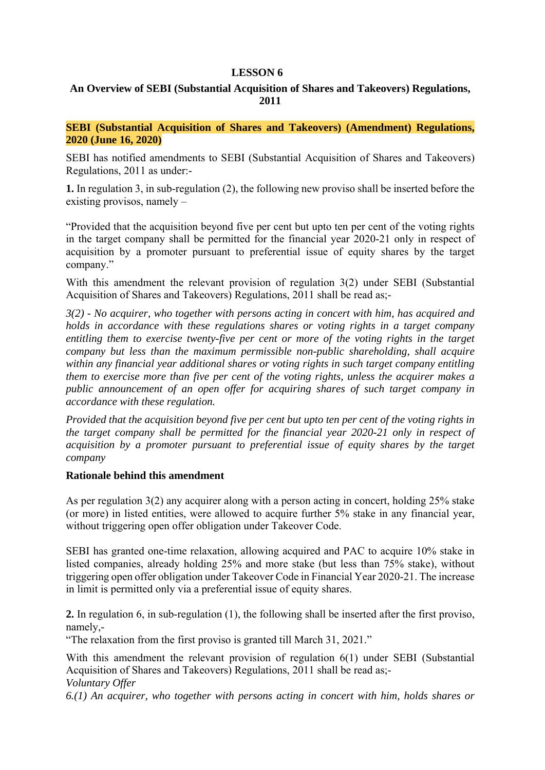# LESSON 6

## An Overview of SEBI (Substantial Acquisition of Shares and Takeovers) Regulations, 2011

### SEBI (Substantial Acquisition of Shares and Takeovers) (Amendment) Regulations, 2020 (June 16, 2020)

SEBI has notified amendments to SEBI (Substantial Acquisition of Shares and Takeovers) Regulations, 2011 as under:-

**1.** In regulation 3, in sub-regulation (2), the following new proviso shall be inserted before the existing provisos, namely –

"Provided that the acquisition beyond five per cent but upto ten per cent of the voting rights in the target company shall be permitted for the financial year 2020-21 only in respect of acquisition by a promoter pursuant to preferential issue of equity shares by the target company."

With this amendment the relevant provision of regulation 3(2) under SEBI (Substantial Acquisition of Shares and Takeovers) Regulations, 2011 shall be read as;-

*3(2) - No acquirer, who together with persons acting in concert with him, has acquired and holds in accordance with these regulations shares or voting rights in a target company entitling them to exercise twenty-five per cent or more of the voting rights in the target company but less than the maximum permissible non-public shareholding, shall acquire within any financial year additional shares or voting rights in such target company entitling them to exercise more than five per cent of the voting rights, unless the acquirer makes a public announcement of an open offer for acquiring shares of such target company in accordance with these regulation.*

*Provided that the acquisition beyond five per cent but upto ten per cent of the voting rights in the target company shall be permitted for the financial year 2020-21 only in respect of acquisition by a promoter pursuant to preferential issue of equity shares by the target company*

**Rationale behind this amendment**

As per regulation 3(2) any acquirer along with a person acting in concert, holding 25% stake (or more) in listed entities, were allowed to acquire further 5% stake in any financial year, without triggering open offer obligation under Takeover Code.

SEBI has granted one-time relaxation, allowing acquired and PAC to acquire 10% stake in listed companies, already holding 25% and more stake (but less than 75% stake), without triggering open offer obligation under Takeover Code in Financial Year 2020-21. The increase in limit is permitted only via a preferential issue of equity shares.

**2.** In regulation 6, in sub-regulation (1), the following shall be inserted after the first proviso, namely,-

"The relaxation from the first proviso is granted till March 31, 2021."

With this amendment the relevant provision of regulation 6(1) under SEBI (Substantial Acquisition of Shares and Takeovers) Regulations, 2011 shall be read as;-

*Voluntary Offer*

*6.(1) An acquirer, who together with persons acting in concert with him, holds shares or*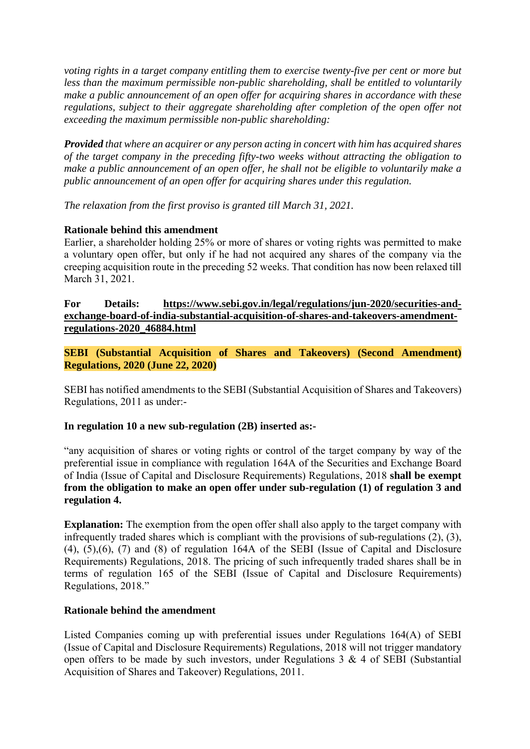*voting rights in a target company entitling them to exercise twenty-five per cent or more but less than the maximum permissible non-public shareholding, shall be entitled to voluntarily make a public announcement of an open offer for acquiring shares in accordance with these regulations, subject to their aggregate shareholding after completion of the open offer not exceeding the maximum permissible non-public shareholding:*

***Provided*** *that where an acquirer or any person acting in concert with him has acquired shares of the target company in the preceding fifty-two weeks without attracting the obligation to make a public announcement of an open offer, he shall not be eligible to voluntarily make a public announcement of an open offer for acquiring shares under this regulation.*

*The relaxation from the first proviso is granted till March 31, 2021.*

**Rationale behind this amendment**

Earlier, a shareholder holding 25% or more of shares or voting rights was permitted to make a voluntary open offer, but only if he had not acquired any shares of the company via the creeping acquisition route in the preceding 52 weeks. That condition has now been relaxed till March 31, 2021.

**For Details: https://www.sebi.gov.in/legal/regulations/jun-2020/securities-and-exchange-board-of-india-substantial-acquisition-of-shares-and-takeovers-amendment-regulations-2020_46884.html**

**SEBI (Substantial Acquisition of Shares and Takeovers) (Second Amendment) Regulations, 2020 (June 22, 2020)**

SEBI has notified amendments to the SEBI (Substantial Acquisition of Shares and Takeovers) Regulations, 2011 as under:-

**In regulation 10 a new sub-regulation (2B) inserted as:-**

"any acquisition of shares or voting rights or control of the target company by way of the preferential issue in compliance with regulation 164A of the Securities and Exchange Board of India (Issue of Capital and Disclosure Requirements) Regulations, 2018 **shall be exempt from the obligation to make an open offer under sub-regulation (1) of regulation 3 and regulation 4.**

**Explanation:** The exemption from the open offer shall also apply to the target company with infrequently traded shares which is compliant with the provisions of sub-regulations (2), (3), (4), (5),(6), (7) and (8) of regulation 164A of the SEBI (Issue of Capital and Disclosure Requirements) Regulations, 2018. The pricing of such infrequently traded shares shall be in terms of regulation 165 of the SEBI (Issue of Capital and Disclosure Requirements) Regulations, 2018."

**Rationale behind the amendment**

Listed Companies coming up with preferential issues under Regulations 164(A) of SEBI (Issue of Capital and Disclosure Requirements) Regulations, 2018 will not trigger mandatory open offers to be made by such investors, under Regulations 3 & 4 of SEBI (Substantial Acquisition of Shares and Takeover) Regulations, 2011.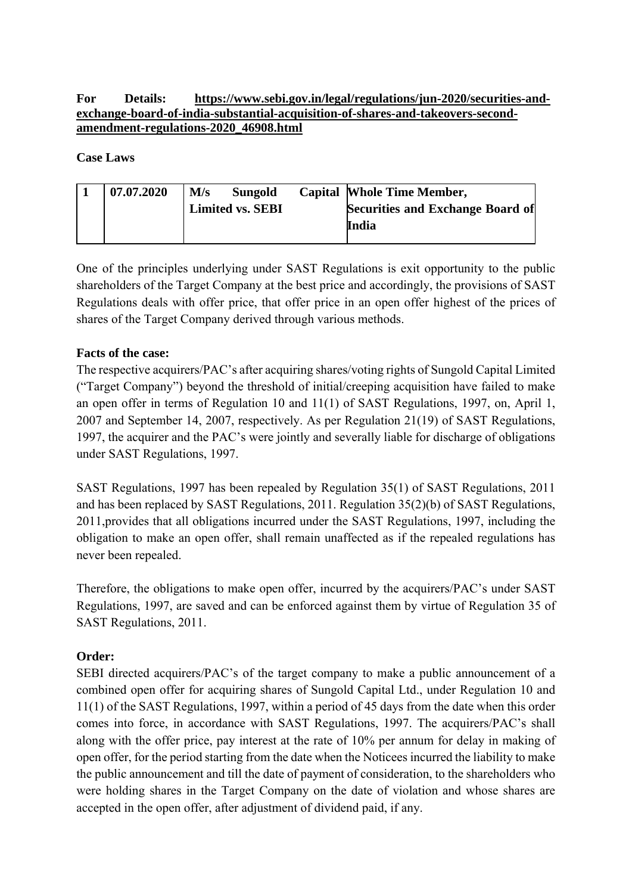**For Details: [https://www.sebi.gov.in/legal/regulations/jun-2020/securities-and-exchange-board-of-india-substantial-acquisition-of-shares-and-takeovers-second-amendment-regulations-2020_46908.html](https://www.sebi.gov.in/legal/regulations/jun-2020/securities-and-exchange-board-of-india-substantial-acquisition-of-shares-and-takeovers-second-amendment-regulations-2020_46908.html)**

**Case Laws**

| **1** | **07.07.2020** | **M/s Sungold Capital Limited vs. SEBI** | **Whole Time Member, Securities and Exchange Board of India** |
|---|---|---|---|

One of the principles underlying under SAST Regulations is exit opportunity to the public shareholders of the Target Company at the best price and accordingly, the provisions of SAST Regulations deals with offer price, that offer price in an open offer highest of the prices of shares of the Target Company derived through various methods.

**Facts of the case:**

The respective acquirers/PAC's after acquiring shares/voting rights of Sungold Capital Limited ("Target Company") beyond the threshold of initial/creeping acquisition have failed to make an open offer in terms of Regulation 10 and 11(1) of SAST Regulations, 1997, on, April 1, 2007 and September 14, 2007, respectively. As per Regulation 21(19) of SAST Regulations, 1997, the acquirer and the PAC's were jointly and severally liable for discharge of obligations under SAST Regulations, 1997.

SAST Regulations, 1997 has been repealed by Regulation 35(1) of SAST Regulations, 2011 and has been replaced by SAST Regulations, 2011. Regulation 35(2)(b) of SAST Regulations, 2011,provides that all obligations incurred under the SAST Regulations, 1997, including the obligation to make an open offer, shall remain unaffected as if the repealed regulations has never been repealed.

Therefore, the obligations to make open offer, incurred by the acquirers/PAC's under SAST Regulations, 1997, are saved and can be enforced against them by virtue of Regulation 35 of SAST Regulations, 2011.

**Order:**

SEBI directed acquirers/PAC's of the target company to make a public announcement of a combined open offer for acquiring shares of Sungold Capital Ltd., under Regulation 10 and 11(1) of the SAST Regulations, 1997, within a period of 45 days from the date when this order comes into force, in accordance with SAST Regulations, 1997. The acquirers/PAC's shall along with the offer price, pay interest at the rate of 10% per annum for delay in making of open offer, for the period starting from the date when the Noticees incurred the liability to make the public announcement and till the date of payment of consideration, to the shareholders who were holding shares in the Target Company on the date of violation and whose shares are accepted in the open offer, after adjustment of dividend paid, if any.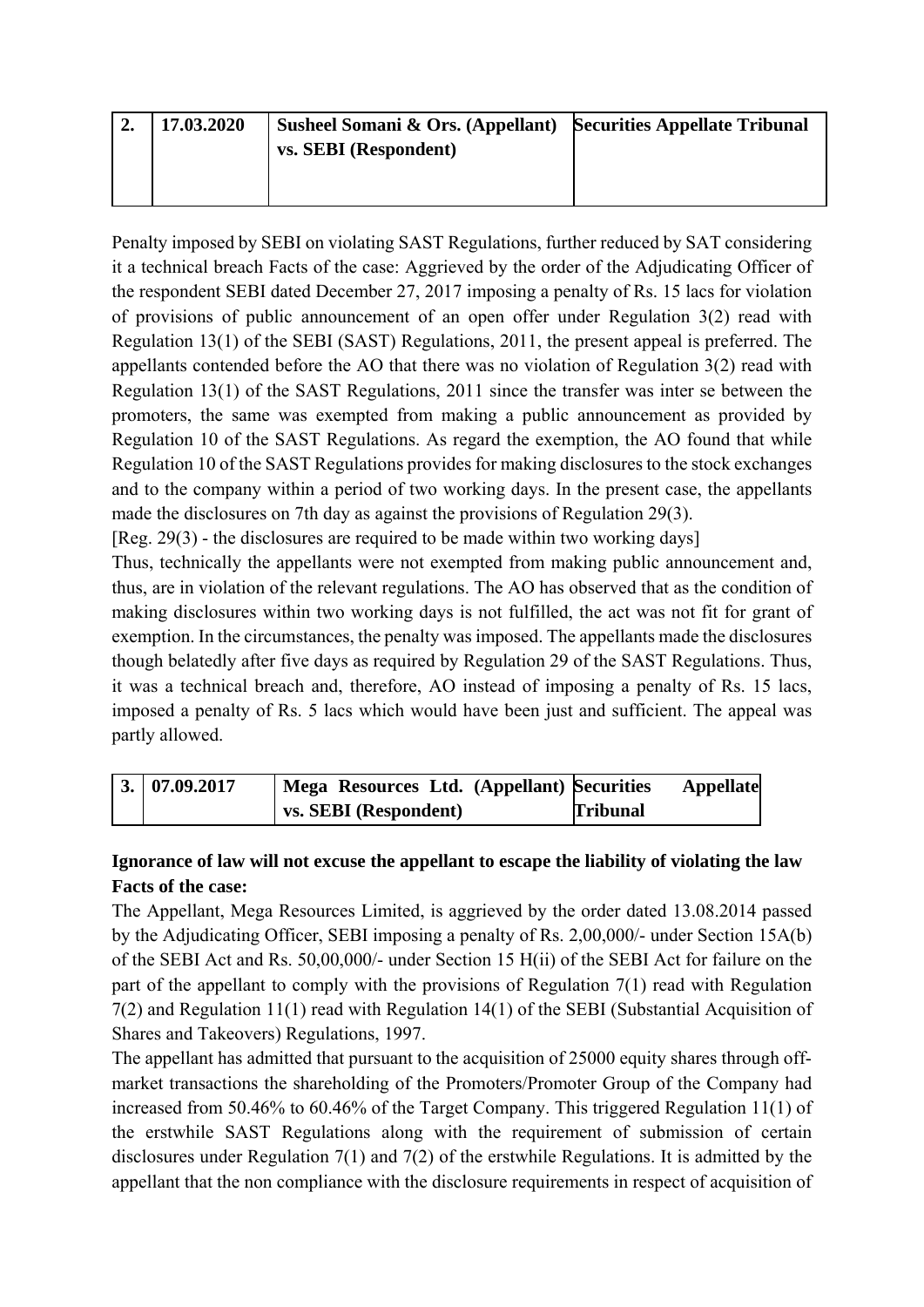| 2. | 17.03.2020 | **Susheel Somani & Ors. (Appellant) vs. SEBI (Respondent)** | **Securities Appellate Tribunal** |
|---|---|---|---|

Penalty imposed by SEBI on violating SAST Regulations, further reduced by SAT considering it a technical breach Facts of the case: Aggrieved by the order of the Adjudicating Officer of the respondent SEBI dated December 27, 2017 imposing a penalty of Rs. 15 lacs for violation of provisions of public announcement of an open offer under Regulation 3(2) read with Regulation 13(1) of the SEBI (SAST) Regulations, 2011, the present appeal is preferred. The appellants contended before the AO that there was no violation of Regulation 3(2) read with Regulation 13(1) of the SAST Regulations, 2011 since the transfer was inter se between the promoters, the same was exempted from making a public announcement as provided by Regulation 10 of the SAST Regulations. As regard the exemption, the AO found that while Regulation 10 of the SAST Regulations provides for making disclosures to the stock exchanges and to the company within a period of two working days. In the present case, the appellants made the disclosures on 7th day as against the provisions of Regulation 29(3).

[Reg. 29(3) - the disclosures are required to be made within two working days]

Thus, technically the appellants were not exempted from making public announcement and, thus, are in violation of the relevant regulations. The AO has observed that as the condition of making disclosures within two working days is not fulfilled, the act was not fit for grant of exemption. In the circumstances, the penalty was imposed. The appellants made the disclosures though belatedly after five days as required by Regulation 29 of the SAST Regulations. Thus, it was a technical breach and, therefore, AO instead of imposing a penalty of Rs. 15 lacs, imposed a penalty of Rs. 5 lacs which would have been just and sufficient. The appeal was partly allowed.

| 3. | 07.09.2017 | **Mega Resources Ltd. (Appellant) vs. SEBI (Respondent)** | **Securities Appellate Tribunal** |
|---|---|---|---|

**Ignorance of law will not excuse the appellant to escape the liability of violating the law**

**Facts of the case:**

The Appellant, Mega Resources Limited, is aggrieved by the order dated 13.08.2014 passed by the Adjudicating Officer, SEBI imposing a penalty of Rs. 2,00,000/- under Section 15A(b) of the SEBI Act and Rs. 50,00,000/- under Section 15 H(ii) of the SEBI Act for failure on the part of the appellant to comply with the provisions of Regulation 7(1) read with Regulation 7(2) and Regulation 11(1) read with Regulation 14(1) of the SEBI (Substantial Acquisition of Shares and Takeovers) Regulations, 1997.

The appellant has admitted that pursuant to the acquisition of 25000 equity shares through off-market transactions the shareholding of the Promoters/Promoter Group of the Company had increased from 50.46% to 60.46% of the Target Company. This triggered Regulation 11(1) of the erstwhile SAST Regulations along with the requirement of submission of certain disclosures under Regulation 7(1) and 7(2) of the erstwhile Regulations. It is admitted by the appellant that the non compliance with the disclosure requirements in respect of acquisition of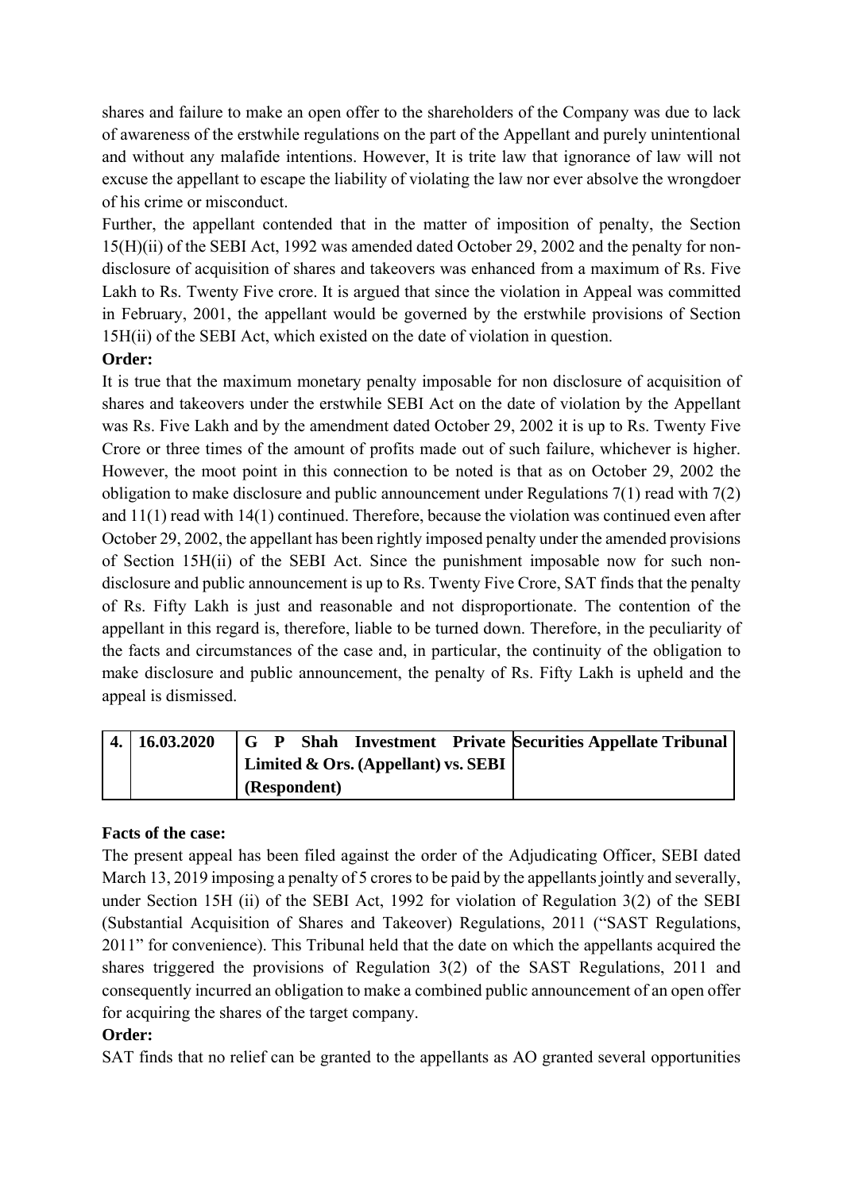shares and failure to make an open offer to the shareholders of the Company was due to lack of awareness of the erstwhile regulations on the part of the Appellant and purely unintentional and without any malafide intentions. However, It is trite law that ignorance of law will not excuse the appellant to escape the liability of violating the law nor ever absolve the wrongdoer of his crime or misconduct.

Further, the appellant contended that in the matter of imposition of penalty, the Section 15(H)(ii) of the SEBI Act, 1992 was amended dated October 29, 2002 and the penalty for non-disclosure of acquisition of shares and takeovers was enhanced from a maximum of Rs. Five Lakh to Rs. Twenty Five crore. It is argued that since the violation in Appeal was committed in February, 2001, the appellant would be governed by the erstwhile provisions of Section 15H(ii) of the SEBI Act, which existed on the date of violation in question.

**Order:**

It is true that the maximum monetary penalty imposable for non disclosure of acquisition of shares and takeovers under the erstwhile SEBI Act on the date of violation by the Appellant was Rs. Five Lakh and by the amendment dated October 29, 2002 it is up to Rs. Twenty Five Crore or three times of the amount of profits made out of such failure, whichever is higher. However, the moot point in this connection to be noted is that as on October 29, 2002 the obligation to make disclosure and public announcement under Regulations 7(1) read with 7(2) and 11(1) read with 14(1) continued. Therefore, because the violation was continued even after October 29, 2002, the appellant has been rightly imposed penalty under the amended provisions of Section 15H(ii) of the SEBI Act. Since the punishment imposable now for such non-disclosure and public announcement is up to Rs. Twenty Five Crore, SAT finds that the penalty of Rs. Fifty Lakh is just and reasonable and not disproportionate. The contention of the appellant in this regard is, therefore, liable to be turned down. Therefore, in the peculiarity of the facts and circumstances of the case and, in particular, the continuity of the obligation to make disclosure and public announcement, the penalty of Rs. Fifty Lakh is upheld and the appeal is dismissed.

| 4. | 16.03.2020 | G P Shah Investment Private Limited & Ors. (Appellant) vs. SEBI (Respondent) | Securities Appellate Tribunal |
|---|---|---|---|

**Facts of the case:**

The present appeal has been filed against the order of the Adjudicating Officer, SEBI dated March 13, 2019 imposing a penalty of 5 crores to be paid by the appellants jointly and severally, under Section 15H (ii) of the SEBI Act, 1992 for violation of Regulation 3(2) of the SEBI (Substantial Acquisition of Shares and Takeover) Regulations, 2011 ("SAST Regulations, 2011" for convenience). This Tribunal held that the date on which the appellants acquired the shares triggered the provisions of Regulation 3(2) of the SAST Regulations, 2011 and consequently incurred an obligation to make a combined public announcement of an open offer for acquiring the shares of the target company.

**Order:**

SAT finds that no relief can be granted to the appellants as AO granted several opportunities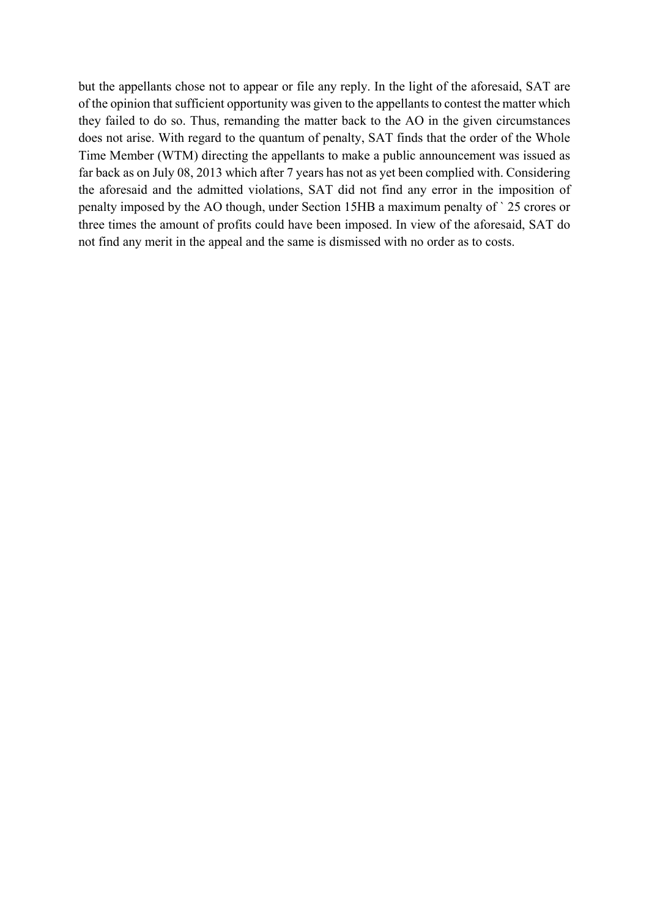but the appellants chose not to appear or file any reply. In the light of the aforesaid, SAT are of the opinion that sufficient opportunity was given to the appellants to contest the matter which they failed to do so. Thus, remanding the matter back to the AO in the given circumstances does not arise. With regard to the quantum of penalty, SAT finds that the order of the Whole Time Member (WTM) directing the appellants to make a public announcement was issued as far back as on July 08, 2013 which after 7 years has not as yet been complied with. Considering the aforesaid and the admitted violations, SAT did not find any error in the imposition of penalty imposed by the AO though, under Section 15HB a maximum penalty of ` 25 crores or three times the amount of profits could have been imposed. In view of the aforesaid, SAT do not find any merit in the appeal and the same is dismissed with no order as to costs.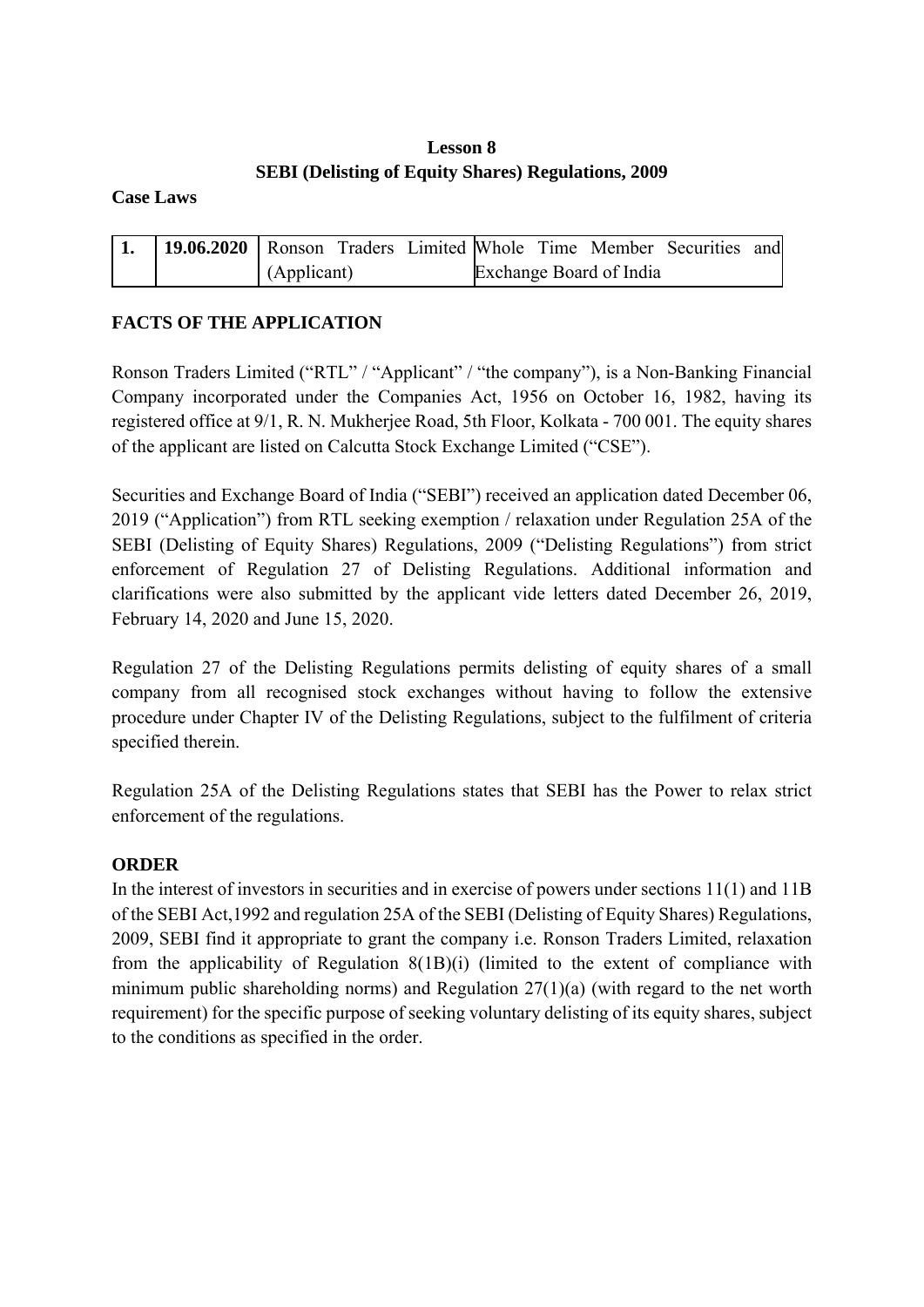**Lesson 8**
**SEBI (Delisting of Equity Shares) Regulations, 2009**

**Case Laws**

| **1.** | **19.06.2020** | Ronson Traders Limited (Applicant) | Whole Time Member Securities and Exchange Board of India |
|---|---|---|---|

**FACTS OF THE APPLICATION**

Ronson Traders Limited ("RTL" / "Applicant" / "the company"), is a Non-Banking Financial Company incorporated under the Companies Act, 1956 on October 16, 1982, having its registered office at 9/1, R. N. Mukherjee Road, 5th Floor, Kolkata - 700 001. The equity shares of the applicant are listed on Calcutta Stock Exchange Limited ("CSE").

Securities and Exchange Board of India ("SEBI") received an application dated December 06, 2019 ("Application") from RTL seeking exemption / relaxation under Regulation 25A of the SEBI (Delisting of Equity Shares) Regulations, 2009 ("Delisting Regulations") from strict enforcement of Regulation 27 of Delisting Regulations. Additional information and clarifications were also submitted by the applicant vide letters dated December 26, 2019, February 14, 2020 and June 15, 2020.

Regulation 27 of the Delisting Regulations permits delisting of equity shares of a small company from all recognised stock exchanges without having to follow the extensive procedure under Chapter IV of the Delisting Regulations, subject to the fulfilment of criteria specified therein.

Regulation 25A of the Delisting Regulations states that SEBI has the Power to relax strict enforcement of the regulations.

**ORDER**

In the interest of investors in securities and in exercise of powers under sections 11(1) and 11B of the SEBI Act,1992 and regulation 25A of the SEBI (Delisting of Equity Shares) Regulations, 2009, SEBI find it appropriate to grant the company i.e. Ronson Traders Limited, relaxation from the applicability of Regulation 8(1B)(i) (limited to the extent of compliance with minimum public shareholding norms) and Regulation 27(1)(a) (with regard to the net worth requirement) for the specific purpose of seeking voluntary delisting of its equity shares, subject to the conditions as specified in the order.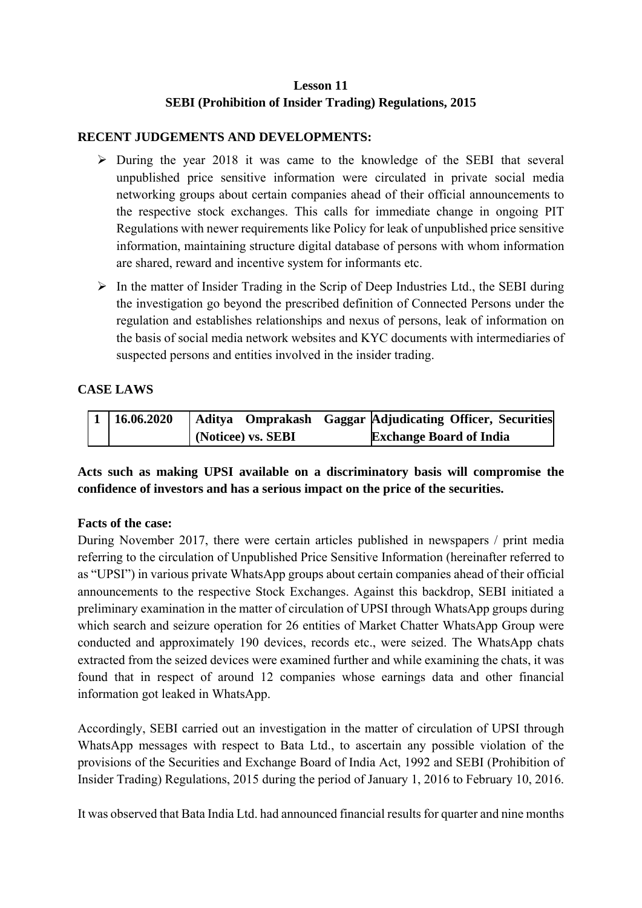# Lesson 11
## SEBI (Prohibition of Insider Trading) Regulations, 2015

**RECENT JUDGEMENTS AND DEVELOPMENTS:**

- During the year 2018 it was came to the knowledge of the SEBI that several unpublished price sensitive information were circulated in private social media networking groups about certain companies ahead of their official announcements to the respective stock exchanges. This calls for immediate change in ongoing PIT Regulations with newer requirements like Policy for leak of unpublished price sensitive information, maintaining structure digital database of persons with whom information are shared, reward and incentive system for informants etc.
- In the matter of Insider Trading in the Scrip of Deep Industries Ltd., the SEBI during the investigation go beyond the prescribed definition of Connected Persons under the regulation and establishes relationships and nexus of persons, leak of information on the basis of social media network websites and KYC documents with intermediaries of suspected persons and entities involved in the insider trading.

**CASE LAWS**

| 1 | 16.06.2020 | Aditya Omprakash Gaggar (Noticee) vs. SEBI | Adjudicating Officer, Securities Exchange Board of India |
|---|---|---|---|

**Acts such as making UPSI available on a discriminatory basis will compromise the confidence of investors and has a serious impact on the price of the securities.**

**Facts of the case:**

During November 2017, there were certain articles published in newspapers / print media referring to the circulation of Unpublished Price Sensitive Information (hereinafter referred to as "UPSI") in various private WhatsApp groups about certain companies ahead of their official announcements to the respective Stock Exchanges. Against this backdrop, SEBI initiated a preliminary examination in the matter of circulation of UPSI through WhatsApp groups during which search and seizure operation for 26 entities of Market Chatter WhatsApp Group were conducted and approximately 190 devices, records etc., were seized. The WhatsApp chats extracted from the seized devices were examined further and while examining the chats, it was found that in respect of around 12 companies whose earnings data and other financial information got leaked in WhatsApp.

Accordingly, SEBI carried out an investigation in the matter of circulation of UPSI through WhatsApp messages with respect to Bata Ltd., to ascertain any possible violation of the provisions of the Securities and Exchange Board of India Act, 1992 and SEBI (Prohibition of Insider Trading) Regulations, 2015 during the period of January 1, 2016 to February 10, 2016.

It was observed that Bata India Ltd. had announced financial results for quarter and nine months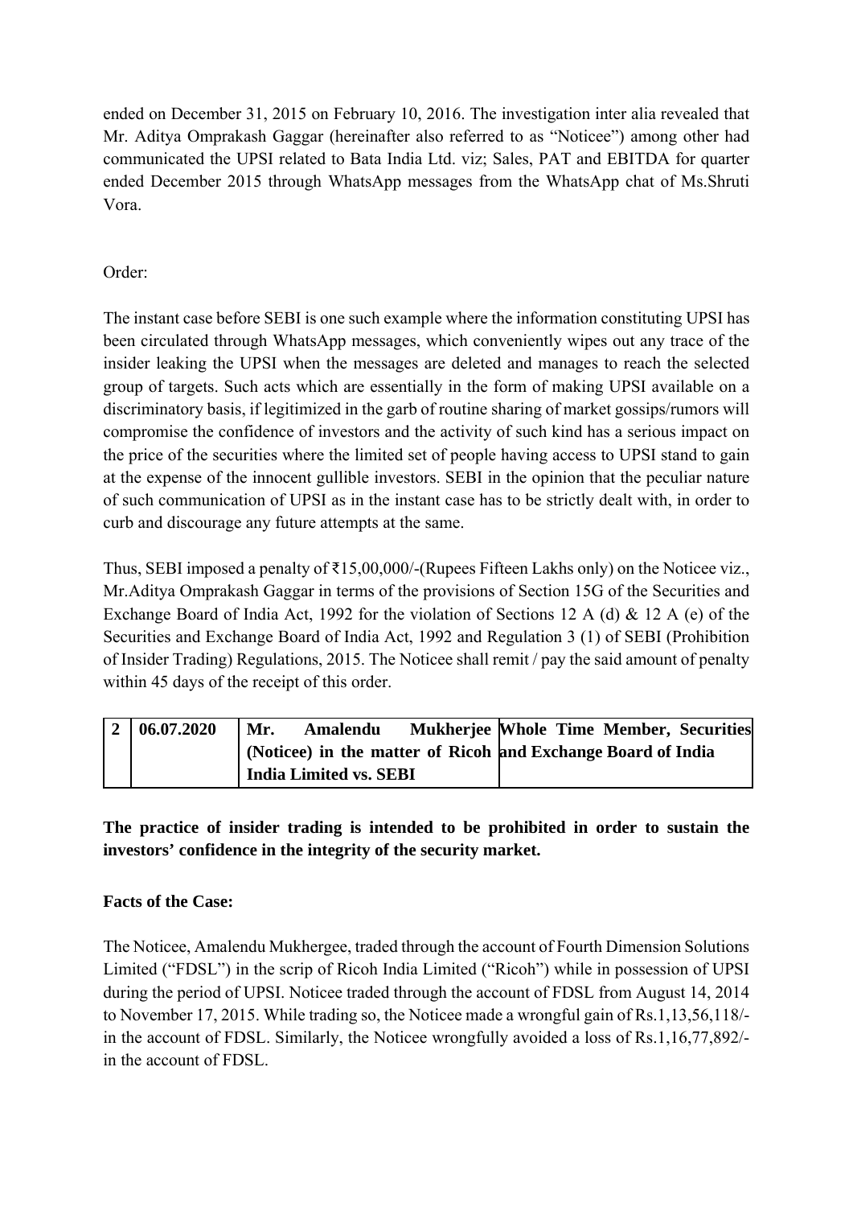ended on December 31, 2015 on February 10, 2016. The investigation inter alia revealed that Mr. Aditya Omprakash Gaggar (hereinafter also referred to as "Noticee") among other had communicated the UPSI related to Bata India Ltd. viz; Sales, PAT and EBITDA for quarter ended December 2015 through WhatsApp messages from the WhatsApp chat of Ms.Shruti Vora.

Order:

The instant case before SEBI is one such example where the information constituting UPSI has been circulated through WhatsApp messages, which conveniently wipes out any trace of the insider leaking the UPSI when the messages are deleted and manages to reach the selected group of targets. Such acts which are essentially in the form of making UPSI available on a discriminatory basis, if legitimized in the garb of routine sharing of market gossips/rumors will compromise the confidence of investors and the activity of such kind has a serious impact on the price of the securities where the limited set of people having access to UPSI stand to gain at the expense of the innocent gullible investors. SEBI in the opinion that the peculiar nature of such communication of UPSI as in the instant case has to be strictly dealt with, in order to curb and discourage any future attempts at the same.

Thus, SEBI imposed a penalty of ₹15,00,000/-(Rupees Fifteen Lakhs only) on the Noticee viz., Mr.Aditya Omprakash Gaggar in terms of the provisions of Section 15G of the Securities and Exchange Board of India Act, 1992 for the violation of Sections 12 A (d) & 12 A (e) of the Securities and Exchange Board of India Act, 1992 and Regulation 3 (1) of SEBI (Prohibition of Insider Trading) Regulations, 2015. The Noticee shall remit / pay the said amount of penalty within 45 days of the receipt of this order.

| **2** | **06.07.2020** | **Mr. Amalendu Mukherjee (Noticee) in the matter of Ricoh India Limited vs. SEBI** | **Whole Time Member, Securities and Exchange Board of India** |
|---|---|---|---|

**The practice of insider trading is intended to be prohibited in order to sustain the investors' confidence in the integrity of the security market.**

**Facts of the Case:**

The Noticee, Amalendu Mukhergee, traded through the account of Fourth Dimension Solutions Limited ("FDSL") in the scrip of Ricoh India Limited ("Ricoh") while in possession of UPSI during the period of UPSI. Noticee traded through the account of FDSL from August 14, 2014 to November 17, 2015. While trading so, the Noticee made a wrongful gain of Rs.1,13,56,118/- in the account of FDSL. Similarly, the Noticee wrongfully avoided a loss of Rs.1,16,77,892/- in the account of FDSL.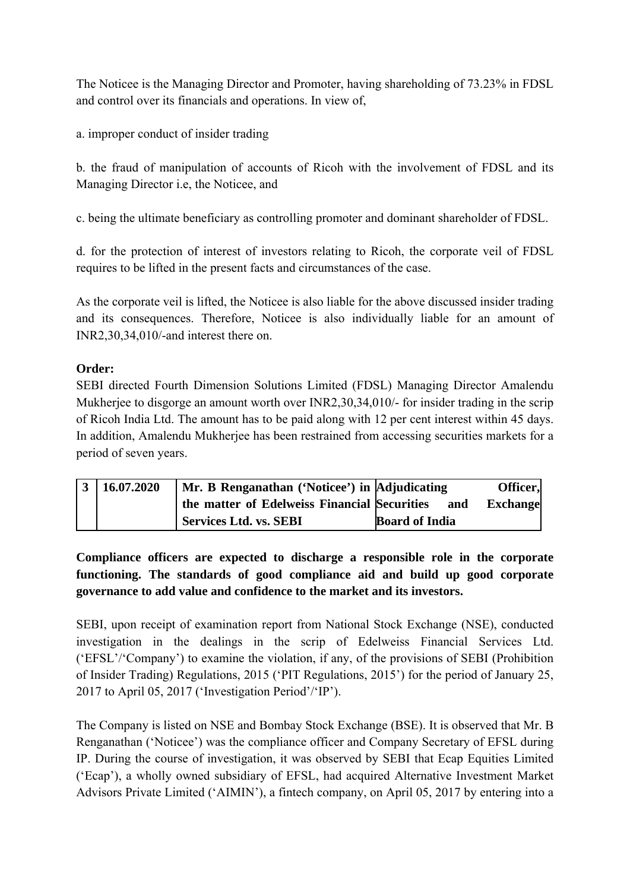The Noticee is the Managing Director and Promoter, having shareholding of 73.23% in FDSL and control over its financials and operations. In view of,

a. improper conduct of insider trading

b. the fraud of manipulation of accounts of Ricoh with the involvement of FDSL and its Managing Director i.e, the Noticee, and

c. being the ultimate beneficiary as controlling promoter and dominant shareholder of FDSL.

d. for the protection of interest of investors relating to Ricoh, the corporate veil of FDSL requires to be lifted in the present facts and circumstances of the case.

As the corporate veil is lifted, the Noticee is also liable for the above discussed insider trading and its consequences. Therefore, Noticee is also individually liable for an amount of INR2,30,34,010/-and interest there on.

**Order:**
SEBI directed Fourth Dimension Solutions Limited (FDSL) Managing Director Amalendu Mukherjee to disgorge an amount worth over INR2,30,34,010/- for insider trading in the scrip of Ricoh India Ltd. The amount has to be paid along with 12 per cent interest within 45 days. In addition, Amalendu Mukherjee has been restrained from accessing securities markets for a period of seven years.

| **3** | **16.07.2020** | **Mr. B Renganathan ('Noticee') in the matter of Edelweiss Financial Services Ltd. vs. SEBI** | **Adjudicating Officer, Securities and Exchange Board of India** |
|---|---|---|---|

**Compliance officers are expected to discharge a responsible role in the corporate functioning. The standards of good compliance aid and build up good corporate governance to add value and confidence to the market and its investors.**

SEBI, upon receipt of examination report from National Stock Exchange (NSE), conducted investigation in the dealings in the scrip of Edelweiss Financial Services Ltd. ('EFSL'/'Company') to examine the violation, if any, of the provisions of SEBI (Prohibition of Insider Trading) Regulations, 2015 ('PIT Regulations, 2015') for the period of January 25, 2017 to April 05, 2017 ('Investigation Period'/'IP').

The Company is listed on NSE and Bombay Stock Exchange (BSE). It is observed that Mr. B Renganathan ('Noticee') was the compliance officer and Company Secretary of EFSL during IP. During the course of investigation, it was observed by SEBI that Ecap Equities Limited ('Ecap'), a wholly owned subsidiary of EFSL, had acquired Alternative Investment Market Advisors Private Limited ('AIMIN'), a fintech company, on April 05, 2017 by entering into a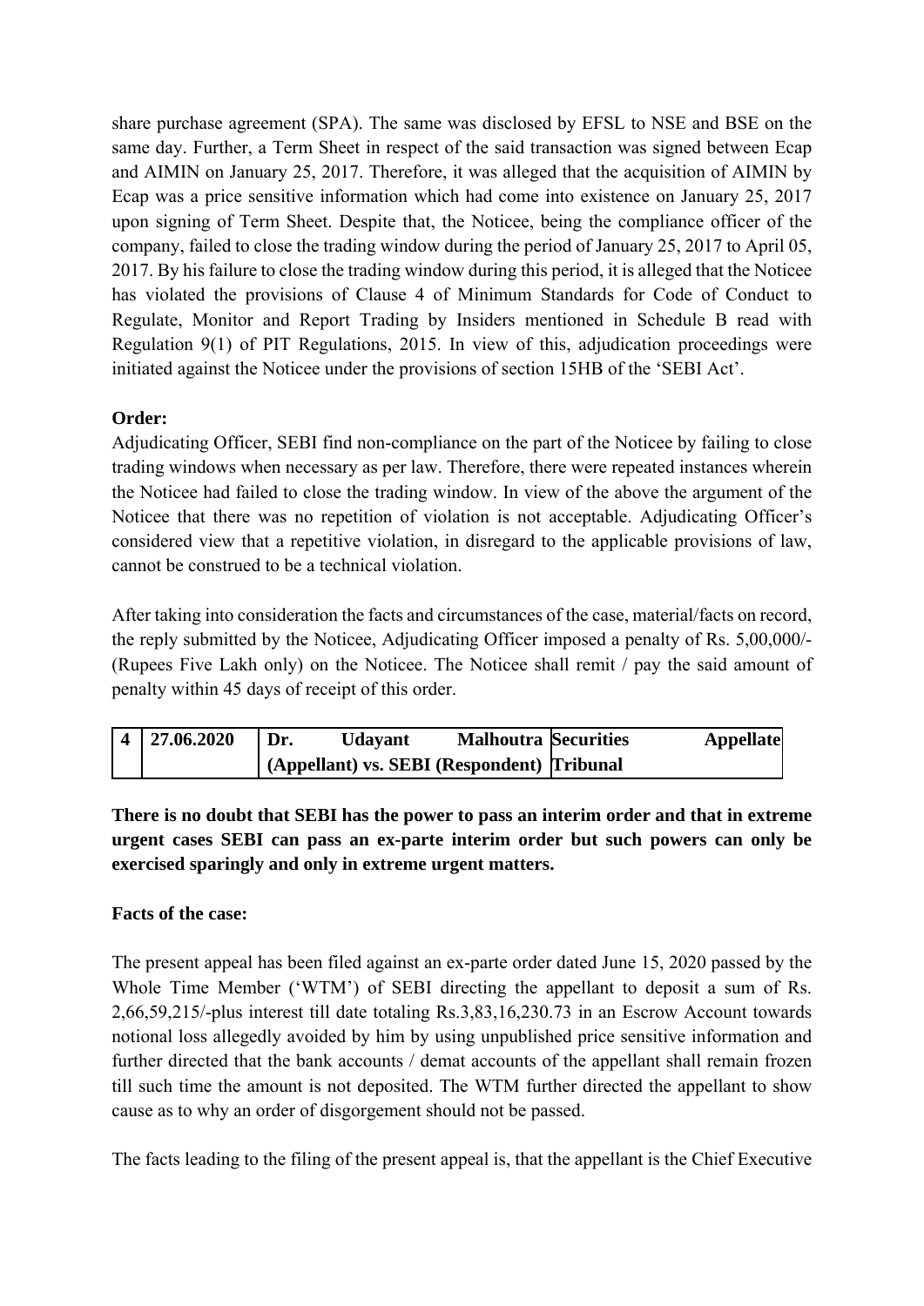share purchase agreement (SPA). The same was disclosed by EFSL to NSE and BSE on the same day. Further, a Term Sheet in respect of the said transaction was signed between Ecap and AIMIN on January 25, 2017. Therefore, it was alleged that the acquisition of AIMIN by Ecap was a price sensitive information which had come into existence on January 25, 2017 upon signing of Term Sheet. Despite that, the Noticee, being the compliance officer of the company, failed to close the trading window during the period of January 25, 2017 to April 05, 2017. By his failure to close the trading window during this period, it is alleged that the Noticee has violated the provisions of Clause 4 of Minimum Standards for Code of Conduct to Regulate, Monitor and Report Trading by Insiders mentioned in Schedule B read with Regulation 9(1) of PIT Regulations, 2015. In view of this, adjudication proceedings were initiated against the Noticee under the provisions of section 15HB of the 'SEBI Act'.

**Order:**

Adjudicating Officer, SEBI find non-compliance on the part of the Noticee by failing to close trading windows when necessary as per law. Therefore, there were repeated instances wherein the Noticee had failed to close the trading window. In view of the above the argument of the Noticee that there was no repetition of violation is not acceptable. Adjudicating Officer's considered view that a repetitive violation, in disregard to the applicable provisions of law, cannot be construed to be a technical violation.

After taking into consideration the facts and circumstances of the case, material/facts on record, the reply submitted by the Noticee, Adjudicating Officer imposed a penalty of Rs. 5,00,000/- (Rupees Five Lakh only) on the Noticee. The Noticee shall remit / pay the said amount of penalty within 45 days of receipt of this order.

| **4** | **27.06.2020** | **Dr. Udayant Malhoutra (Appellant) vs. SEBI (Respondent)** | **Securities Appellate Tribunal** |
|---|---|---|---|

**There is no doubt that SEBI has the power to pass an interim order and that in extreme urgent cases SEBI can pass an ex-parte interim order but such powers can only be exercised sparingly and only in extreme urgent matters.**

**Facts of the case:**

The present appeal has been filed against an ex-parte order dated June 15, 2020 passed by the Whole Time Member ('WTM') of SEBI directing the appellant to deposit a sum of Rs. 2,66,59,215/-plus interest till date totaling Rs.3,83,16,230.73 in an Escrow Account towards notional loss allegedly avoided by him by using unpublished price sensitive information and further directed that the bank accounts / demat accounts of the appellant shall remain frozen till such time the amount is not deposited. The WTM further directed the appellant to show cause as to why an order of disgorgement should not be passed.

The facts leading to the filing of the present appeal is, that the appellant is the Chief Executive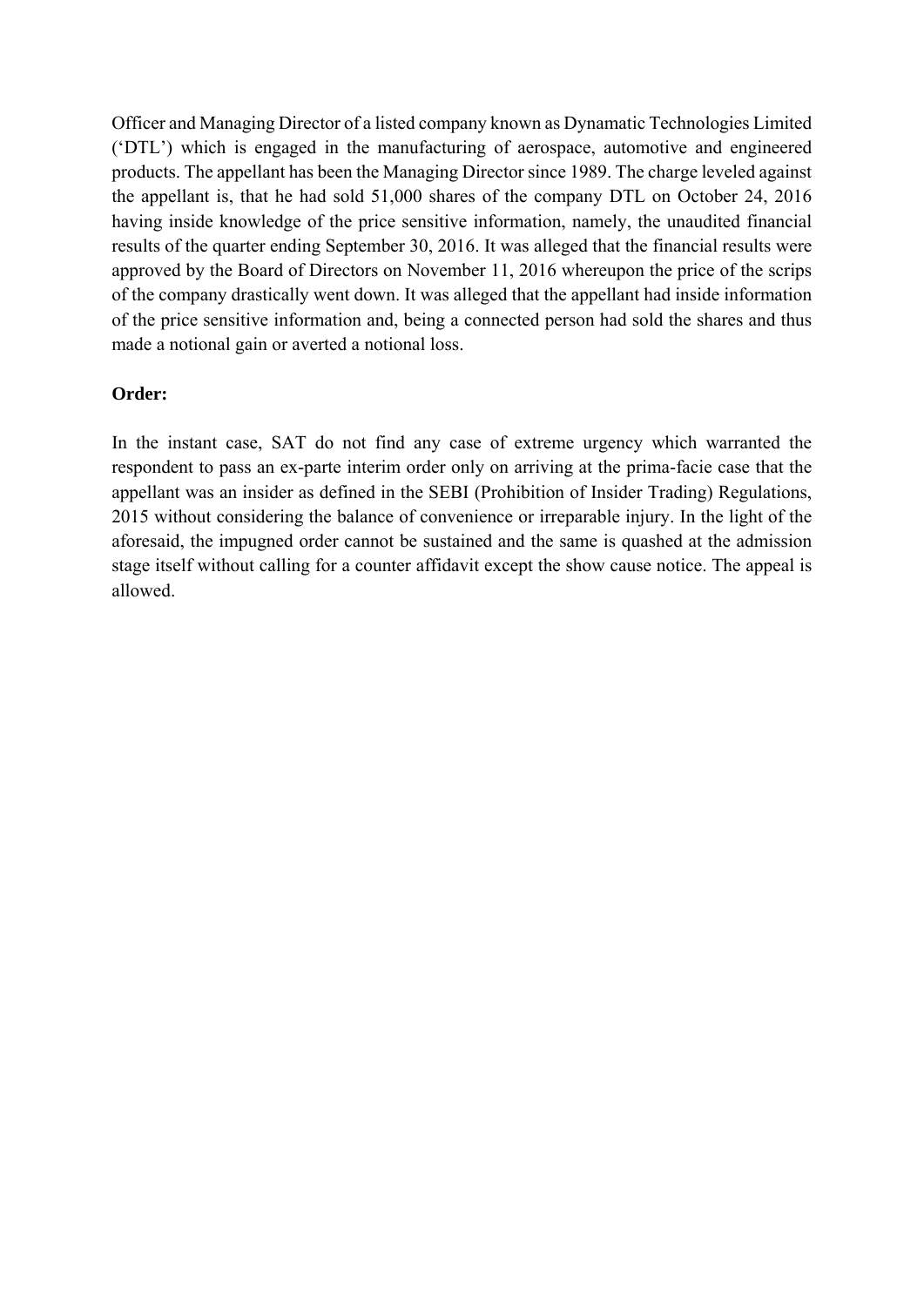Officer and Managing Director of a listed company known as Dynamatic Technologies Limited ('DTL') which is engaged in the manufacturing of aerospace, automotive and engineered products. The appellant has been the Managing Director since 1989. The charge leveled against the appellant is, that he had sold 51,000 shares of the company DTL on October 24, 2016 having inside knowledge of the price sensitive information, namely, the unaudited financial results of the quarter ending September 30, 2016. It was alleged that the financial results were approved by the Board of Directors on November 11, 2016 whereupon the price of the scrips of the company drastically went down. It was alleged that the appellant had inside information of the price sensitive information and, being a connected person had sold the shares and thus made a notional gain or averted a notional loss.

**Order:**

In the instant case, SAT do not find any case of extreme urgency which warranted the respondent to pass an ex-parte interim order only on arriving at the prima-facie case that the appellant was an insider as defined in the SEBI (Prohibition of Insider Trading) Regulations, 2015 without considering the balance of convenience or irreparable injury. In the light of the aforesaid, the impugned order cannot be sustained and the same is quashed at the admission stage itself without calling for a counter affidavit except the show cause notice. The appeal is allowed.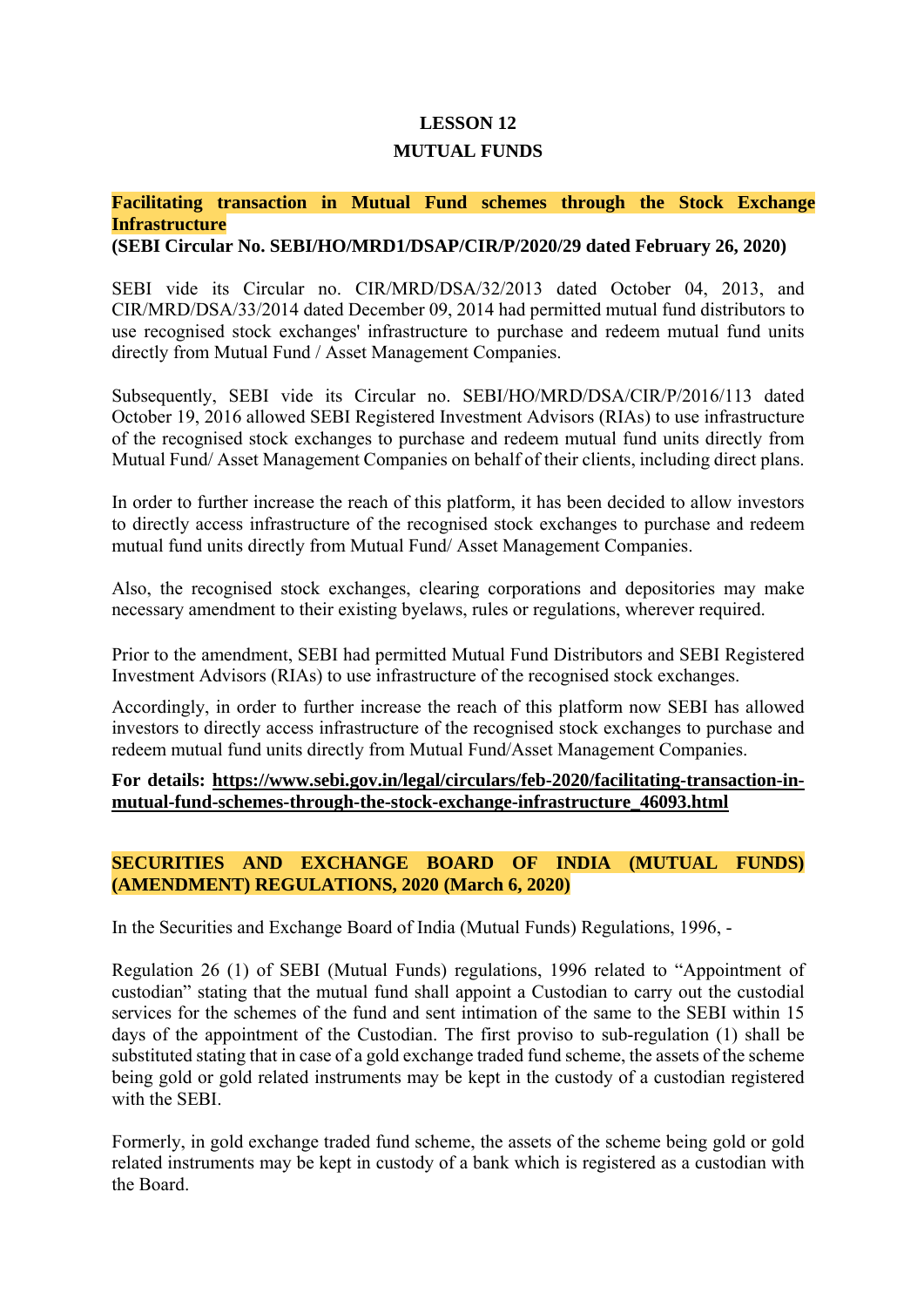# LESSON 12

# MUTUAL FUNDS

**Facilitating transaction in Mutual Fund schemes through the Stock Exchange Infrastructure**
**(SEBI Circular No. SEBI/HO/MRD1/DSAP/CIR/P/2020/29 dated February 26, 2020)**

SEBI vide its Circular no. CIR/MRD/DSA/32/2013 dated October 04, 2013, and CIR/MRD/DSA/33/2014 dated December 09, 2014 had permitted mutual fund distributors to use recognised stock exchanges' infrastructure to purchase and redeem mutual fund units directly from Mutual Fund / Asset Management Companies.

Subsequently, SEBI vide its Circular no. SEBI/HO/MRD/DSA/CIR/P/2016/113 dated October 19, 2016 allowed SEBI Registered Investment Advisors (RIAs) to use infrastructure of the recognised stock exchanges to purchase and redeem mutual fund units directly from Mutual Fund/ Asset Management Companies on behalf of their clients, including direct plans.

In order to further increase the reach of this platform, it has been decided to allow investors to directly access infrastructure of the recognised stock exchanges to purchase and redeem mutual fund units directly from Mutual Fund/ Asset Management Companies.

Also, the recognised stock exchanges, clearing corporations and depositories may make necessary amendment to their existing byelaws, rules or regulations, wherever required.

Prior to the amendment, SEBI had permitted Mutual Fund Distributors and SEBI Registered Investment Advisors (RIAs) to use infrastructure of the recognised stock exchanges.

Accordingly, in order to further increase the reach of this platform now SEBI has allowed investors to directly access infrastructure of the recognised stock exchanges to purchase and redeem mutual fund units directly from Mutual Fund/Asset Management Companies.

**For details: https://www.sebi.gov.in/legal/circulars/feb-2020/facilitating-transaction-in-mutual-fund-schemes-through-the-stock-exchange-infrastructure_46093.html**

**SECURITIES AND EXCHANGE BOARD OF INDIA (MUTUAL FUNDS) (AMENDMENT) REGULATIONS, 2020 (March 6, 2020)**

In the Securities and Exchange Board of India (Mutual Funds) Regulations, 1996, -

Regulation 26 (1) of SEBI (Mutual Funds) regulations, 1996 related to "Appointment of custodian" stating that the mutual fund shall appoint a Custodian to carry out the custodial services for the schemes of the fund and sent intimation of the same to the SEBI within 15 days of the appointment of the Custodian. The first proviso to sub-regulation (1) shall be substituted stating that in case of a gold exchange traded fund scheme, the assets of the scheme being gold or gold related instruments may be kept in the custody of a custodian registered with the SEBI.

Formerly, in gold exchange traded fund scheme, the assets of the scheme being gold or gold related instruments may be kept in custody of a bank which is registered as a custodian with the Board.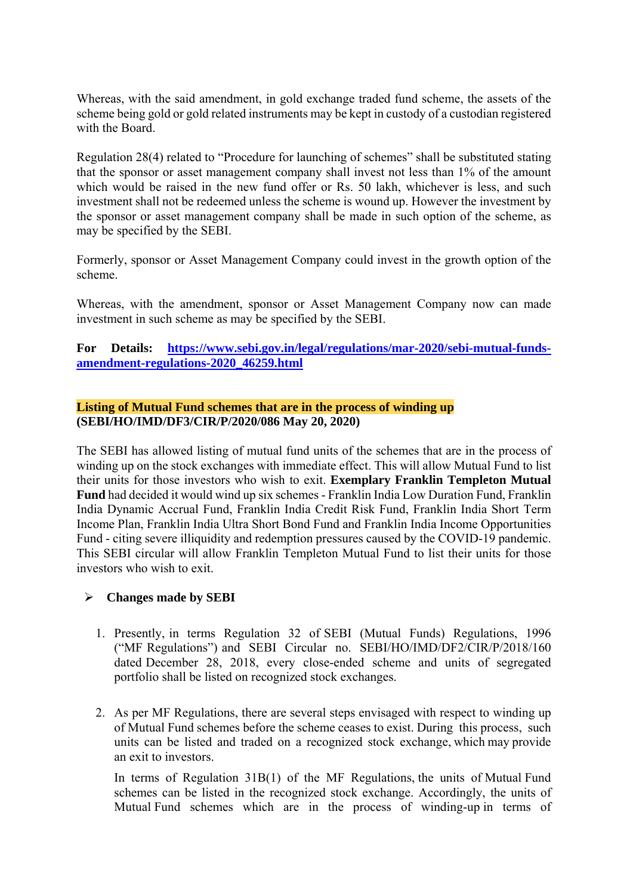Whereas, with the said amendment, in gold exchange traded fund scheme, the assets of the scheme being gold or gold related instruments may be kept in custody of a custodian registered with the Board.

Regulation 28(4) related to "Procedure for launching of schemes" shall be substituted stating that the sponsor or asset management company shall invest not less than 1% of the amount which would be raised in the new fund offer or Rs. 50 lakh, whichever is less, and such investment shall not be redeemed unless the scheme is wound up. However the investment by the sponsor or asset management company shall be made in such option of the scheme, as may be specified by the SEBI.

Formerly, sponsor or Asset Management Company could invest in the growth option of the scheme.

Whereas, with the amendment, sponsor or Asset Management Company now can made investment in such scheme as may be specified by the SEBI.

**For Details: [https://www.sebi.gov.in/legal/regulations/mar-2020/sebi-mutual-funds-amendment-regulations-2020_46259.html](https://www.sebi.gov.in/legal/regulations/mar-2020/sebi-mutual-funds-amendment-regulations-2020_46259.html)**

**Listing of Mutual Fund schemes that are in the process of winding up**
**(SEBI/HO/IMD/DF3/CIR/P/2020/086 May 20, 2020)**

The SEBI has allowed listing of mutual fund units of the schemes that are in the process of winding up on the stock exchanges with immediate effect. This will allow Mutual Fund to list their units for those investors who wish to exit. **Exemplary Franklin Templeton Mutual Fund** had decided it would wind up six schemes - Franklin India Low Duration Fund, Franklin India Dynamic Accrual Fund, Franklin India Credit Risk Fund, Franklin India Short Term Income Plan, Franklin India Ultra Short Bond Fund and Franklin India Income Opportunities Fund - citing severe illiquidity and redemption pressures caused by the COVID-19 pandemic. This SEBI circular will allow Franklin Templeton Mutual Fund to list their units for those investors who wish to exit.

- **Changes made by SEBI**

1. Presently, in terms Regulation 32 of SEBI (Mutual Funds) Regulations, 1996 ("MF Regulations") and SEBI Circular no. SEBI/HO/IMD/DF2/CIR/P/2018/160 dated December 28, 2018, every close-ended scheme and units of segregated portfolio shall be listed on recognized stock exchanges.

2. As per MF Regulations, there are several steps envisaged with respect to winding up of Mutual Fund schemes before the scheme ceases to exist. During this process, such units can be listed and traded on a recognized stock exchange, which may provide an exit to investors.

   In terms of Regulation 31B(1) of the MF Regulations, the units of Mutual Fund schemes can be listed in the recognized stock exchange. Accordingly, the units of Mutual Fund schemes which are in the process of winding-up in terms of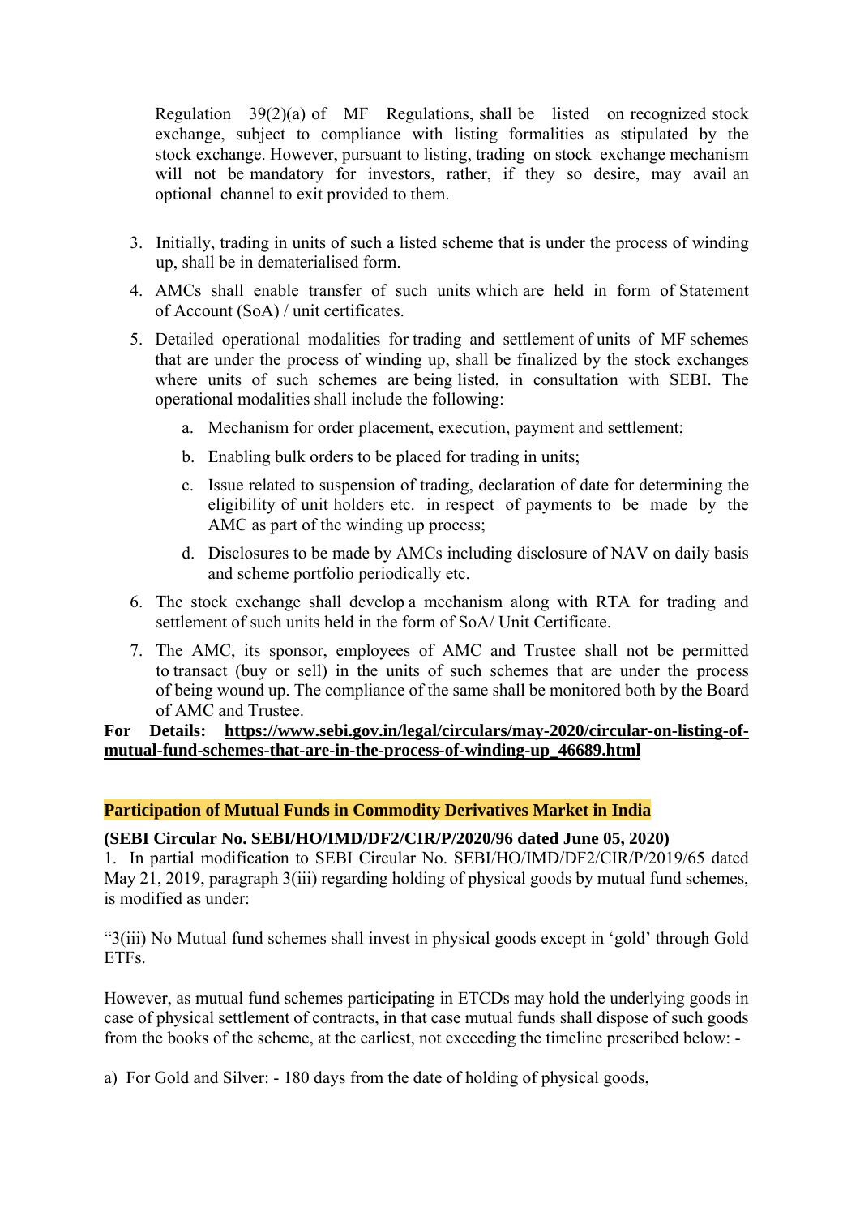Regulation 39(2)(a) of MF Regulations, shall be listed on recognized stock exchange, subject to compliance with listing formalities as stipulated by the stock exchange. However, pursuant to listing, trading on stock exchange mechanism will not be mandatory for investors, rather, if they so desire, may avail an optional channel to exit provided to them.

3. Initially, trading in units of such a listed scheme that is under the process of winding up, shall be in dematerialised form.
4. AMCs shall enable transfer of such units which are held in form of Statement of Account (SoA) / unit certificates.
5. Detailed operational modalities for trading and settlement of units of MF schemes that are under the process of winding up, shall be finalized by the stock exchanges where units of such schemes are being listed, in consultation with SEBI. The operational modalities shall include the following:
   a. Mechanism for order placement, execution, payment and settlement;
   b. Enabling bulk orders to be placed for trading in units;
   c. Issue related to suspension of trading, declaration of date for determining the eligibility of unit holders etc. in respect of payments to be made by the AMC as part of the winding up process;
   d. Disclosures to be made by AMCs including disclosure of NAV on daily basis and scheme portfolio periodically etc.
6. The stock exchange shall develop a mechanism along with RTA for trading and settlement of such units held in the form of SoA/ Unit Certificate.
7. The AMC, its sponsor, employees of AMC and Trustee shall not be permitted to transact (buy or sell) in the units of such schemes that are under the process of being wound up. The compliance of the same shall be monitored both by the Board of AMC and Trustee.

**For Details: https://www.sebi.gov.in/legal/circulars/may-2020/circular-on-listing-of-mutual-fund-schemes-that-are-in-the-process-of-winding-up_46689.html**

## Participation of Mutual Funds in Commodity Derivatives Market in India

**(SEBI Circular No. SEBI/HO/IMD/DF2/CIR/P/2020/96 dated June 05, 2020)**

1. In partial modification to SEBI Circular No. SEBI/HO/IMD/DF2/CIR/P/2019/65 dated May 21, 2019, paragraph 3(iii) regarding holding of physical goods by mutual fund schemes, is modified as under:

"3(iii) No Mutual fund schemes shall invest in physical goods except in 'gold' through Gold ETFs.

However, as mutual fund schemes participating in ETCDs may hold the underlying goods in case of physical settlement of contracts, in that case mutual funds shall dispose of such goods from the books of the scheme, at the earliest, not exceeding the timeline prescribed below: -

a) For Gold and Silver: - 180 days from the date of holding of physical goods,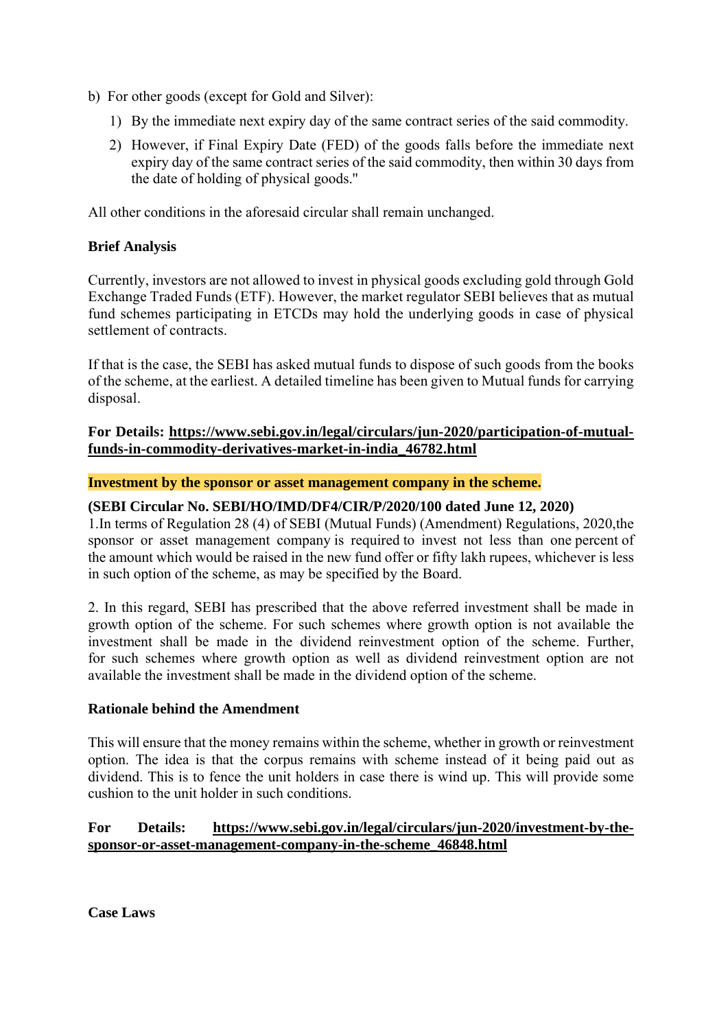b) For other goods (except for Gold and Silver):

   1) By the immediate next expiry day of the same contract series of the said commodity.

   2) However, if Final Expiry Date (FED) of the goods falls before the immediate next expiry day of the same contract series of the said commodity, then within 30 days from the date of holding of physical goods."

All other conditions in the aforesaid circular shall remain unchanged.

**Brief Analysis**

Currently, investors are not allowed to invest in physical goods excluding gold through Gold Exchange Traded Funds (ETF). However, the market regulator SEBI believes that as mutual fund schemes participating in ETCDs may hold the underlying goods in case of physical settlement of contracts.

If that is the case, the SEBI has asked mutual funds to dispose of such goods from the books of the scheme, at the earliest. A detailed timeline has been given to Mutual funds for carrying disposal.

**For Details: https://www.sebi.gov.in/legal/circulars/jun-2020/participation-of-mutual-funds-in-commodity-derivatives-market-in-india_46782.html**

**Investment by the sponsor or asset management company in the scheme.**

**(SEBI Circular No. SEBI/HO/IMD/DF4/CIR/P/2020/100 dated June 12, 2020)**

1.In terms of Regulation 28 (4) of SEBI (Mutual Funds) (Amendment) Regulations, 2020,the sponsor or asset management company is required to invest not less than one percent of the amount which would be raised in the new fund offer or fifty lakh rupees, whichever is less in such option of the scheme, as may be specified by the Board.

2. In this regard, SEBI has prescribed that the above referred investment shall be made in growth option of the scheme. For such schemes where growth option is not available the investment shall be made in the dividend reinvestment option of the scheme. Further, for such schemes where growth option as well as dividend reinvestment option are not available the investment shall be made in the dividend option of the scheme.

**Rationale behind the Amendment**

This will ensure that the money remains within the scheme, whether in growth or reinvestment option. The idea is that the corpus remains with scheme instead of it being paid out as dividend. This is to fence the unit holders in case there is wind up. This will provide some cushion to the unit holder in such conditions.

**For Details: https://www.sebi.gov.in/legal/circulars/jun-2020/investment-by-the-sponsor-or-asset-management-company-in-the-scheme_46848.html**

**Case Laws**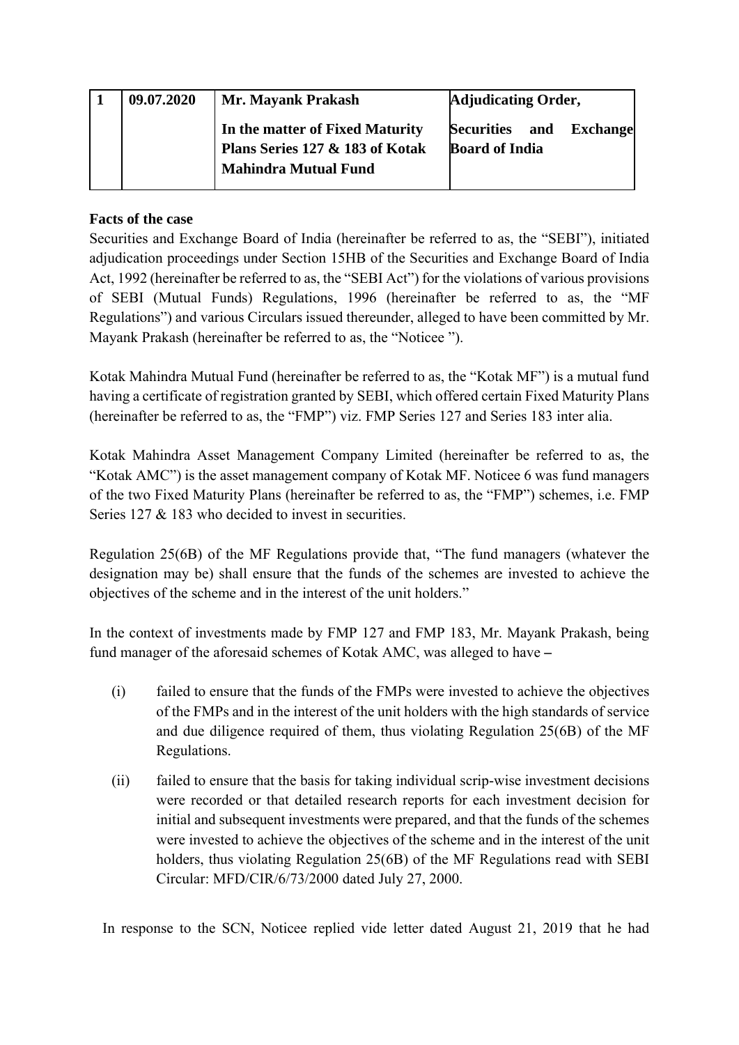| 1 | 09.07.2020 | **Mr. Mayank Prakash**<br><br>**In the matter of Fixed Maturity Plans Series 127 & 183 of Kotak Mahindra Mutual Fund** | **Adjudicating Order,**<br><br>**Securities and Exchange Board of India** |
|---|---|---|---|

**Facts of the case**

Securities and Exchange Board of India (hereinafter be referred to as, the "SEBI"), initiated adjudication proceedings under Section 15HB of the Securities and Exchange Board of India Act, 1992 (hereinafter be referred to as, the "SEBI Act") for the violations of various provisions of SEBI (Mutual Funds) Regulations, 1996 (hereinafter be referred to as, the "MF Regulations") and various Circulars issued thereunder, alleged to have been committed by Mr. Mayank Prakash (hereinafter be referred to as, the "Noticee ").

Kotak Mahindra Mutual Fund (hereinafter be referred to as, the "Kotak MF") is a mutual fund having a certificate of registration granted by SEBI, which offered certain Fixed Maturity Plans (hereinafter be referred to as, the "FMP") viz. FMP Series 127 and Series 183 inter alia.

Kotak Mahindra Asset Management Company Limited (hereinafter be referred to as, the "Kotak AMC") is the asset management company of Kotak MF. Noticee 6 was fund managers of the two Fixed Maturity Plans (hereinafter be referred to as, the "FMP") schemes, i.e. FMP Series 127 & 183 who decided to invest in securities.

Regulation 25(6B) of the MF Regulations provide that, "The fund managers (whatever the designation may be) shall ensure that the funds of the schemes are invested to achieve the objectives of the scheme and in the interest of the unit holders."

In the context of investments made by FMP 127 and FMP 183, Mr. Mayank Prakash, being fund manager of the aforesaid schemes of Kotak AMC, was alleged to have –

(i) failed to ensure that the funds of the FMPs were invested to achieve the objectives of the FMPs and in the interest of the unit holders with the high standards of service and due diligence required of them, thus violating Regulation 25(6B) of the MF Regulations.

(ii) failed to ensure that the basis for taking individual scrip-wise investment decisions were recorded or that detailed research reports for each investment decision for initial and subsequent investments were prepared, and that the funds of the schemes were invested to achieve the objectives of the scheme and in the interest of the unit holders, thus violating Regulation 25(6B) of the MF Regulations read with SEBI Circular: MFD/CIR/6/73/2000 dated July 27, 2000.

In response to the SCN, Noticee replied vide letter dated August 21, 2019 that he had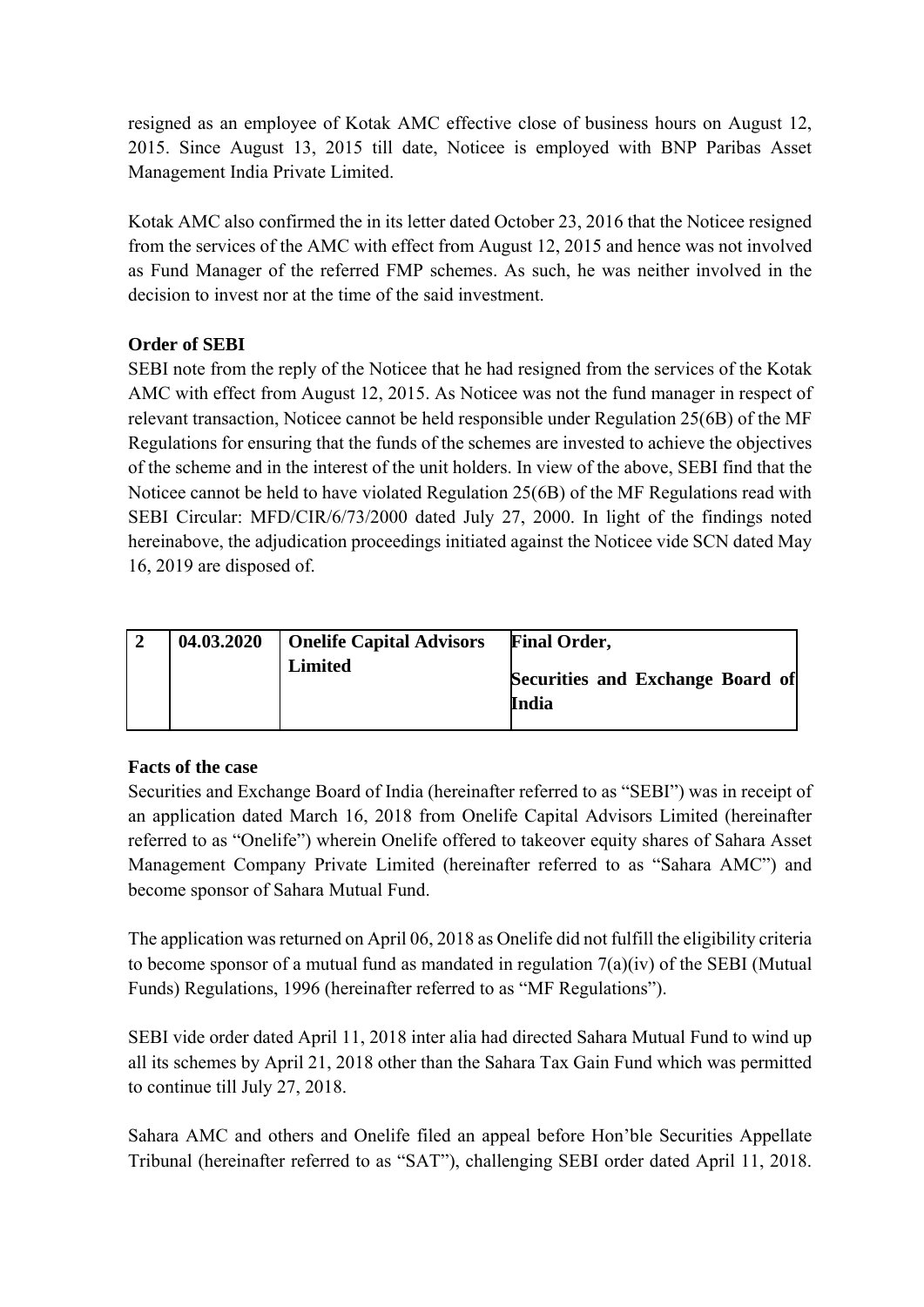resigned as an employee of Kotak AMC effective close of business hours on August 12, 2015. Since August 13, 2015 till date, Noticee is employed with BNP Paribas Asset Management India Private Limited.

Kotak AMC also confirmed the in its letter dated October 23, 2016 that the Noticee resigned from the services of the AMC with effect from August 12, 2015 and hence was not involved as Fund Manager of the referred FMP schemes. As such, he was neither involved in the decision to invest nor at the time of the said investment.

**Order of SEBI**

SEBI note from the reply of the Noticee that he had resigned from the services of the Kotak AMC with effect from August 12, 2015. As Noticee was not the fund manager in respect of relevant transaction, Noticee cannot be held responsible under Regulation 25(6B) of the MF Regulations for ensuring that the funds of the schemes are invested to achieve the objectives of the scheme and in the interest of the unit holders. In view of the above, SEBI find that the Noticee cannot be held to have violated Regulation 25(6B) of the MF Regulations read with SEBI Circular: MFD/CIR/6/73/2000 dated July 27, 2000. In light of the findings noted hereinabove, the adjudication proceedings initiated against the Noticee vide SCN dated May 16, 2019 are disposed of.

| **2** | **04.03.2020** | **Onelife Capital Advisors Limited** | **Final Order, Securities and Exchange Board of India** |
|---|---|---|---|

**Facts of the case**

Securities and Exchange Board of India (hereinafter referred to as "SEBI") was in receipt of an application dated March 16, 2018 from Onelife Capital Advisors Limited (hereinafter referred to as "Onelife") wherein Onelife offered to takeover equity shares of Sahara Asset Management Company Private Limited (hereinafter referred to as "Sahara AMC") and become sponsor of Sahara Mutual Fund.

The application was returned on April 06, 2018 as Onelife did not fulfill the eligibility criteria to become sponsor of a mutual fund as mandated in regulation 7(a)(iv) of the SEBI (Mutual Funds) Regulations, 1996 (hereinafter referred to as "MF Regulations").

SEBI vide order dated April 11, 2018 inter alia had directed Sahara Mutual Fund to wind up all its schemes by April 21, 2018 other than the Sahara Tax Gain Fund which was permitted to continue till July 27, 2018.

Sahara AMC and others and Onelife filed an appeal before Hon'ble Securities Appellate Tribunal (hereinafter referred to as "SAT"), challenging SEBI order dated April 11, 2018.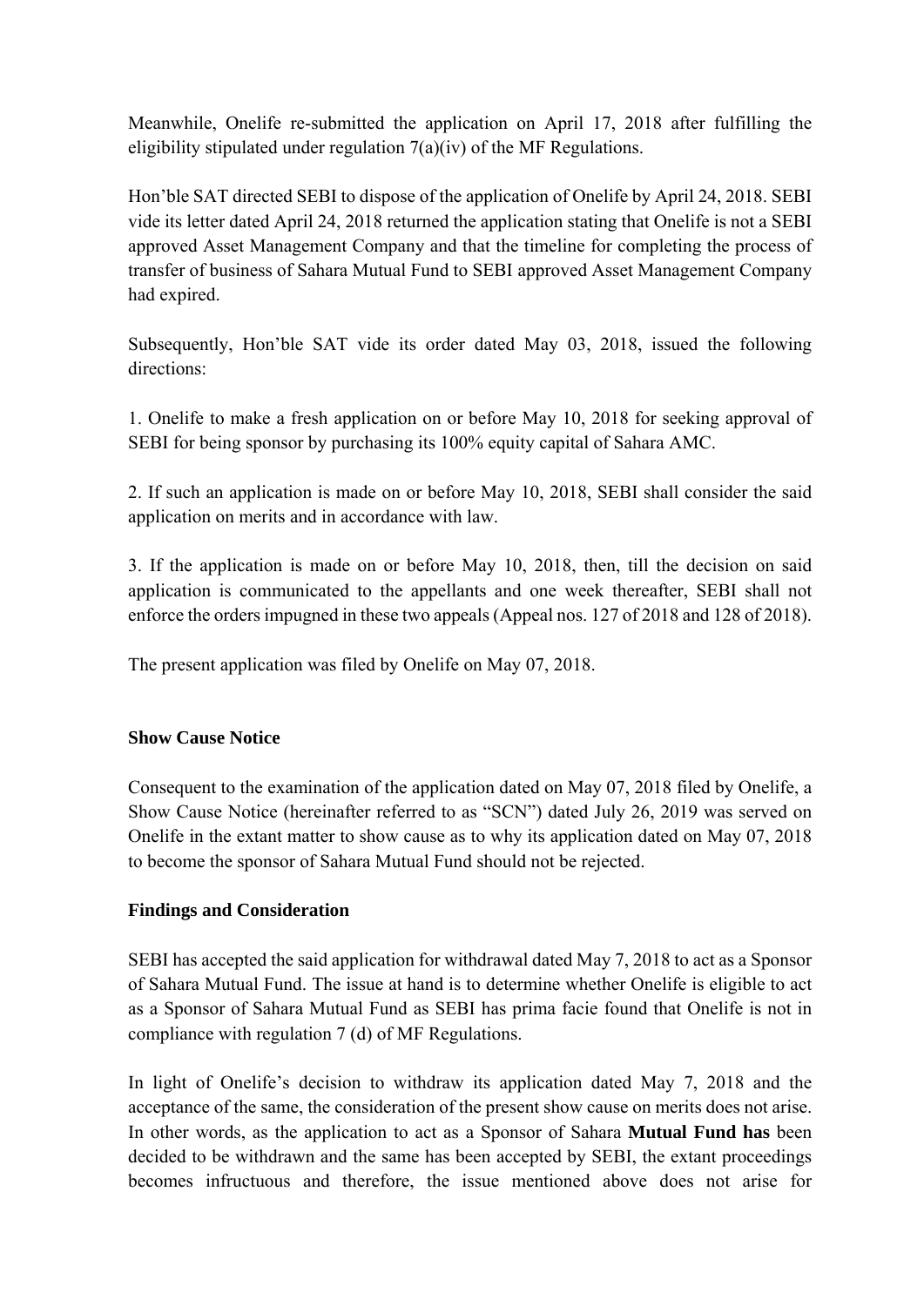Meanwhile, Onelife re-submitted the application on April 17, 2018 after fulfilling the eligibility stipulated under regulation 7(a)(iv) of the MF Regulations.

Hon'ble SAT directed SEBI to dispose of the application of Onelife by April 24, 2018. SEBI vide its letter dated April 24, 2018 returned the application stating that Onelife is not a SEBI approved Asset Management Company and that the timeline for completing the process of transfer of business of Sahara Mutual Fund to SEBI approved Asset Management Company had expired.

Subsequently, Hon'ble SAT vide its order dated May 03, 2018, issued the following directions:

1. Onelife to make a fresh application on or before May 10, 2018 for seeking approval of SEBI for being sponsor by purchasing its 100% equity capital of Sahara AMC.

2. If such an application is made on or before May 10, 2018, SEBI shall consider the said application on merits and in accordance with law.

3. If the application is made on or before May 10, 2018, then, till the decision on said application is communicated to the appellants and one week thereafter, SEBI shall not enforce the orders impugned in these two appeals (Appeal nos. 127 of 2018 and 128 of 2018).

The present application was filed by Onelife on May 07, 2018.

**Show Cause Notice**

Consequent to the examination of the application dated on May 07, 2018 filed by Onelife, a Show Cause Notice (hereinafter referred to as "SCN") dated July 26, 2019 was served on Onelife in the extant matter to show cause as to why its application dated on May 07, 2018 to become the sponsor of Sahara Mutual Fund should not be rejected.

**Findings and Consideration**

SEBI has accepted the said application for withdrawal dated May 7, 2018 to act as a Sponsor of Sahara Mutual Fund. The issue at hand is to determine whether Onelife is eligible to act as a Sponsor of Sahara Mutual Fund as SEBI has prima facie found that Onelife is not in compliance with regulation 7 (d) of MF Regulations.

In light of Onelife's decision to withdraw its application dated May 7, 2018 and the acceptance of the same, the consideration of the present show cause on merits does not arise. In other words, as the application to act as a Sponsor of Sahara **Mutual Fund has** been decided to be withdrawn and the same has been accepted by SEBI, the extant proceedings becomes infructuous and therefore, the issue mentioned above does not arise for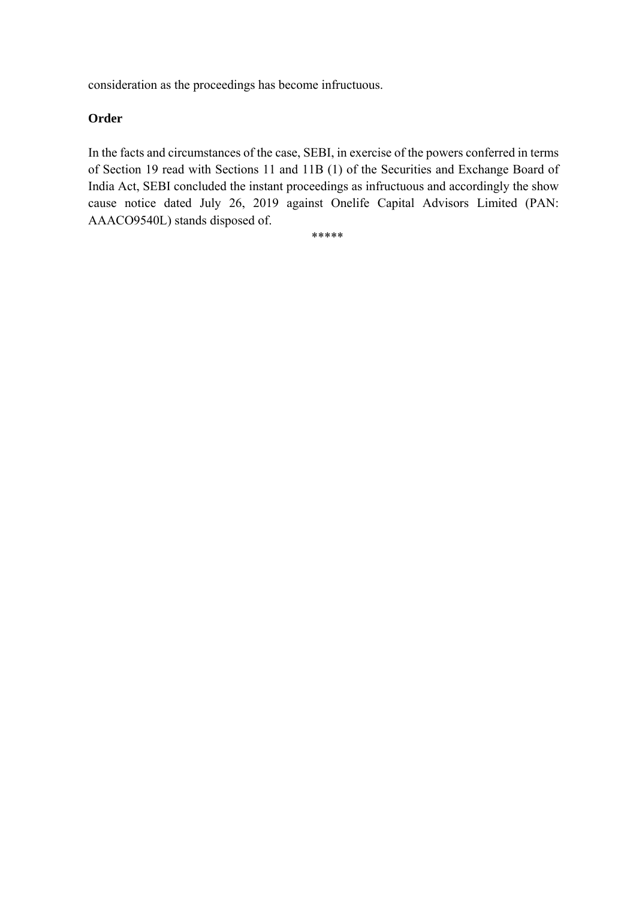consideration as the proceedings has become infructuous.

**Order**

In the facts and circumstances of the case, SEBI, in exercise of the powers conferred in terms of Section 19 read with Sections 11 and 11B (1) of the Securities and Exchange Board of India Act, SEBI concluded the instant proceedings as infructuous and accordingly the show cause notice dated July 26, 2019 against Onelife Capital Advisors Limited (PAN: AAACO9540L) stands disposed of.

*****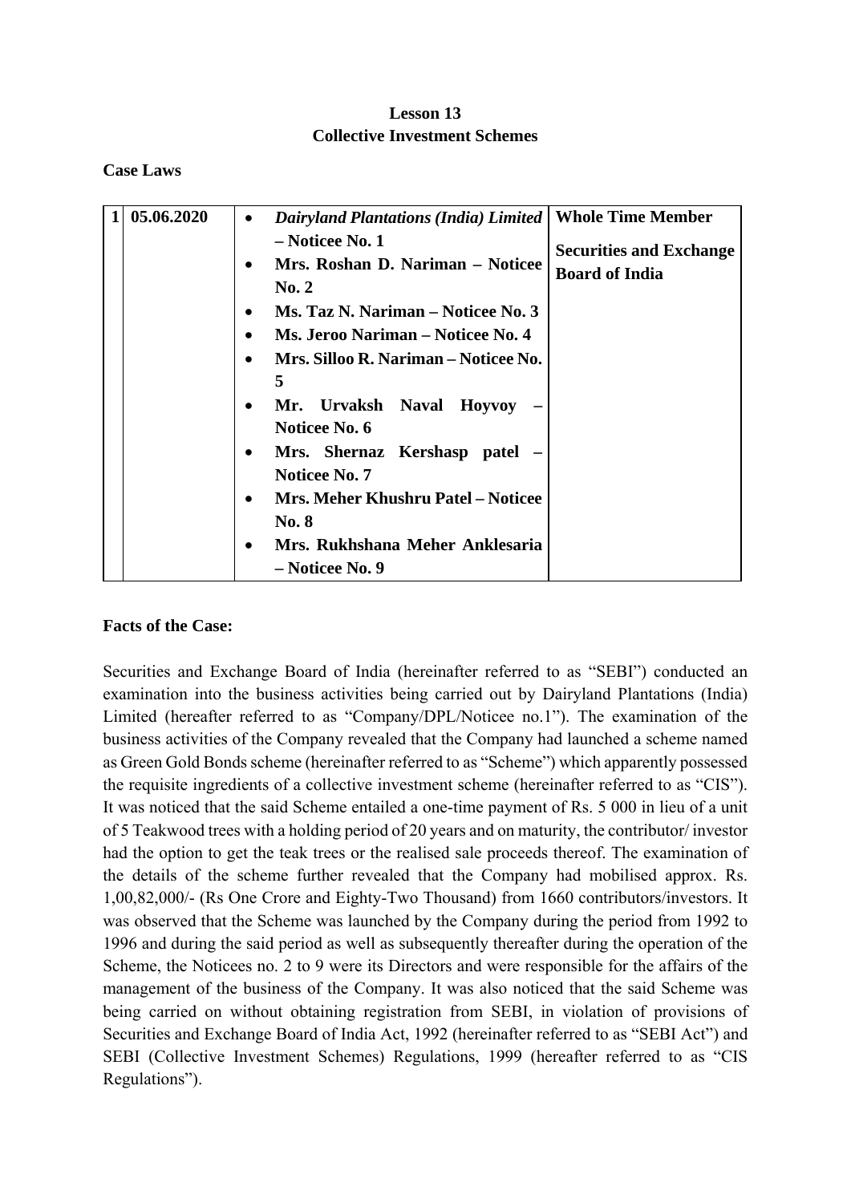**Lesson 13**
**Collective Investment Schemes**

**Case Laws**

| 1 | 05.06.2020 | • ***Dairyland Plantations (India) Limited* – Noticee No. 1**<br>• **Mrs. Roshan D. Nariman – Noticee No. 2**<br>• **Ms. Taz N. Nariman – Noticee No. 3**<br>• **Ms. Jeroo Nariman – Noticee No. 4**<br>• **Mrs. Silloo R. Nariman – Noticee No. 5**<br>• **Mr. Urvaksh Naval Hoyvoy – Noticee No. 6**<br>• **Mrs. Shernaz Kershasp patel – Noticee No. 7**<br>• **Mrs. Meher Khushru Patel – Noticee No. 8**<br>• **Mrs. Rukhshana Meher Anklesaria – Noticee No. 9** | **Whole Time Member**<br>**Securities and Exchange Board of India** |
|---|---|---|---|

**Facts of the Case:**

Securities and Exchange Board of India (hereinafter referred to as "SEBI") conducted an examination into the business activities being carried out by Dairyland Plantations (India) Limited (hereafter referred to as "Company/DPL/Noticee no.1"). The examination of the business activities of the Company revealed that the Company had launched a scheme named as Green Gold Bonds scheme (hereinafter referred to as "Scheme") which apparently possessed the requisite ingredients of a collective investment scheme (hereinafter referred to as "CIS"). It was noticed that the said Scheme entailed a one-time payment of Rs. 5 000 in lieu of a unit of 5 Teakwood trees with a holding period of 20 years and on maturity, the contributor/ investor had the option to get the teak trees or the realised sale proceeds thereof. The examination of the details of the scheme further revealed that the Company had mobilised approx. Rs. 1,00,82,000/- (Rs One Crore and Eighty-Two Thousand) from 1660 contributors/investors. It was observed that the Scheme was launched by the Company during the period from 1992 to 1996 and during the said period as well as subsequently thereafter during the operation of the Scheme, the Noticees no. 2 to 9 were its Directors and were responsible for the affairs of the management of the business of the Company. It was also noticed that the said Scheme was being carried on without obtaining registration from SEBI, in violation of provisions of Securities and Exchange Board of India Act, 1992 (hereinafter referred to as "SEBI Act") and SEBI (Collective Investment Schemes) Regulations, 1999 (hereafter referred to as "CIS Regulations").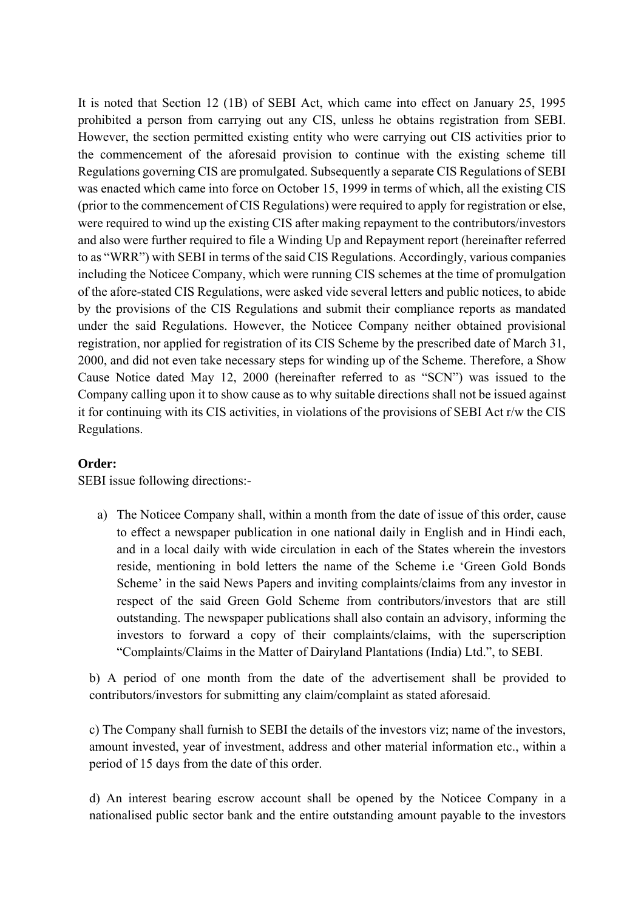It is noted that Section 12 (1B) of SEBI Act, which came into effect on January 25, 1995 prohibited a person from carrying out any CIS, unless he obtains registration from SEBI. However, the section permitted existing entity who were carrying out CIS activities prior to the commencement of the aforesaid provision to continue with the existing scheme till Regulations governing CIS are promulgated. Subsequently a separate CIS Regulations of SEBI was enacted which came into force on October 15, 1999 in terms of which, all the existing CIS (prior to the commencement of CIS Regulations) were required to apply for registration or else, were required to wind up the existing CIS after making repayment to the contributors/investors and also were further required to file a Winding Up and Repayment report (hereinafter referred to as "WRR") with SEBI in terms of the said CIS Regulations. Accordingly, various companies including the Noticee Company, which were running CIS schemes at the time of promulgation of the afore-stated CIS Regulations, were asked vide several letters and public notices, to abide by the provisions of the CIS Regulations and submit their compliance reports as mandated under the said Regulations. However, the Noticee Company neither obtained provisional registration, nor applied for registration of its CIS Scheme by the prescribed date of March 31, 2000, and did not even take necessary steps for winding up of the Scheme. Therefore, a Show Cause Notice dated May 12, 2000 (hereinafter referred to as "SCN") was issued to the Company calling upon it to show cause as to why suitable directions shall not be issued against it for continuing with its CIS activities, in violations of the provisions of SEBI Act r/w the CIS Regulations.

**Order:**

SEBI issue following directions:-

a) The Noticee Company shall, within a month from the date of issue of this order, cause to effect a newspaper publication in one national daily in English and in Hindi each, and in a local daily with wide circulation in each of the States wherein the investors reside, mentioning in bold letters the name of the Scheme i.e 'Green Gold Bonds Scheme' in the said News Papers and inviting complaints/claims from any investor in respect of the said Green Gold Scheme from contributors/investors that are still outstanding. The newspaper publications shall also contain an advisory, informing the investors to forward a copy of their complaints/claims, with the superscription "Complaints/Claims in the Matter of Dairyland Plantations (India) Ltd.", to SEBI.

b) A period of one month from the date of the advertisement shall be provided to contributors/investors for submitting any claim/complaint as stated aforesaid.

c) The Company shall furnish to SEBI the details of the investors viz; name of the investors, amount invested, year of investment, address and other material information etc., within a period of 15 days from the date of this order.

d) An interest bearing escrow account shall be opened by the Noticee Company in a nationalised public sector bank and the entire outstanding amount payable to the investors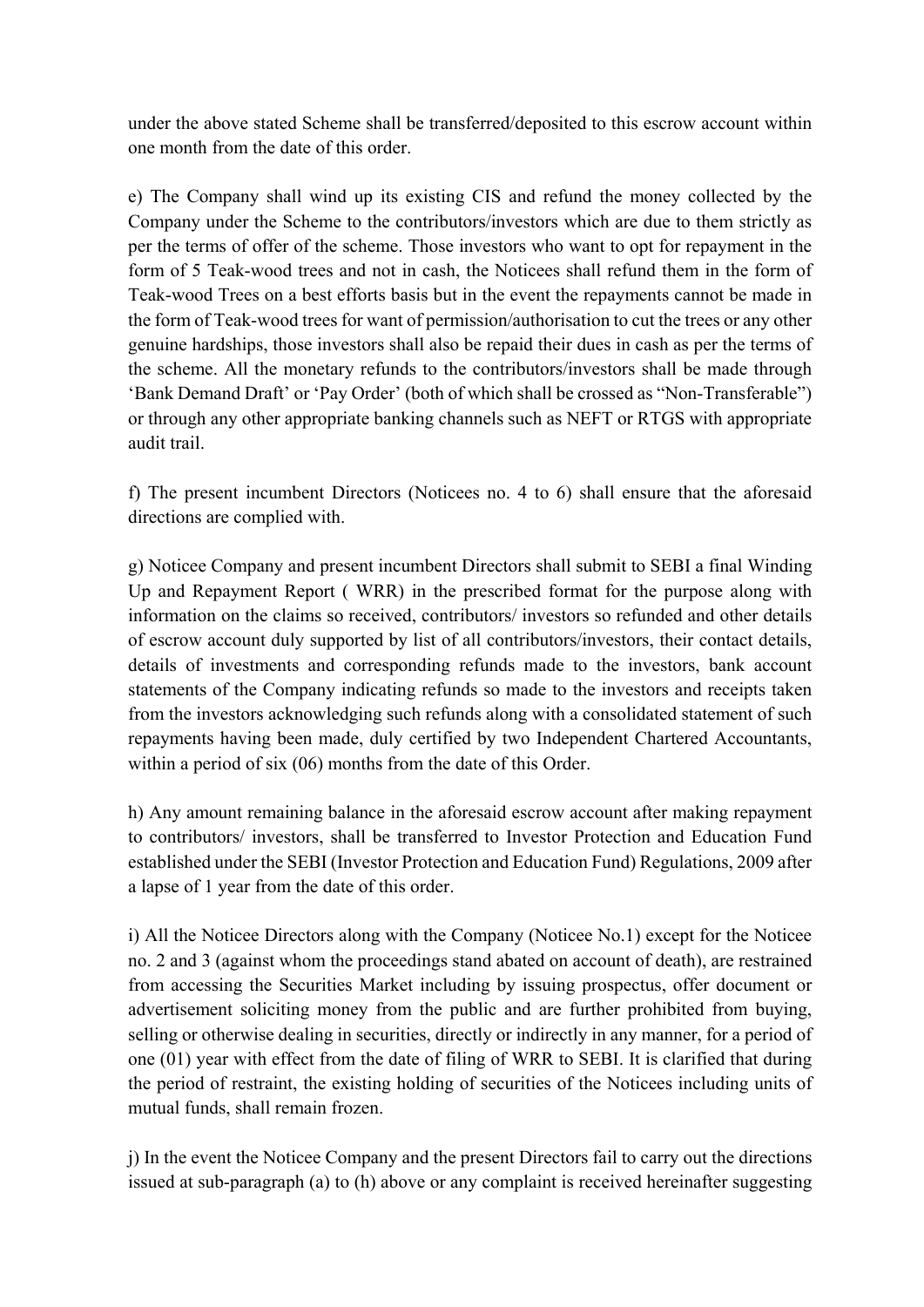under the above stated Scheme shall be transferred/deposited to this escrow account within one month from the date of this order.

e) The Company shall wind up its existing CIS and refund the money collected by the Company under the Scheme to the contributors/investors which are due to them strictly as per the terms of offer of the scheme. Those investors who want to opt for repayment in the form of 5 Teak-wood trees and not in cash, the Noticees shall refund them in the form of Teak-wood Trees on a best efforts basis but in the event the repayments cannot be made in the form of Teak-wood trees for want of permission/authorisation to cut the trees or any other genuine hardships, those investors shall also be repaid their dues in cash as per the terms of the scheme. All the monetary refunds to the contributors/investors shall be made through 'Bank Demand Draft' or 'Pay Order' (both of which shall be crossed as "Non-Transferable") or through any other appropriate banking channels such as NEFT or RTGS with appropriate audit trail.

f) The present incumbent Directors (Noticees no. 4 to 6) shall ensure that the aforesaid directions are complied with.

g) Noticee Company and present incumbent Directors shall submit to SEBI a final Winding Up and Repayment Report ( WRR) in the prescribed format for the purpose along with information on the claims so received, contributors/ investors so refunded and other details of escrow account duly supported by list of all contributors/investors, their contact details, details of investments and corresponding refunds made to the investors, bank account statements of the Company indicating refunds so made to the investors and receipts taken from the investors acknowledging such refunds along with a consolidated statement of such repayments having been made, duly certified by two Independent Chartered Accountants, within a period of six (06) months from the date of this Order.

h) Any amount remaining balance in the aforesaid escrow account after making repayment to contributors/ investors, shall be transferred to Investor Protection and Education Fund established under the SEBI (Investor Protection and Education Fund) Regulations, 2009 after a lapse of 1 year from the date of this order.

i) All the Noticee Directors along with the Company (Noticee No.1) except for the Noticee no. 2 and 3 (against whom the proceedings stand abated on account of death), are restrained from accessing the Securities Market including by issuing prospectus, offer document or advertisement soliciting money from the public and are further prohibited from buying, selling or otherwise dealing in securities, directly or indirectly in any manner, for a period of one (01) year with effect from the date of filing of WRR to SEBI. It is clarified that during the period of restraint, the existing holding of securities of the Noticees including units of mutual funds, shall remain frozen.

j) In the event the Noticee Company and the present Directors fail to carry out the directions issued at sub-paragraph (a) to (h) above or any complaint is received hereinafter suggesting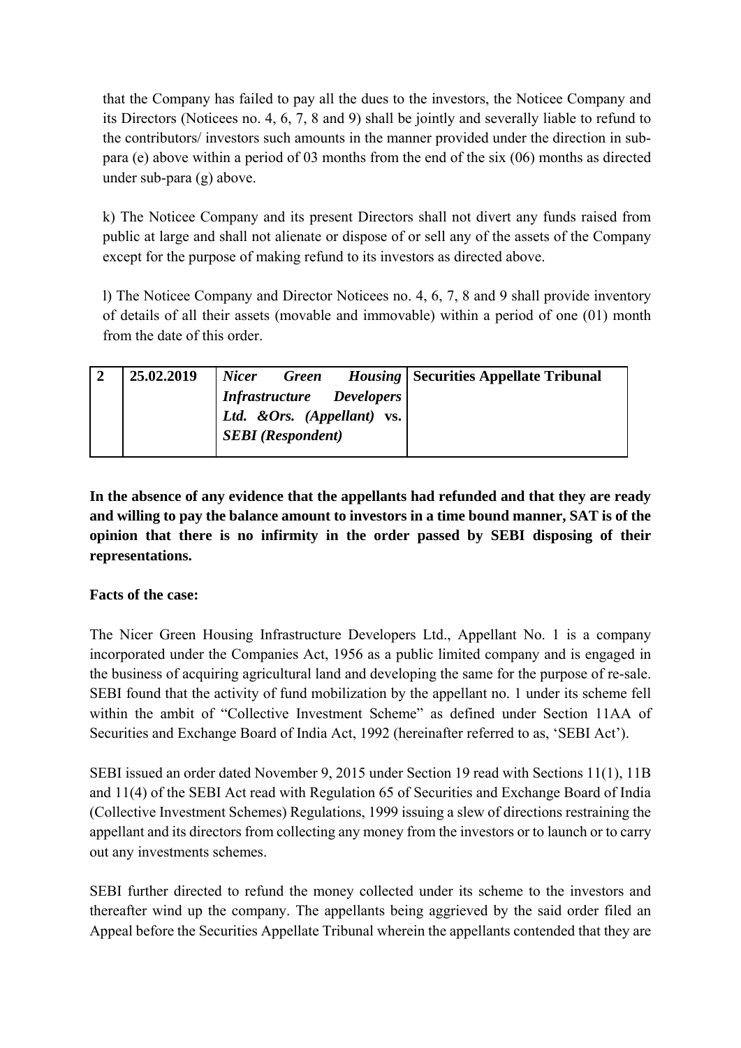that the Company has failed to pay all the dues to the investors, the Noticee Company and its Directors (Noticees no. 4, 6, 7, 8 and 9) shall be jointly and severally liable to refund to the contributors/ investors such amounts in the manner provided under the direction in sub-para (e) above within a period of 03 months from the end of the six (06) months as directed under sub-para (g) above.

k) The Noticee Company and its present Directors shall not divert any funds raised from public at large and shall not alienate or dispose of or sell any of the assets of the Company except for the purpose of making refund to its investors as directed above.

l) The Noticee Company and Director Noticees no. 4, 6, 7, 8 and 9 shall provide inventory of details of all their assets (movable and immovable) within a period of one (01) month from the date of this order.

| **2** | **25.02.2019** | ***Nicer Green Housing Infrastructure Developers Ltd. &Ors. (Appellant)*** **vs.** ***SEBI (Respondent)*** | **Securities Appellate Tribunal** |
|---|---|---|---|

**In the absence of any evidence that the appellants had refunded and that they are ready and willing to pay the balance amount to investors in a time bound manner, SAT is of the opinion that there is no infirmity in the order passed by SEBI disposing of their representations.**

**Facts of the case:**

The Nicer Green Housing Infrastructure Developers Ltd., Appellant No. 1 is a company incorporated under the Companies Act, 1956 as a public limited company and is engaged in the business of acquiring agricultural land and developing the same for the purpose of re-sale. SEBI found that the activity of fund mobilization by the appellant no. 1 under its scheme fell within the ambit of "Collective Investment Scheme" as defined under Section 11AA of Securities and Exchange Board of India Act, 1992 (hereinafter referred to as, 'SEBI Act').

SEBI issued an order dated November 9, 2015 under Section 19 read with Sections 11(1), 11B and 11(4) of the SEBI Act read with Regulation 65 of Securities and Exchange Board of India (Collective Investment Schemes) Regulations, 1999 issuing a slew of directions restraining the appellant and its directors from collecting any money from the investors or to launch or to carry out any investments schemes.

SEBI further directed to refund the money collected under its scheme to the investors and thereafter wind up the company. The appellants being aggrieved by the said order filed an Appeal before the Securities Appellate Tribunal wherein the appellants contended that they are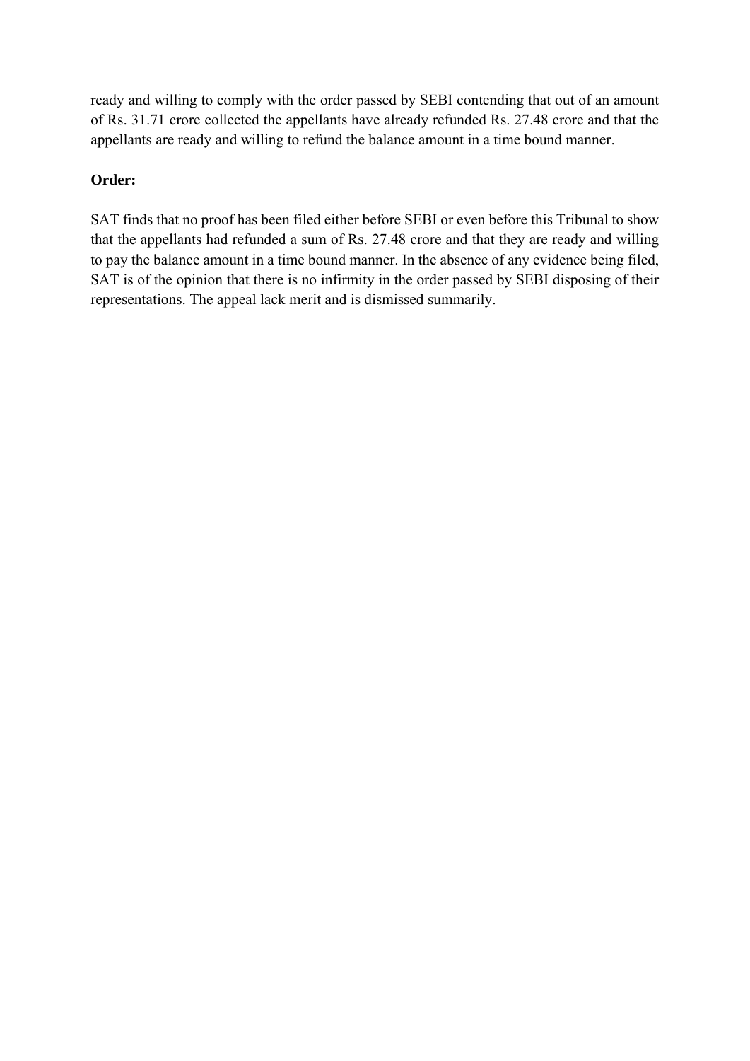ready and willing to comply with the order passed by SEBI contending that out of an amount of Rs. 31.71 crore collected the appellants have already refunded Rs. 27.48 crore and that the appellants are ready and willing to refund the balance amount in a time bound manner.

**Order:**

SAT finds that no proof has been filed either before SEBI or even before this Tribunal to show that the appellants had refunded a sum of Rs. 27.48 crore and that they are ready and willing to pay the balance amount in a time bound manner. In the absence of any evidence being filed, SAT is of the opinion that there is no infirmity in the order passed by SEBI disposing of their representations. The appeal lack merit and is dismissed summarily.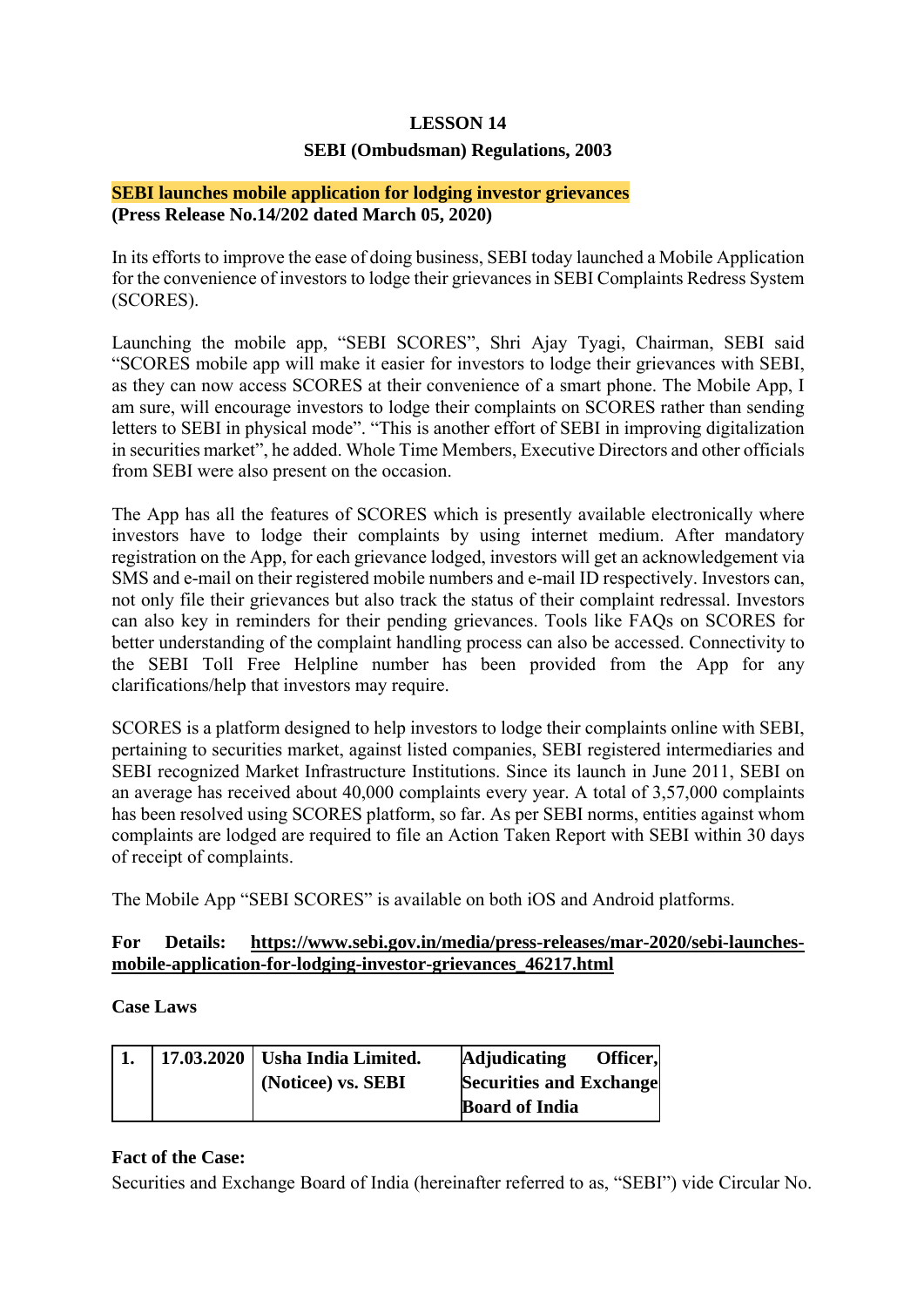# LESSON 14

## SEBI (Ombudsman) Regulations, 2003

**SEBI launches mobile application for lodging investor grievances**
**(Press Release No.14/202 dated March 05, 2020)**

In its efforts to improve the ease of doing business, SEBI today launched a Mobile Application for the convenience of investors to lodge their grievances in SEBI Complaints Redress System (SCORES).

Launching the mobile app, "SEBI SCORES", Shri Ajay Tyagi, Chairman, SEBI said "SCORES mobile app will make it easier for investors to lodge their grievances with SEBI, as they can now access SCORES at their convenience of a smart phone. The Mobile App, I am sure, will encourage investors to lodge their complaints on SCORES rather than sending letters to SEBI in physical mode". "This is another effort of SEBI in improving digitalization in securities market", he added. Whole Time Members, Executive Directors and other officials from SEBI were also present on the occasion.

The App has all the features of SCORES which is presently available electronically where investors have to lodge their complaints by using internet medium. After mandatory registration on the App, for each grievance lodged, investors will get an acknowledgement via SMS and e-mail on their registered mobile numbers and e-mail ID respectively. Investors can, not only file their grievances but also track the status of their complaint redressal. Investors can also key in reminders for their pending grievances. Tools like FAQs on SCORES for better understanding of the complaint handling process can also be accessed. Connectivity to the SEBI Toll Free Helpline number has been provided from the App for any clarifications/help that investors may require.

SCORES is a platform designed to help investors to lodge their complaints online with SEBI, pertaining to securities market, against listed companies, SEBI registered intermediaries and SEBI recognized Market Infrastructure Institutions. Since its launch in June 2011, SEBI on an average has received about 40,000 complaints every year. A total of 3,57,000 complaints has been resolved using SCORES platform, so far. As per SEBI norms, entities against whom complaints are lodged are required to file an Action Taken Report with SEBI within 30 days of receipt of complaints.

The Mobile App "SEBI SCORES" is available on both iOS and Android platforms.

**For Details: https://www.sebi.gov.in/media/press-releases/mar-2020/sebi-launches-mobile-application-for-lodging-investor-grievances_46217.html**

**Case Laws**

| **1.** | **17.03.2020** | **Usha India Limited. (Noticee) vs. SEBI** | **Adjudicating Officer, Securities and Exchange Board of India** |
|---|---|---|---|

**Fact of the Case:**

Securities and Exchange Board of India (hereinafter referred to as, "SEBI") vide Circular No.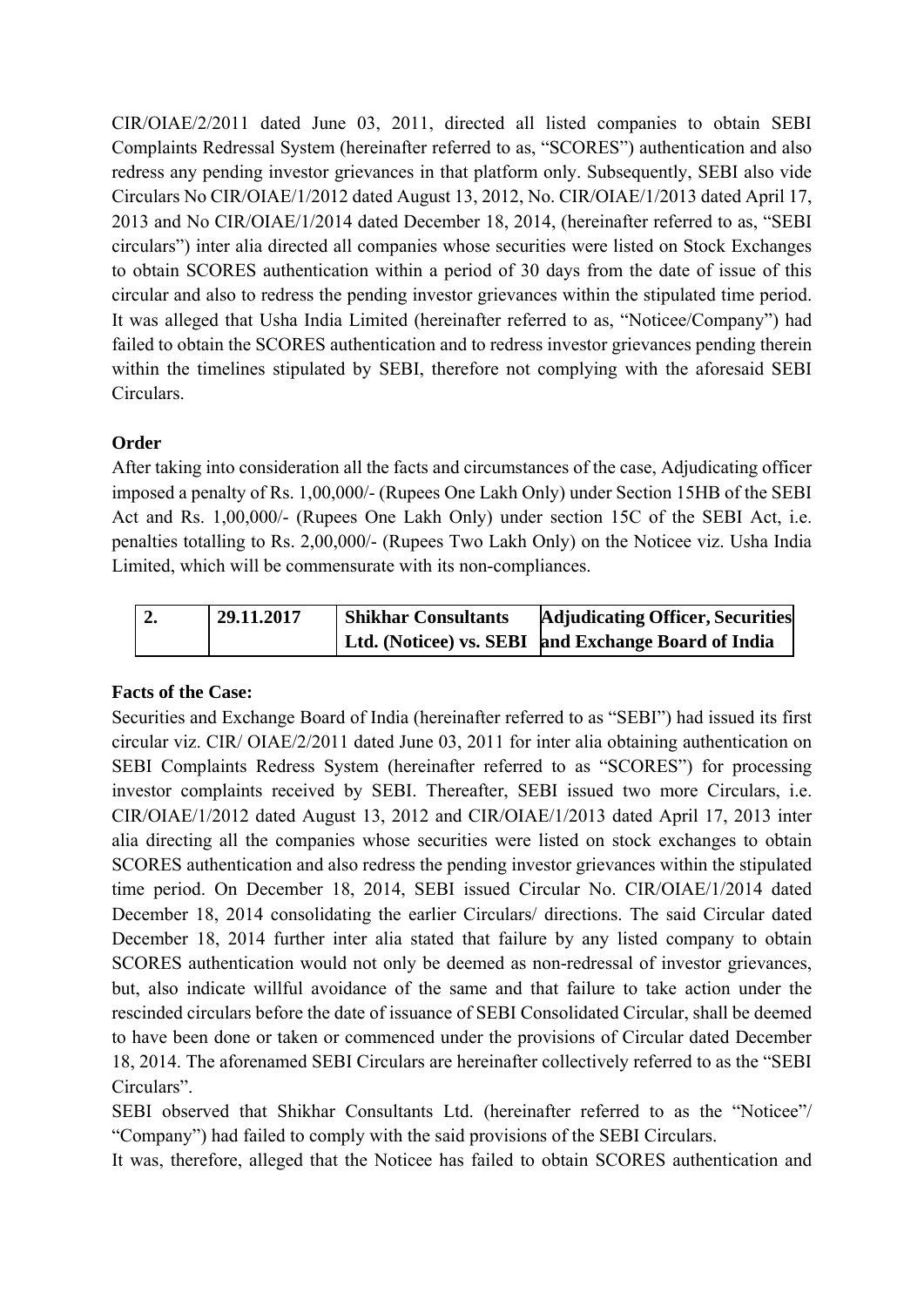CIR/OIAE/2/2011 dated June 03, 2011, directed all listed companies to obtain SEBI Complaints Redressal System (hereinafter referred to as, "SCORES") authentication and also redress any pending investor grievances in that platform only. Subsequently, SEBI also vide Circulars No CIR/OIAE/1/2012 dated August 13, 2012, No. CIR/OIAE/1/2013 dated April 17, 2013 and No CIR/OIAE/1/2014 dated December 18, 2014, (hereinafter referred to as, "SEBI circulars") inter alia directed all companies whose securities were listed on Stock Exchanges to obtain SCORES authentication within a period of 30 days from the date of issue of this circular and also to redress the pending investor grievances within the stipulated time period. It was alleged that Usha India Limited (hereinafter referred to as, "Noticee/Company") had failed to obtain the SCORES authentication and to redress investor grievances pending therein within the timelines stipulated by SEBI, therefore not complying with the aforesaid SEBI Circulars.

**Order**

After taking into consideration all the facts and circumstances of the case, Adjudicating officer imposed a penalty of Rs. 1,00,000/- (Rupees One Lakh Only) under Section 15HB of the SEBI Act and Rs. 1,00,000/- (Rupees One Lakh Only) under section 15C of the SEBI Act, i.e. penalties totalling to Rs. 2,00,000/- (Rupees Two Lakh Only) on the Noticee viz. Usha India Limited, which will be commensurate with its non-compliances.

| **2.** | **29.11.2017** | **Shikhar Consultants Ltd. (Noticee) vs. SEBI** | **Adjudicating Officer, Securities and Exchange Board of India** |
|---|---|---|---|

**Facts of the Case:**

Securities and Exchange Board of India (hereinafter referred to as "SEBI") had issued its first circular viz. CIR/ OIAE/2/2011 dated June 03, 2011 for inter alia obtaining authentication on SEBI Complaints Redress System (hereinafter referred to as "SCORES") for processing investor complaints received by SEBI. Thereafter, SEBI issued two more Circulars, i.e. CIR/OIAE/1/2012 dated August 13, 2012 and CIR/OIAE/1/2013 dated April 17, 2013 inter alia directing all the companies whose securities were listed on stock exchanges to obtain SCORES authentication and also redress the pending investor grievances within the stipulated time period. On December 18, 2014, SEBI issued Circular No. CIR/OIAE/1/2014 dated December 18, 2014 consolidating the earlier Circulars/ directions. The said Circular dated December 18, 2014 further inter alia stated that failure by any listed company to obtain SCORES authentication would not only be deemed as non-redressal of investor grievances, but, also indicate willful avoidance of the same and that failure to take action under the rescinded circulars before the date of issuance of SEBI Consolidated Circular, shall be deemed to have been done or taken or commenced under the provisions of Circular dated December 18, 2014. The aforenamed SEBI Circulars are hereinafter collectively referred to as the "SEBI Circulars".

SEBI observed that Shikhar Consultants Ltd. (hereinafter referred to as the "Noticee"/ "Company") had failed to comply with the said provisions of the SEBI Circulars.

It was, therefore, alleged that the Noticee has failed to obtain SCORES authentication and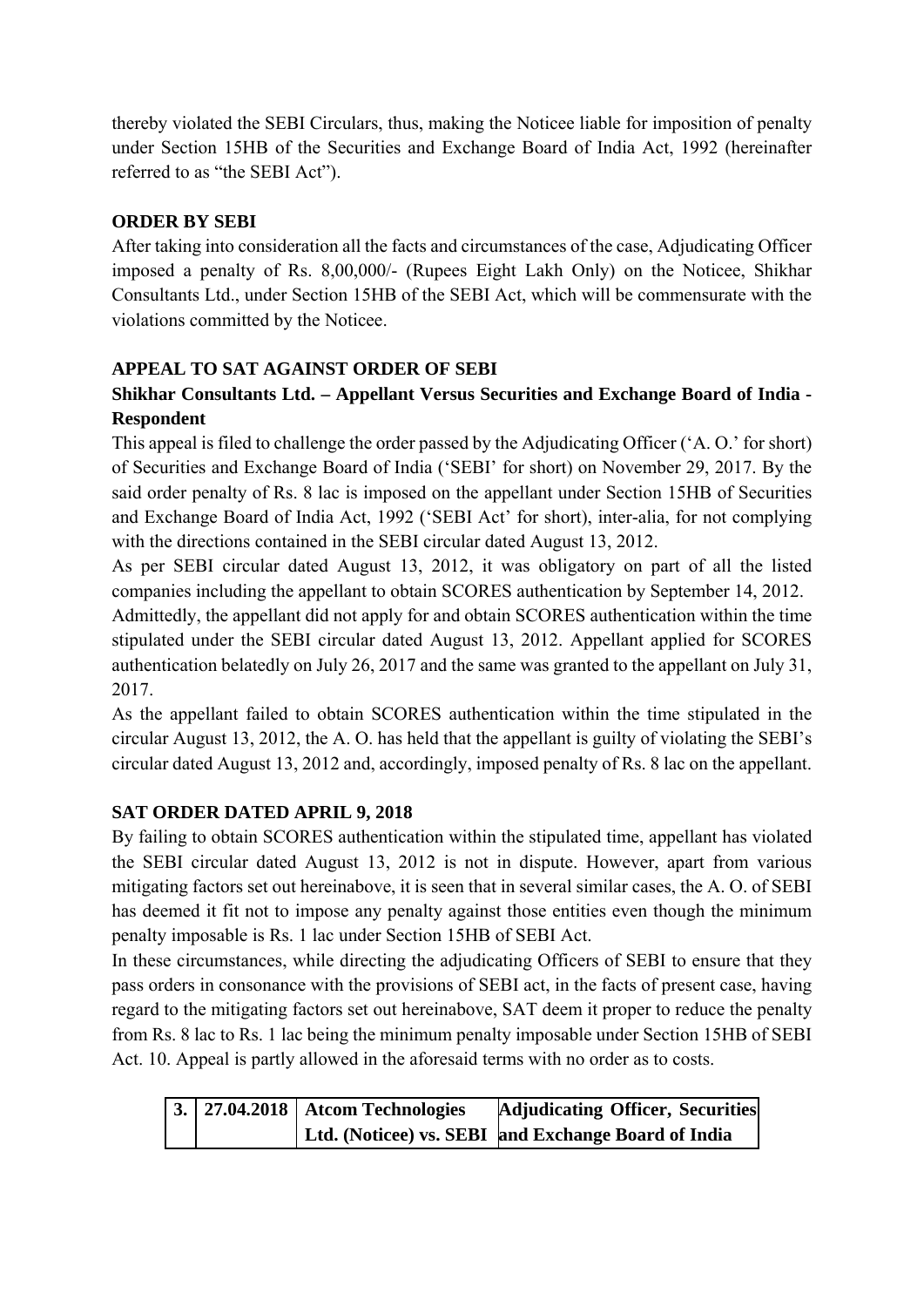thereby violated the SEBI Circulars, thus, making the Noticee liable for imposition of penalty under Section 15HB of the Securities and Exchange Board of India Act, 1992 (hereinafter referred to as "the SEBI Act").

**ORDER BY SEBI**

After taking into consideration all the facts and circumstances of the case, Adjudicating Officer imposed a penalty of Rs. 8,00,000/- (Rupees Eight Lakh Only) on the Noticee, Shikhar Consultants Ltd., under Section 15HB of the SEBI Act, which will be commensurate with the violations committed by the Noticee.

**APPEAL TO SAT AGAINST ORDER OF SEBI**

**Shikhar Consultants Ltd. – Appellant Versus Securities and Exchange Board of India - Respondent**

This appeal is filed to challenge the order passed by the Adjudicating Officer ('A. O.' for short) of Securities and Exchange Board of India ('SEBI' for short) on November 29, 2017. By the said order penalty of Rs. 8 lac is imposed on the appellant under Section 15HB of Securities and Exchange Board of India Act, 1992 ('SEBI Act' for short), inter-alia, for not complying with the directions contained in the SEBI circular dated August 13, 2012.

As per SEBI circular dated August 13, 2012, it was obligatory on part of all the listed companies including the appellant to obtain SCORES authentication by September 14, 2012.

Admittedly, the appellant did not apply for and obtain SCORES authentication within the time stipulated under the SEBI circular dated August 13, 2012. Appellant applied for SCORES authentication belatedly on July 26, 2017 and the same was granted to the appellant on July 31, 2017.

As the appellant failed to obtain SCORES authentication within the time stipulated in the circular August 13, 2012, the A. O. has held that the appellant is guilty of violating the SEBI's circular dated August 13, 2012 and, accordingly, imposed penalty of Rs. 8 lac on the appellant.

**SAT ORDER DATED APRIL 9, 2018**

By failing to obtain SCORES authentication within the stipulated time, appellant has violated the SEBI circular dated August 13, 2012 is not in dispute. However, apart from various mitigating factors set out hereinabove, it is seen that in several similar cases, the A. O. of SEBI has deemed it fit not to impose any penalty against those entities even though the minimum penalty imposable is Rs. 1 lac under Section 15HB of SEBI Act.

In these circumstances, while directing the adjudicating Officers of SEBI to ensure that they pass orders in consonance with the provisions of SEBI act, in the facts of present case, having regard to the mitigating factors set out hereinabove, SAT deem it proper to reduce the penalty from Rs. 8 lac to Rs. 1 lac being the minimum penalty imposable under Section 15HB of SEBI Act. 10. Appeal is partly allowed in the aforesaid terms with no order as to costs.

| 3. | 27.04.2018 | Atcom Technologies Ltd. (Noticee) vs. SEBI | Adjudicating Officer, Securities and Exchange Board of India |
|---|---|---|---|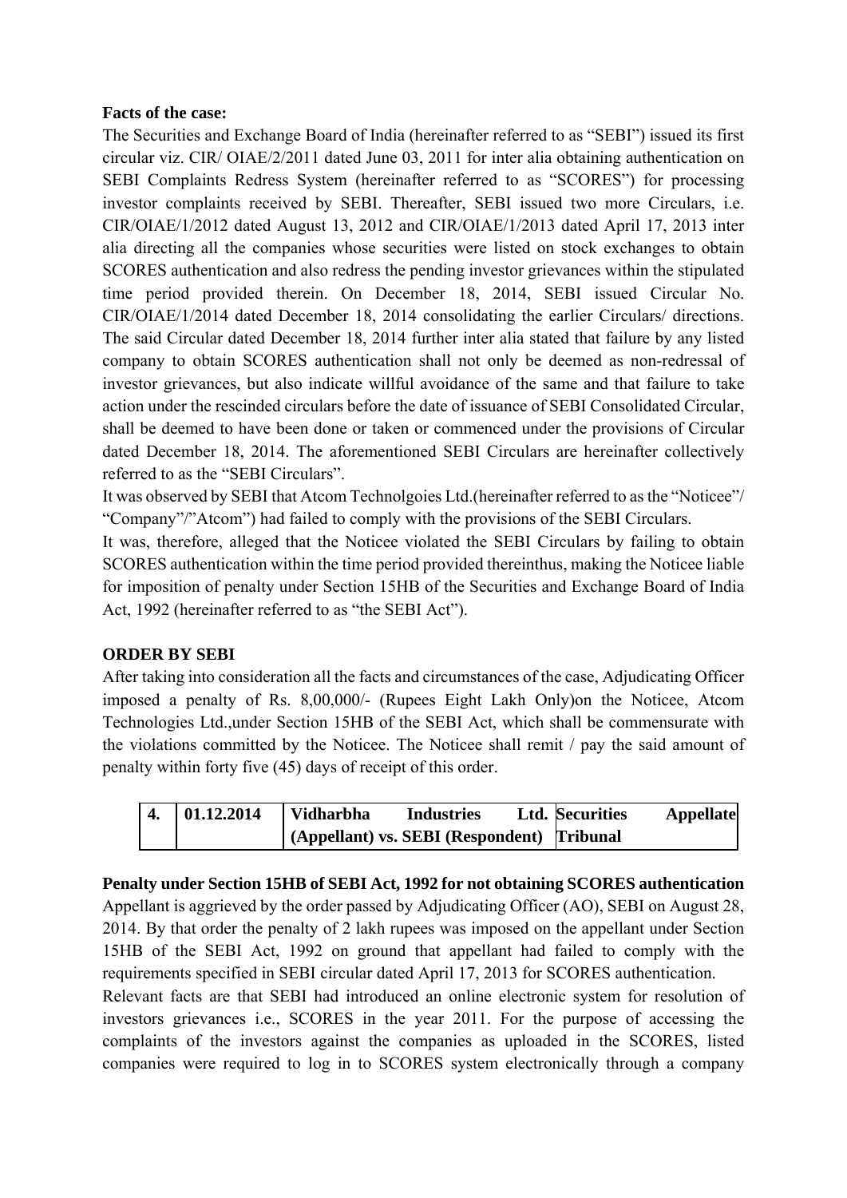**Facts of the case:**

The Securities and Exchange Board of India (hereinafter referred to as "SEBI") issued its first circular viz. CIR/ OIAE/2/2011 dated June 03, 2011 for inter alia obtaining authentication on SEBI Complaints Redress System (hereinafter referred to as "SCORES") for processing investor complaints received by SEBI. Thereafter, SEBI issued two more Circulars, i.e. CIR/OIAE/1/2012 dated August 13, 2012 and CIR/OIAE/1/2013 dated April 17, 2013 inter alia directing all the companies whose securities were listed on stock exchanges to obtain SCORES authentication and also redress the pending investor grievances within the stipulated time period provided therein. On December 18, 2014, SEBI issued Circular No. CIR/OIAE/1/2014 dated December 18, 2014 consolidating the earlier Circulars/ directions. The said Circular dated December 18, 2014 further inter alia stated that failure by any listed company to obtain SCORES authentication shall not only be deemed as non-redressal of investor grievances, but also indicate willful avoidance of the same and that failure to take action under the rescinded circulars before the date of issuance of SEBI Consolidated Circular, shall be deemed to have been done or taken or commenced under the provisions of Circular dated December 18, 2014. The aforementioned SEBI Circulars are hereinafter collectively referred to as the "SEBI Circulars".

It was observed by SEBI that Atcom Technolgoies Ltd.(hereinafter referred to as the "Noticee"/ "Company"/"Atcom") had failed to comply with the provisions of the SEBI Circulars.

It was, therefore, alleged that the Noticee violated the SEBI Circulars by failing to obtain SCORES authentication within the time period provided thereinthus, making the Noticee liable for imposition of penalty under Section 15HB of the Securities and Exchange Board of India Act, 1992 (hereinafter referred to as "the SEBI Act").

**ORDER BY SEBI**

After taking into consideration all the facts and circumstances of the case, Adjudicating Officer imposed a penalty of Rs. 8,00,000/- (Rupees Eight Lakh Only)on the Noticee, Atcom Technologies Ltd.,under Section 15HB of the SEBI Act, which shall be commensurate with the violations committed by the Noticee. The Noticee shall remit / pay the said amount of penalty within forty five (45) days of receipt of this order.

| **4.** | **01.12.2014** | **Vidharbha Industries Ltd. (Appellant) vs. SEBI (Respondent)** | **Securities Appellate Tribunal** |
|---|---|---|---|

**Penalty under Section 15HB of SEBI Act, 1992 for not obtaining SCORES authentication**

Appellant is aggrieved by the order passed by Adjudicating Officer (AO), SEBI on August 28, 2014. By that order the penalty of 2 lakh rupees was imposed on the appellant under Section 15HB of the SEBI Act, 1992 on ground that appellant had failed to comply with the requirements specified in SEBI circular dated April 17, 2013 for SCORES authentication.

Relevant facts are that SEBI had introduced an online electronic system for resolution of investors grievances i.e., SCORES in the year 2011. For the purpose of accessing the complaints of the investors against the companies as uploaded in the SCORES, listed companies were required to log in to SCORES system electronically through a company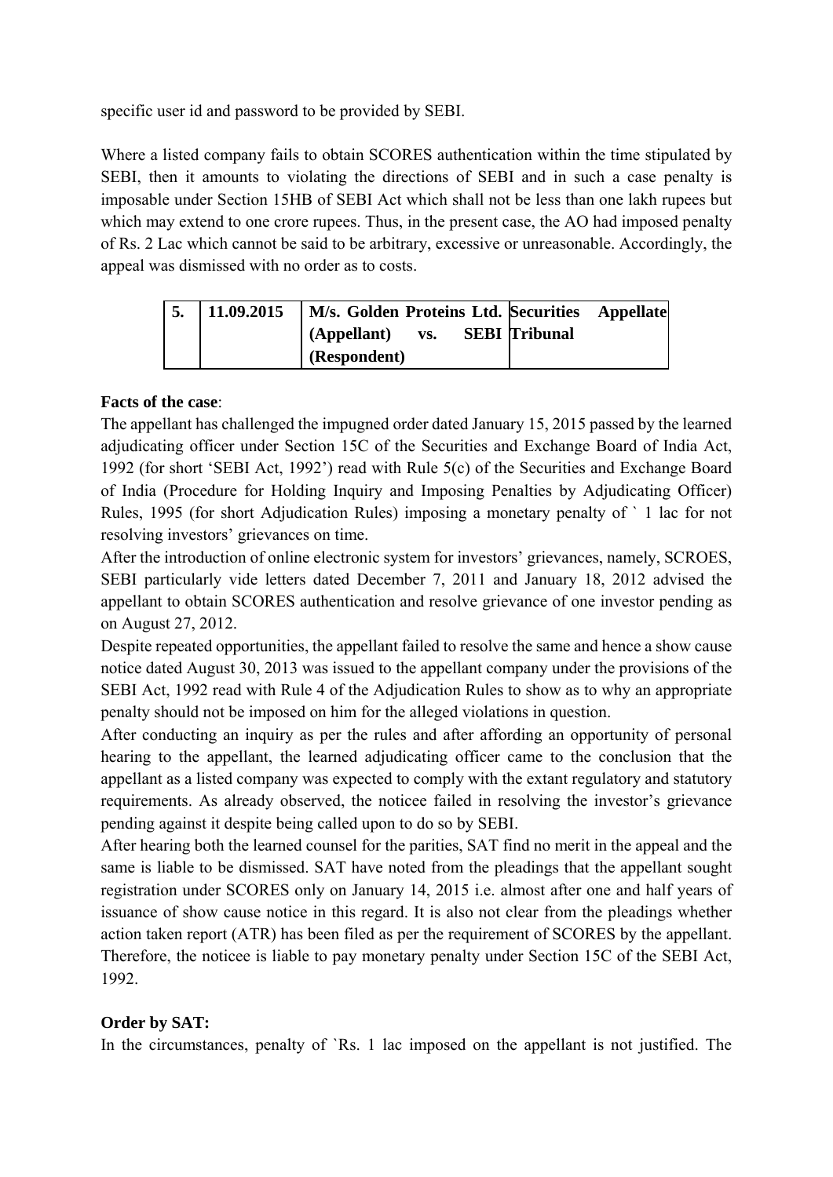specific user id and password to be provided by SEBI.

Where a listed company fails to obtain SCORES authentication within the time stipulated by SEBI, then it amounts to violating the directions of SEBI and in such a case penalty is imposable under Section 15HB of SEBI Act which shall not be less than one lakh rupees but which may extend to one crore rupees. Thus, in the present case, the AO had imposed penalty of Rs. 2 Lac which cannot be said to be arbitrary, excessive or unreasonable. Accordingly, the appeal was dismissed with no order as to costs.

| **5.** | **11.09.2015** | **M/s. Golden Proteins Ltd. (Appellant) vs. SEBI (Respondent)** | **Securities Appellate Tribunal** |
|---|---|---|---|

**Facts of the case**:

The appellant has challenged the impugned order dated January 15, 2015 passed by the learned adjudicating officer under Section 15C of the Securities and Exchange Board of India Act, 1992 (for short 'SEBI Act, 1992') read with Rule 5(c) of the Securities and Exchange Board of India (Procedure for Holding Inquiry and Imposing Penalties by Adjudicating Officer) Rules, 1995 (for short Adjudication Rules) imposing a monetary penalty of ` 1 lac for not resolving investors' grievances on time.

After the introduction of online electronic system for investors' grievances, namely, SCROES, SEBI particularly vide letters dated December 7, 2011 and January 18, 2012 advised the appellant to obtain SCORES authentication and resolve grievance of one investor pending as on August 27, 2012.

Despite repeated opportunities, the appellant failed to resolve the same and hence a show cause notice dated August 30, 2013 was issued to the appellant company under the provisions of the SEBI Act, 1992 read with Rule 4 of the Adjudication Rules to show as to why an appropriate penalty should not be imposed on him for the alleged violations in question.

After conducting an inquiry as per the rules and after affording an opportunity of personal hearing to the appellant, the learned adjudicating officer came to the conclusion that the appellant as a listed company was expected to comply with the extant regulatory and statutory requirements. As already observed, the noticee failed in resolving the investor's grievance pending against it despite being called upon to do so by SEBI.

After hearing both the learned counsel for the parities, SAT find no merit in the appeal and the same is liable to be dismissed. SAT have noted from the pleadings that the appellant sought registration under SCORES only on January 14, 2015 i.e. almost after one and half years of issuance of show cause notice in this regard. It is also not clear from the pleadings whether action taken report (ATR) has been filed as per the requirement of SCORES by the appellant. Therefore, the noticee is liable to pay monetary penalty under Section 15C of the SEBI Act, 1992.

**Order by SAT:**

In the circumstances, penalty of `Rs. 1 lac imposed on the appellant is not justified. The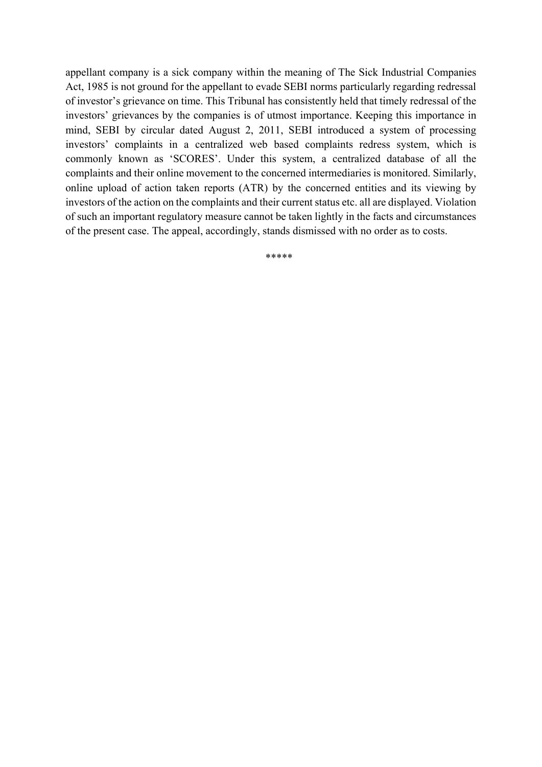appellant company is a sick company within the meaning of The Sick Industrial Companies Act, 1985 is not ground for the appellant to evade SEBI norms particularly regarding redressal of investor's grievance on time. This Tribunal has consistently held that timely redressal of the investors' grievances by the companies is of utmost importance. Keeping this importance in mind, SEBI by circular dated August 2, 2011, SEBI introduced a system of processing investors' complaints in a centralized web based complaints redress system, which is commonly known as 'SCORES'. Under this system, a centralized database of all the complaints and their online movement to the concerned intermediaries is monitored. Similarly, online upload of action taken reports (ATR) by the concerned entities and its viewing by investors of the action on the complaints and their current status etc. all are displayed. Violation of such an important regulatory measure cannot be taken lightly in the facts and circumstances of the present case. The appeal, accordingly, stands dismissed with no order as to costs.

*****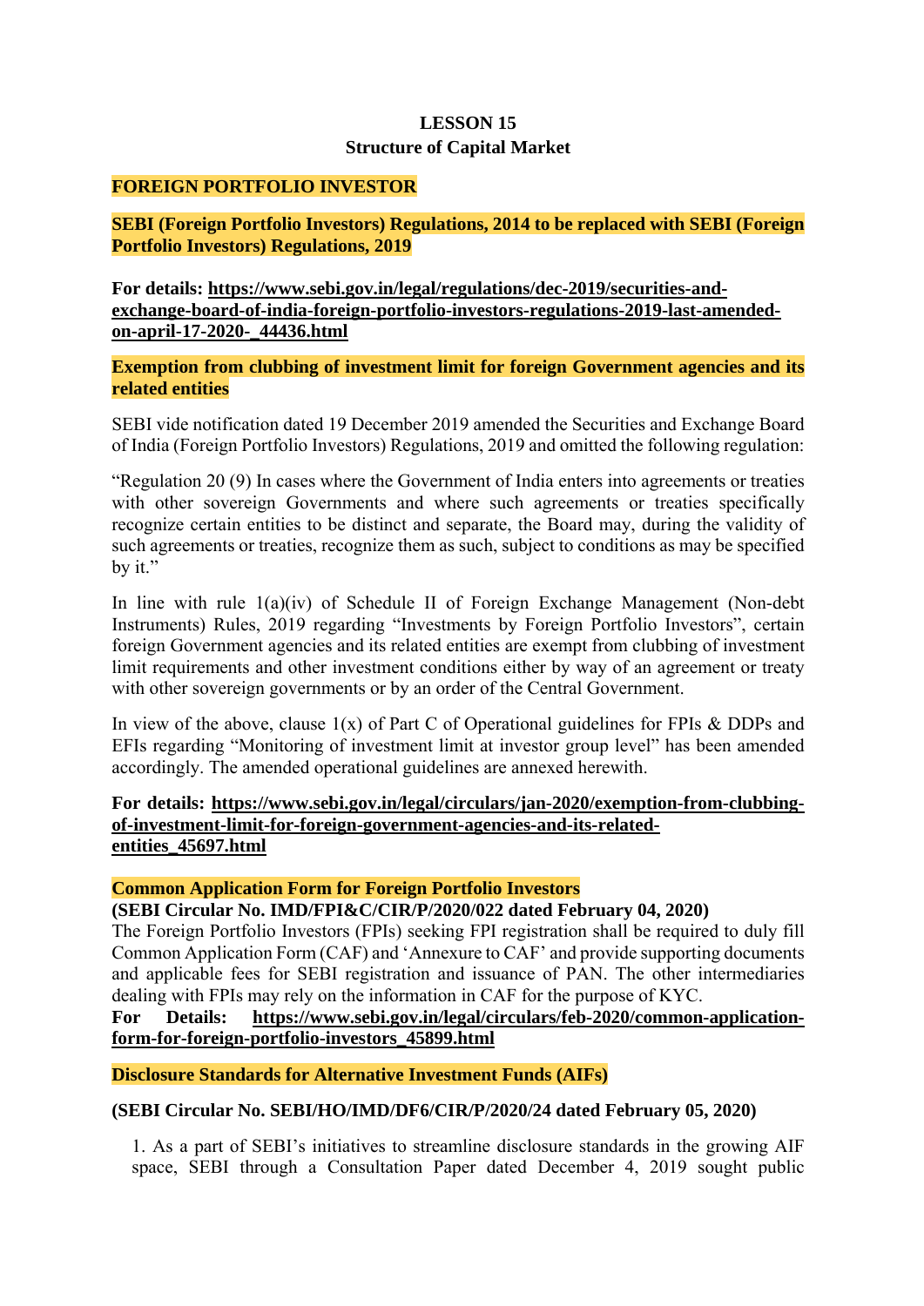# LESSON 15
## Structure of Capital Market

**FOREIGN PORTFOLIO INVESTOR**

**SEBI (Foreign Portfolio Investors) Regulations, 2014 to be replaced with SEBI (Foreign Portfolio Investors) Regulations, 2019**

**For details: https://www.sebi.gov.in/legal/regulations/dec-2019/securities-and-exchange-board-of-india-foreign-portfolio-investors-regulations-2019-last-amended-on-april-17-2020-_44436.html**

**Exemption from clubbing of investment limit for foreign Government agencies and its related entities**

SEBI vide notification dated 19 December 2019 amended the Securities and Exchange Board of India (Foreign Portfolio Investors) Regulations, 2019 and omitted the following regulation:

"Regulation 20 (9) In cases where the Government of India enters into agreements or treaties with other sovereign Governments and where such agreements or treaties specifically recognize certain entities to be distinct and separate, the Board may, during the validity of such agreements or treaties, recognize them as such, subject to conditions as may be specified by it."

In line with rule 1(a)(iv) of Schedule II of Foreign Exchange Management (Non-debt Instruments) Rules, 2019 regarding "Investments by Foreign Portfolio Investors", certain foreign Government agencies and its related entities are exempt from clubbing of investment limit requirements and other investment conditions either by way of an agreement or treaty with other sovereign governments or by an order of the Central Government.

In view of the above, clause 1(x) of Part C of Operational guidelines for FPIs & DDPs and EFIs regarding "Monitoring of investment limit at investor group level" has been amended accordingly. The amended operational guidelines are annexed herewith.

**For details: https://www.sebi.gov.in/legal/circulars/jan-2020/exemption-from-clubbing-of-investment-limit-for-foreign-government-agencies-and-its-related-entities_45697.html**

**Common Application Form for Foreign Portfolio Investors**
**(SEBI Circular No. IMD/FPI&C/CIR/P/2020/022 dated February 04, 2020)**
The Foreign Portfolio Investors (FPIs) seeking FPI registration shall be required to duly fill Common Application Form (CAF) and 'Annexure to CAF' and provide supporting documents and applicable fees for SEBI registration and issuance of PAN. The other intermediaries dealing with FPIs may rely on the information in CAF for the purpose of KYC.
**For Details: https://www.sebi.gov.in/legal/circulars/feb-2020/common-application-form-for-foreign-portfolio-investors_45899.html**

**Disclosure Standards for Alternative Investment Funds (AIFs)**

**(SEBI Circular No. SEBI/HO/IMD/DF6/CIR/P/2020/24 dated February 05, 2020)**

1. As a part of SEBI's initiatives to streamline disclosure standards in the growing AIF space, SEBI through a Consultation Paper dated December 4, 2019 sought public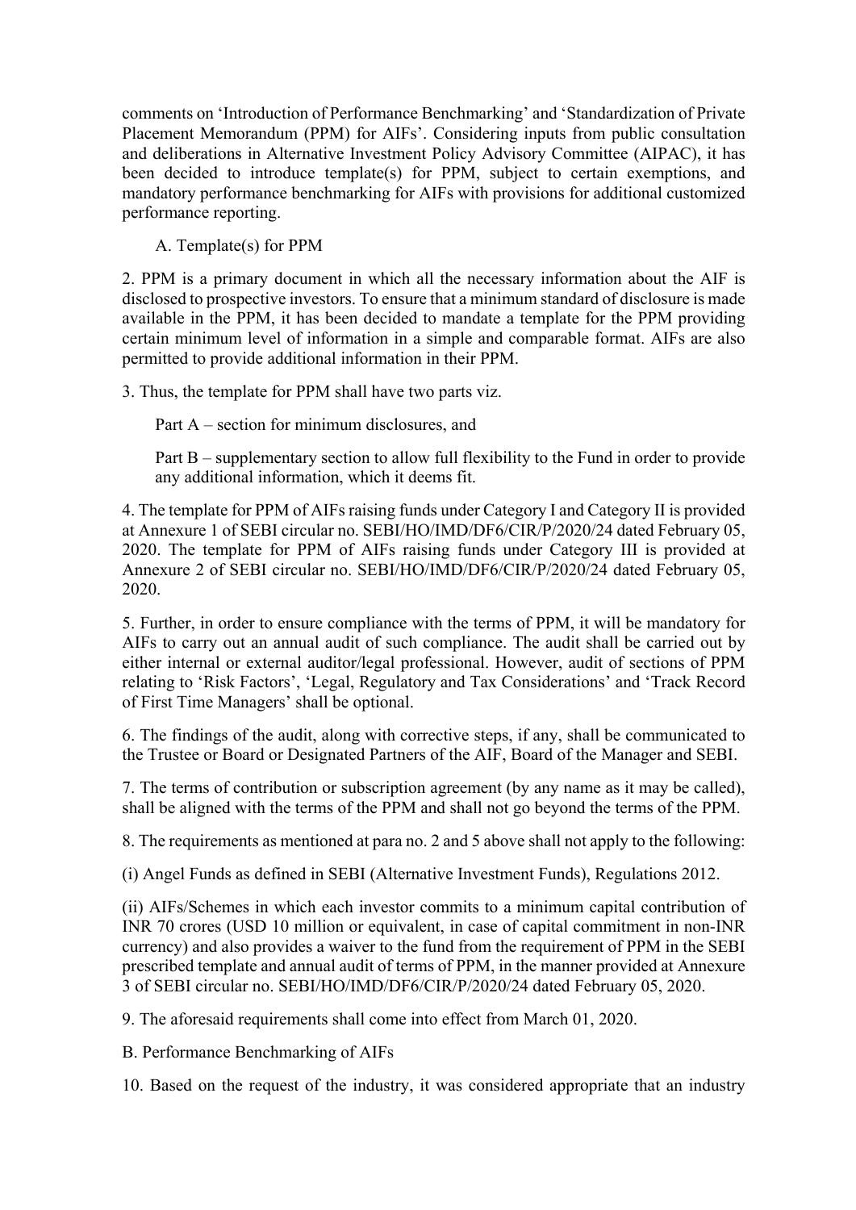comments on 'Introduction of Performance Benchmarking' and 'Standardization of Private Placement Memorandum (PPM) for AIFs'. Considering inputs from public consultation and deliberations in Alternative Investment Policy Advisory Committee (AIPAC), it has been decided to introduce template(s) for PPM, subject to certain exemptions, and mandatory performance benchmarking for AIFs with provisions for additional customized performance reporting.

A. Template(s) for PPM

2. PPM is a primary document in which all the necessary information about the AIF is disclosed to prospective investors. To ensure that a minimum standard of disclosure is made available in the PPM, it has been decided to mandate a template for the PPM providing certain minimum level of information in a simple and comparable format. AIFs are also permitted to provide additional information in their PPM.

3. Thus, the template for PPM shall have two parts viz.

Part A – section for minimum disclosures, and

Part B – supplementary section to allow full flexibility to the Fund in order to provide any additional information, which it deems fit.

4. The template for PPM of AIFs raising funds under Category I and Category II is provided at Annexure 1 of SEBI circular no. SEBI/HO/IMD/DF6/CIR/P/2020/24 dated February 05, 2020. The template for PPM of AIFs raising funds under Category III is provided at Annexure 2 of SEBI circular no. SEBI/HO/IMD/DF6/CIR/P/2020/24 dated February 05, 2020.

5. Further, in order to ensure compliance with the terms of PPM, it will be mandatory for AIFs to carry out an annual audit of such compliance. The audit shall be carried out by either internal or external auditor/legal professional. However, audit of sections of PPM relating to 'Risk Factors', 'Legal, Regulatory and Tax Considerations' and 'Track Record of First Time Managers' shall be optional.

6. The findings of the audit, along with corrective steps, if any, shall be communicated to the Trustee or Board or Designated Partners of the AIF, Board of the Manager and SEBI.

7. The terms of contribution or subscription agreement (by any name as it may be called), shall be aligned with the terms of the PPM and shall not go beyond the terms of the PPM.

8. The requirements as mentioned at para no. 2 and 5 above shall not apply to the following:

(i) Angel Funds as defined in SEBI (Alternative Investment Funds), Regulations 2012.

(ii) AIFs/Schemes in which each investor commits to a minimum capital contribution of INR 70 crores (USD 10 million or equivalent, in case of capital commitment in non-INR currency) and also provides a waiver to the fund from the requirement of PPM in the SEBI prescribed template and annual audit of terms of PPM, in the manner provided at Annexure 3 of SEBI circular no. SEBI/HO/IMD/DF6/CIR/P/2020/24 dated February 05, 2020.

9. The aforesaid requirements shall come into effect from March 01, 2020.

B. Performance Benchmarking of AIFs

10. Based on the request of the industry, it was considered appropriate that an industry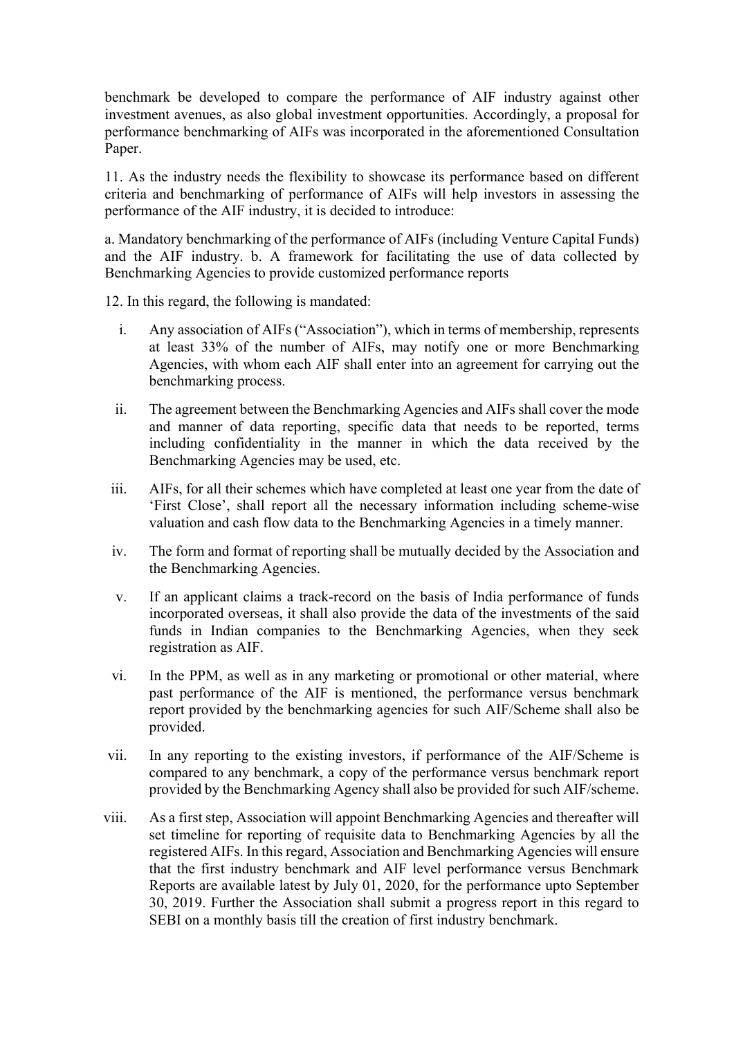benchmark be developed to compare the performance of AIF industry against other investment avenues, as also global investment opportunities. Accordingly, a proposal for performance benchmarking of AIFs was incorporated in the aforementioned Consultation Paper.

11. As the industry needs the flexibility to showcase its performance based on different criteria and benchmarking of performance of AIFs will help investors in assessing the performance of the AIF industry, it is decided to introduce:

a. Mandatory benchmarking of the performance of AIFs (including Venture Capital Funds) and the AIF industry. b. A framework for facilitating the use of data collected by Benchmarking Agencies to provide customized performance reports

12. In this regard, the following is mandated:

i. Any association of AIFs ("Association"), which in terms of membership, represents at least 33% of the number of AIFs, may notify one or more Benchmarking Agencies, with whom each AIF shall enter into an agreement for carrying out the benchmarking process.

ii. The agreement between the Benchmarking Agencies and AIFs shall cover the mode and manner of data reporting, specific data that needs to be reported, terms including confidentiality in the manner in which the data received by the Benchmarking Agencies may be used, etc.

iii. AIFs, for all their schemes which have completed at least one year from the date of 'First Close', shall report all the necessary information including scheme-wise valuation and cash flow data to the Benchmarking Agencies in a timely manner.

iv. The form and format of reporting shall be mutually decided by the Association and the Benchmarking Agencies.

v. If an applicant claims a track-record on the basis of India performance of funds incorporated overseas, it shall also provide the data of the investments of the said funds in Indian companies to the Benchmarking Agencies, when they seek registration as AIF.

vi. In the PPM, as well as in any marketing or promotional or other material, where past performance of the AIF is mentioned, the performance versus benchmark report provided by the benchmarking agencies for such AIF/Scheme shall also be provided.

vii. In any reporting to the existing investors, if performance of the AIF/Scheme is compared to any benchmark, a copy of the performance versus benchmark report provided by the Benchmarking Agency shall also be provided for such AIF/scheme.

viii. As a first step, Association will appoint Benchmarking Agencies and thereafter will set timeline for reporting of requisite data to Benchmarking Agencies by all the registered AIFs. In this regard, Association and Benchmarking Agencies will ensure that the first industry benchmark and AIF level performance versus Benchmark Reports are available latest by July 01, 2020, for the performance upto September 30, 2019. Further the Association shall submit a progress report in this regard to SEBI on a monthly basis till the creation of first industry benchmark.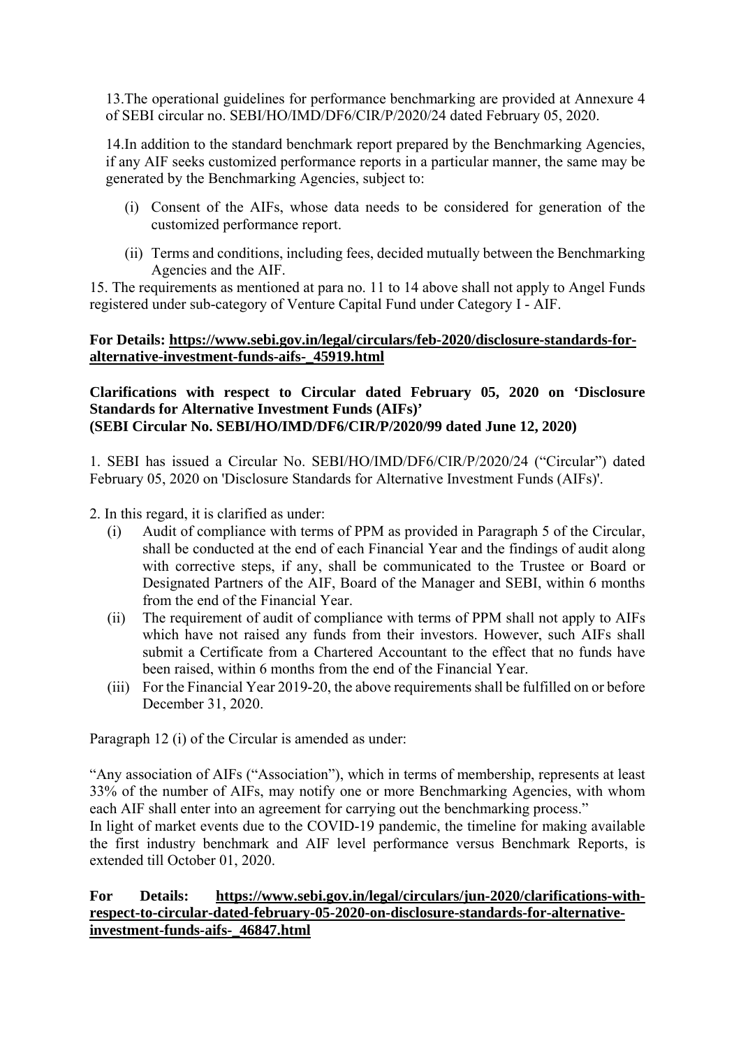13.The operational guidelines for performance benchmarking are provided at Annexure 4 of SEBI circular no. SEBI/HO/IMD/DF6/CIR/P/2020/24 dated February 05, 2020.

14.In addition to the standard benchmark report prepared by the Benchmarking Agencies, if any AIF seeks customized performance reports in a particular manner, the same may be generated by the Benchmarking Agencies, subject to:

(i) Consent of the AIFs, whose data needs to be considered for generation of the customized performance report.

(ii) Terms and conditions, including fees, decided mutually between the Benchmarking Agencies and the AIF.

15. The requirements as mentioned at para no. 11 to 14 above shall not apply to Angel Funds registered under sub-category of Venture Capital Fund under Category I - AIF.

**For Details: https://www.sebi.gov.in/legal/circulars/feb-2020/disclosure-standards-for-alternative-investment-funds-aifs-_45919.html**

**Clarifications with respect to Circular dated February 05, 2020 on 'Disclosure Standards for Alternative Investment Funds (AIFs)'**
**(SEBI Circular No. SEBI/HO/IMD/DF6/CIR/P/2020/99 dated June 12, 2020)**

1. SEBI has issued a Circular No. SEBI/HO/IMD/DF6/CIR/P/2020/24 ("Circular") dated February 05, 2020 on 'Disclosure Standards for Alternative Investment Funds (AIFs)'.

2. In this regard, it is clarified as under:

(i) Audit of compliance with terms of PPM as provided in Paragraph 5 of the Circular, shall be conducted at the end of each Financial Year and the findings of audit along with corrective steps, if any, shall be communicated to the Trustee or Board or Designated Partners of the AIF, Board of the Manager and SEBI, within 6 months from the end of the Financial Year.

(ii) The requirement of audit of compliance with terms of PPM shall not apply to AIFs which have not raised any funds from their investors. However, such AIFs shall submit a Certificate from a Chartered Accountant to the effect that no funds have been raised, within 6 months from the end of the Financial Year.

(iii) For the Financial Year 2019-20, the above requirements shall be fulfilled on or before December 31, 2020.

Paragraph 12 (i) of the Circular is amended as under:

"Any association of AIFs ("Association"), which in terms of membership, represents at least 33% of the number of AIFs, may notify one or more Benchmarking Agencies, with whom each AIF shall enter into an agreement for carrying out the benchmarking process."

In light of market events due to the COVID-19 pandemic, the timeline for making available the first industry benchmark and AIF level performance versus Benchmark Reports, is extended till October 01, 2020.

**For Details: https://www.sebi.gov.in/legal/circulars/jun-2020/clarifications-with-respect-to-circular-dated-february-05-2020-on-disclosure-standards-for-alternative-investment-funds-aifs-_46847.html**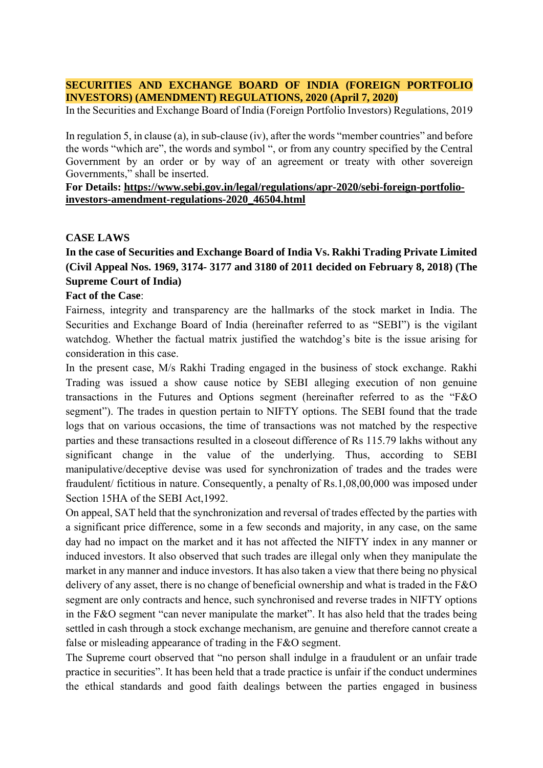**SECURITIES AND EXCHANGE BOARD OF INDIA (FOREIGN PORTFOLIO INVESTORS) (AMENDMENT) REGULATIONS, 2020 (April 7, 2020)**

In the Securities and Exchange Board of India (Foreign Portfolio Investors) Regulations, 2019

In regulation 5, in clause (a), in sub-clause (iv), after the words "member countries" and before the words "which are", the words and symbol ", or from any country specified by the Central Government by an order or by way of an agreement or treaty with other sovereign Governments," shall be inserted.

**For Details: https://www.sebi.gov.in/legal/regulations/apr-2020/sebi-foreign-portfolio-investors-amendment-regulations-2020_46504.html**

**CASE LAWS**

**In the case of Securities and Exchange Board of India Vs. Rakhi Trading Private Limited (Civil Appeal Nos. 1969, 3174- 3177 and 3180 of 2011 decided on February 8, 2018) (The Supreme Court of India)**

**Fact of the Case**:

Fairness, integrity and transparency are the hallmarks of the stock market in India. The Securities and Exchange Board of India (hereinafter referred to as "SEBI") is the vigilant watchdog. Whether the factual matrix justified the watchdog's bite is the issue arising for consideration in this case.

In the present case, M/s Rakhi Trading engaged in the business of stock exchange. Rakhi Trading was issued a show cause notice by SEBI alleging execution of non genuine transactions in the Futures and Options segment (hereinafter referred to as the "F&O segment"). The trades in question pertain to NIFTY options. The SEBI found that the trade logs that on various occasions, the time of transactions was not matched by the respective parties and these transactions resulted in a closeout difference of Rs 115.79 lakhs without any significant change in the value of the underlying. Thus, according to SEBI manipulative/deceptive devise was used for synchronization of trades and the trades were fraudulent/ fictitious in nature. Consequently, a penalty of Rs.1,08,00,000 was imposed under Section 15HA of the SEBI Act,1992.

On appeal, SAT held that the synchronization and reversal of trades effected by the parties with a significant price difference, some in a few seconds and majority, in any case, on the same day had no impact on the market and it has not affected the NIFTY index in any manner or induced investors. It also observed that such trades are illegal only when they manipulate the market in any manner and induce investors. It has also taken a view that there being no physical delivery of any asset, there is no change of beneficial ownership and what is traded in the F&O segment are only contracts and hence, such synchronised and reverse trades in NIFTY options in the F&O segment "can never manipulate the market". It has also held that the trades being settled in cash through a stock exchange mechanism, are genuine and therefore cannot create a false or misleading appearance of trading in the F&O segment.

The Supreme court observed that "no person shall indulge in a fraudulent or an unfair trade practice in securities". It has been held that a trade practice is unfair if the conduct undermines the ethical standards and good faith dealings between the parties engaged in business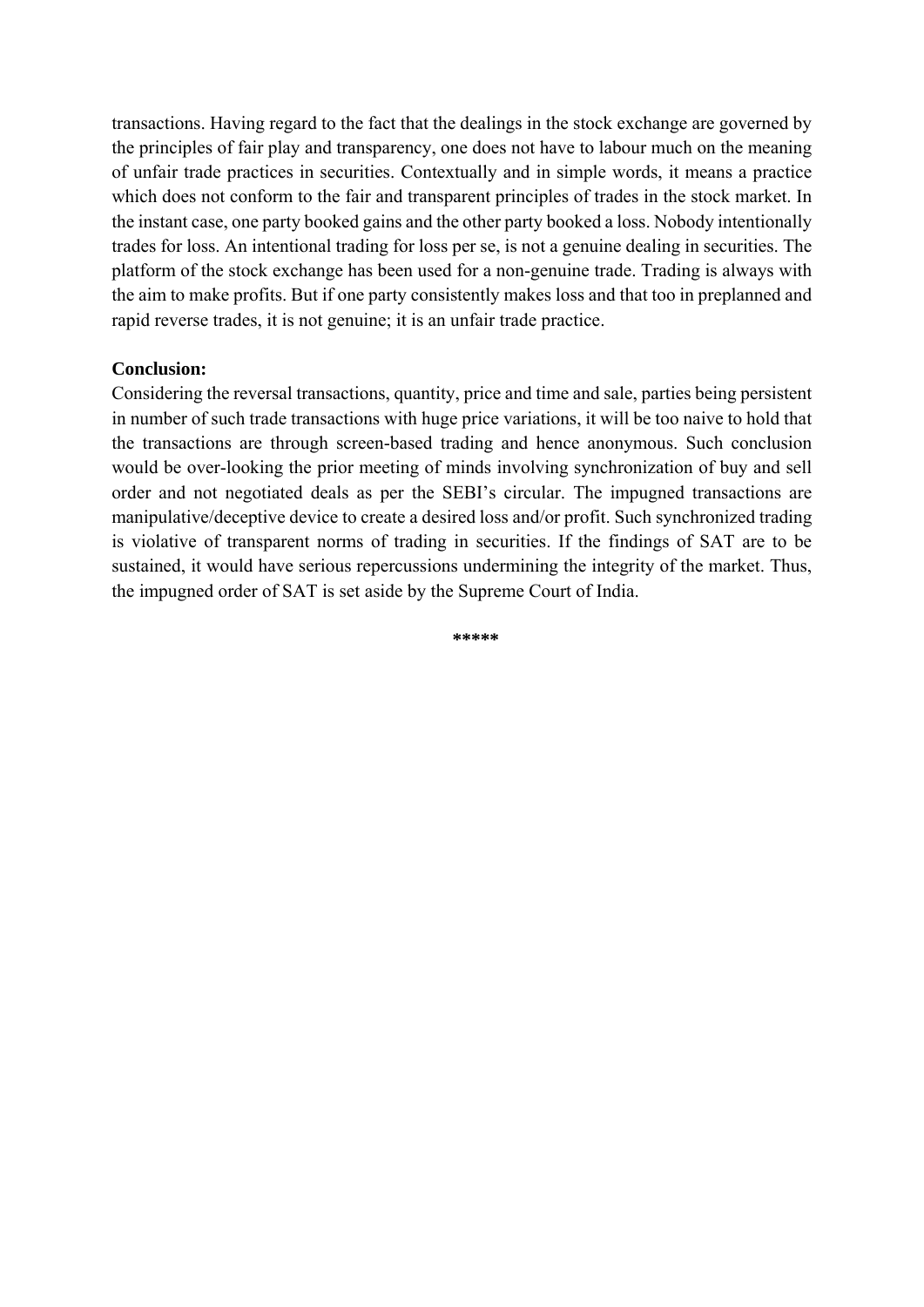transactions. Having regard to the fact that the dealings in the stock exchange are governed by the principles of fair play and transparency, one does not have to labour much on the meaning of unfair trade practices in securities. Contextually and in simple words, it means a practice which does not conform to the fair and transparent principles of trades in the stock market. In the instant case, one party booked gains and the other party booked a loss. Nobody intentionally trades for loss. An intentional trading for loss per se, is not a genuine dealing in securities. The platform of the stock exchange has been used for a non-genuine trade. Trading is always with the aim to make profits. But if one party consistently makes loss and that too in preplanned and rapid reverse trades, it is not genuine; it is an unfair trade practice.

**Conclusion:**

Considering the reversal transactions, quantity, price and time and sale, parties being persistent in number of such trade transactions with huge price variations, it will be too naive to hold that the transactions are through screen-based trading and hence anonymous. Such conclusion would be over-looking the prior meeting of minds involving synchronization of buy and sell order and not negotiated deals as per the SEBI's circular. The impugned transactions are manipulative/deceptive device to create a desired loss and/or profit. Such synchronized trading is violative of transparent norms of trading in securities. If the findings of SAT are to be sustained, it would have serious repercussions undermining the integrity of the market. Thus, the impugned order of SAT is set aside by the Supreme Court of India.

*****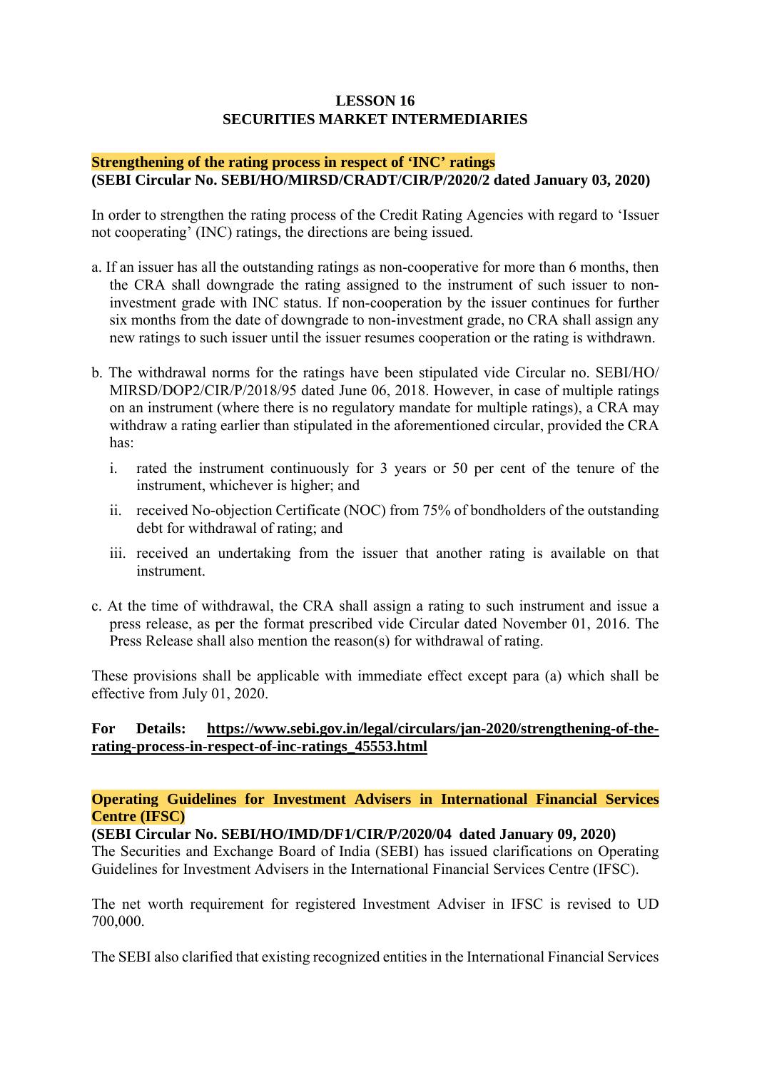# LESSON 16
# SECURITIES MARKET INTERMEDIARIES

**Strengthening of the rating process in respect of 'INC' ratings**
**(SEBI Circular No. SEBI/HO/MIRSD/CRADT/CIR/P/2020/2 dated January 03, 2020)**

In order to strengthen the rating process of the Credit Rating Agencies with regard to 'Issuer not cooperating' (INC) ratings, the directions are being issued.

a. If an issuer has all the outstanding ratings as non-cooperative for more than 6 months, then the CRA shall downgrade the rating assigned to the instrument of such issuer to non-investment grade with INC status. If non-cooperation by the issuer continues for further six months from the date of downgrade to non-investment grade, no CRA shall assign any new ratings to such issuer until the issuer resumes cooperation or the rating is withdrawn.

b. The withdrawal norms for the ratings have been stipulated vide Circular no. SEBI/HO/MIRSD/DOP2/CIR/P/2018/95 dated June 06, 2018. However, in case of multiple ratings on an instrument (where there is no regulatory mandate for multiple ratings), a CRA may withdraw a rating earlier than stipulated in the aforementioned circular, provided the CRA has:

   i. rated the instrument continuously for 3 years or 50 per cent of the tenure of the instrument, whichever is higher; and

   ii. received No-objection Certificate (NOC) from 75% of bondholders of the outstanding debt for withdrawal of rating; and

   iii. received an undertaking from the issuer that another rating is available on that instrument.

c. At the time of withdrawal, the CRA shall assign a rating to such instrument and issue a press release, as per the format prescribed vide Circular dated November 01, 2016. The Press Release shall also mention the reason(s) for withdrawal of rating.

These provisions shall be applicable with immediate effect except para (a) which shall be effective from July 01, 2020.

**For Details: https://www.sebi.gov.in/legal/circulars/jan-2020/strengthening-of-the-rating-process-in-respect-of-inc-ratings_45553.html**

**Operating Guidelines for Investment Advisers in International Financial Services Centre (IFSC)**
**(SEBI Circular No. SEBI/HO/IMD/DF1/CIR/P/2020/04 dated January 09, 2020)**

The Securities and Exchange Board of India (SEBI) has issued clarifications on Operating Guidelines for Investment Advisers in the International Financial Services Centre (IFSC).

The net worth requirement for registered Investment Adviser in IFSC is revised to UD 700,000.

The SEBI also clarified that existing recognized entities in the International Financial Services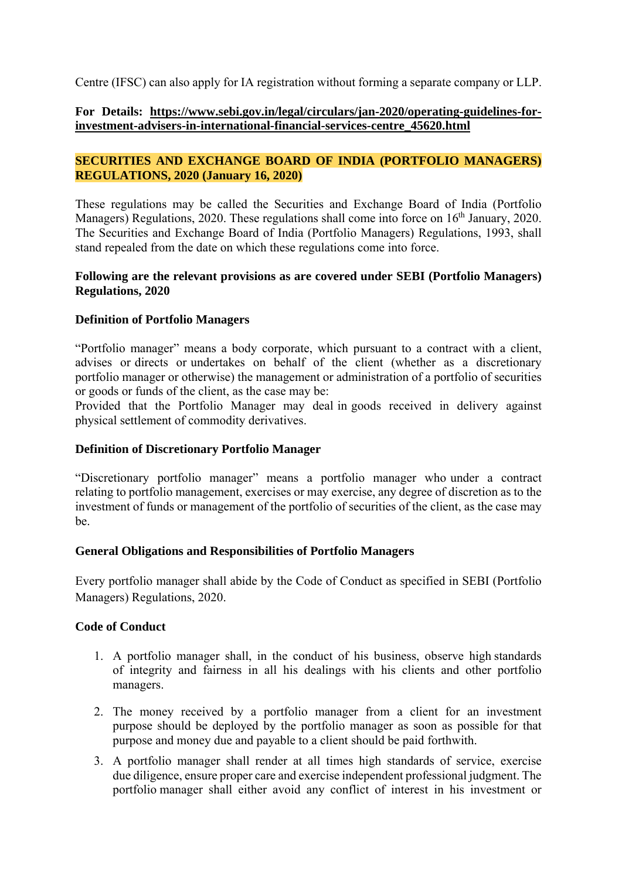Centre (IFSC) can also apply for IA registration without forming a separate company or LLP.

**For Details: https://www.sebi.gov.in/legal/circulars/jan-2020/operating-guidelines-for-investment-advisers-in-international-financial-services-centre_45620.html**

## SECURITIES AND EXCHANGE BOARD OF INDIA (PORTFOLIO MANAGERS) REGULATIONS, 2020 (January 16, 2020)

These regulations may be called the Securities and Exchange Board of India (Portfolio Managers) Regulations, 2020. These regulations shall come into force on 16th January, 2020. The Securities and Exchange Board of India (Portfolio Managers) Regulations, 1993, shall stand repealed from the date on which these regulations come into force.

**Following are the relevant provisions as are covered under SEBI (Portfolio Managers) Regulations, 2020**

### Definition of Portfolio Managers

"Portfolio manager" means a body corporate, which pursuant to a contract with a client, advises or directs or undertakes on behalf of the client (whether as a discretionary portfolio manager or otherwise) the management or administration of a portfolio of securities or goods or funds of the client, as the case may be:
Provided that the Portfolio Manager may deal in goods received in delivery against physical settlement of commodity derivatives.

### Definition of Discretionary Portfolio Manager

"Discretionary portfolio manager" means a portfolio manager who under a contract relating to portfolio management, exercises or may exercise, any degree of discretion as to the investment of funds or management of the portfolio of securities of the client, as the case may be.

### General Obligations and Responsibilities of Portfolio Managers

Every portfolio manager shall abide by the Code of Conduct as specified in SEBI (Portfolio Managers) Regulations, 2020.

### Code of Conduct

1. A portfolio manager shall, in the conduct of his business, observe high standards of integrity and fairness in all his dealings with his clients and other portfolio managers.

2. The money received by a portfolio manager from a client for an investment purpose should be deployed by the portfolio manager as soon as possible for that purpose and money due and payable to a client should be paid forthwith.

3. A portfolio manager shall render at all times high standards of service, exercise due diligence, ensure proper care and exercise independent professional judgment. The portfolio manager shall either avoid any conflict of interest in his investment or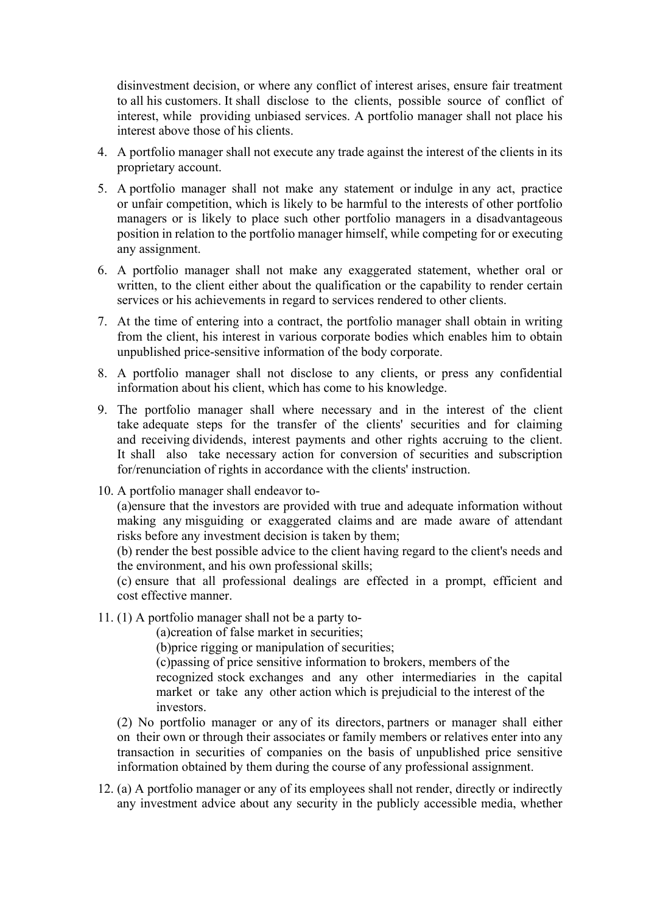disinvestment decision, or where any conflict of interest arises, ensure fair treatment to all his customers. It shall disclose to the clients, possible source of conflict of interest, while providing unbiased services. A portfolio manager shall not place his interest above those of his clients.

4. A portfolio manager shall not execute any trade against the interest of the clients in its proprietary account.

5. A portfolio manager shall not make any statement or indulge in any act, practice or unfair competition, which is likely to be harmful to the interests of other portfolio managers or is likely to place such other portfolio managers in a disadvantageous position in relation to the portfolio manager himself, while competing for or executing any assignment.

6. A portfolio manager shall not make any exaggerated statement, whether oral or written, to the client either about the qualification or the capability to render certain services or his achievements in regard to services rendered to other clients.

7. At the time of entering into a contract, the portfolio manager shall obtain in writing from the client, his interest in various corporate bodies which enables him to obtain unpublished price-sensitive information of the body corporate.

8. A portfolio manager shall not disclose to any clients, or press any confidential information about his client, which has come to his knowledge.

9. The portfolio manager shall where necessary and in the interest of the client take adequate steps for the transfer of the clients' securities and for claiming and receiving dividends, interest payments and other rights accruing to the client. It shall also take necessary action for conversion of securities and subscription for/renunciation of rights in accordance with the clients' instruction.

10. A portfolio manager shall endeavor to-

    (a)ensure that the investors are provided with true and adequate information without making any misguiding or exaggerated claims and are made aware of attendant risks before any investment decision is taken by them;

    (b) render the best possible advice to the client having regard to the client's needs and the environment, and his own professional skills;

    (c) ensure that all professional dealings are effected in a prompt, efficient and cost effective manner.

11. (1) A portfolio manager shall not be a party to-

    (a)creation of false market in securities;

    (b)price rigging or manipulation of securities;

    (c)passing of price sensitive information to brokers, members of the recognized stock exchanges and any other intermediaries in the capital market or take any other action which is prejudicial to the interest of the investors.

    (2) No portfolio manager or any of its directors, partners or manager shall either on their own or through their associates or family members or relatives enter into any transaction in securities of companies on the basis of unpublished price sensitive information obtained by them during the course of any professional assignment.

12. (a) A portfolio manager or any of its employees shall not render, directly or indirectly any investment advice about any security in the publicly accessible media, whether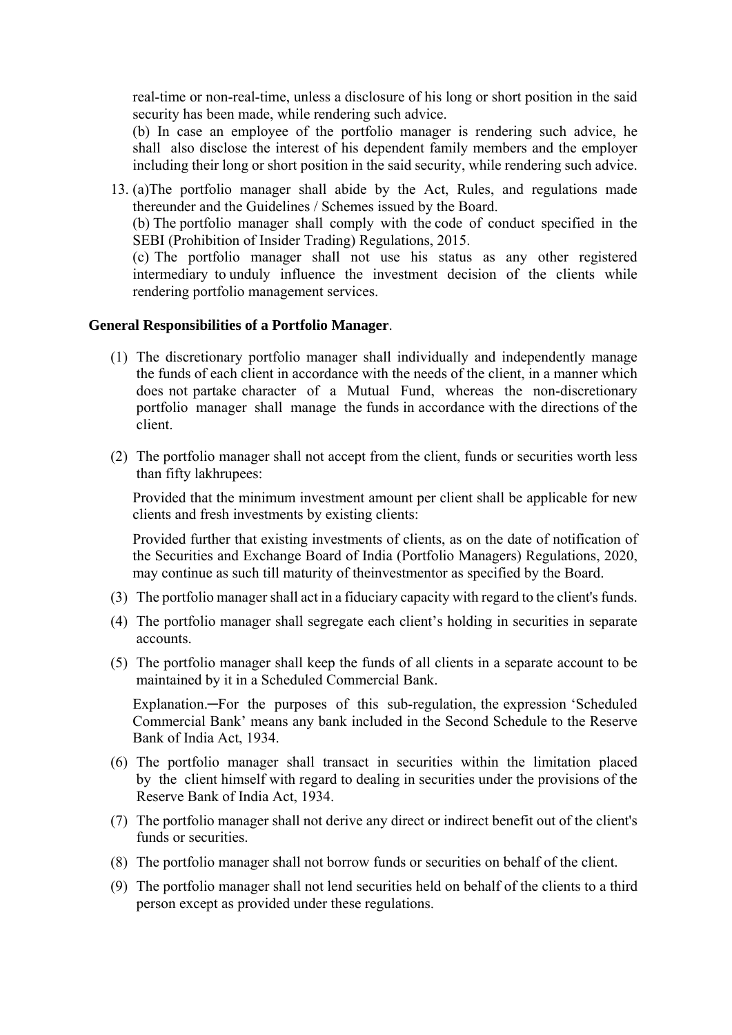real-time or non-real-time, unless a disclosure of his long or short position in the said security has been made, while rendering such advice.

(b) In case an employee of the portfolio manager is rendering such advice, he shall also disclose the interest of his dependent family members and the employer including their long or short position in the said security, while rendering such advice.

13. (a)The portfolio manager shall abide by the Act, Rules, and regulations made thereunder and the Guidelines / Schemes issued by the Board.

    (b) The portfolio manager shall comply with the code of conduct specified in the SEBI (Prohibition of Insider Trading) Regulations, 2015.

    (c) The portfolio manager shall not use his status as any other registered intermediary to unduly influence the investment decision of the clients while rendering portfolio management services.

**General Responsibilities of a Portfolio Manager**.

(1) The discretionary portfolio manager shall individually and independently manage the funds of each client in accordance with the needs of the client, in a manner which does not partake character of a Mutual Fund, whereas the non-discretionary portfolio manager shall manage the funds in accordance with the directions of the client.

(2) The portfolio manager shall not accept from the client, funds or securities worth less than fifty lakhrupees:

    Provided that the minimum investment amount per client shall be applicable for new clients and fresh investments by existing clients:

    Provided further that existing investments of clients, as on the date of notification of the Securities and Exchange Board of India (Portfolio Managers) Regulations, 2020, may continue as such till maturity of theinvestmentor as specified by the Board.

(3) The portfolio manager shall act in a fiduciary capacity with regard to the client's funds.

(4) The portfolio manager shall segregate each client's holding in securities in separate accounts.

(5) The portfolio manager shall keep the funds of all clients in a separate account to be maintained by it in a Scheduled Commercial Bank.

    Explanation.─For the purposes of this sub-regulation, the expression 'Scheduled Commercial Bank' means any bank included in the Second Schedule to the Reserve Bank of India Act, 1934.

(6) The portfolio manager shall transact in securities within the limitation placed by the client himself with regard to dealing in securities under the provisions of the Reserve Bank of India Act, 1934.

(7) The portfolio manager shall not derive any direct or indirect benefit out of the client's funds or securities.

(8) The portfolio manager shall not borrow funds or securities on behalf of the client.

(9) The portfolio manager shall not lend securities held on behalf of the clients to a third person except as provided under these regulations.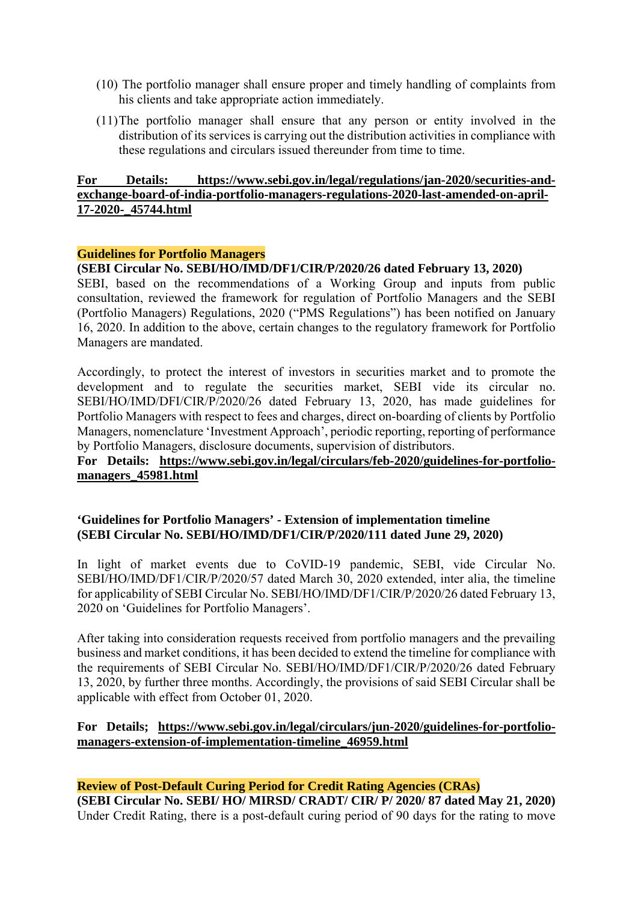(10) The portfolio manager shall ensure proper and timely handling of complaints from his clients and take appropriate action immediately.

(11) The portfolio manager shall ensure that any person or entity involved in the distribution of its services is carrying out the distribution activities in compliance with these regulations and circulars issued thereunder from time to time.

**For Details: https://www.sebi.gov.in/legal/regulations/jan-2020/securities-and-exchange-board-of-india-portfolio-managers-regulations-2020-last-amended-on-april-17-2020-_45744.html**

**Guidelines for Portfolio Managers**

**(SEBI Circular No. SEBI/HO/IMD/DF1/CIR/P/2020/26 dated February 13, 2020)**

SEBI, based on the recommendations of a Working Group and inputs from public consultation, reviewed the framework for regulation of Portfolio Managers and the SEBI (Portfolio Managers) Regulations, 2020 ("PMS Regulations") has been notified on January 16, 2020. In addition to the above, certain changes to the regulatory framework for Portfolio Managers are mandated.

Accordingly, to protect the interest of investors in securities market and to promote the development and to regulate the securities market, SEBI vide its circular no. SEBI/HO/IMD/DFI/CIR/P/2020/26 dated February 13, 2020, has made guidelines for Portfolio Managers with respect to fees and charges, direct on-boarding of clients by Portfolio Managers, nomenclature 'Investment Approach', periodic reporting, reporting of performance by Portfolio Managers, disclosure documents, supervision of distributors.

**For Details: https://www.sebi.gov.in/legal/circulars/feb-2020/guidelines-for-portfolio-managers_45981.html**

**'Guidelines for Portfolio Managers' - Extension of implementation timeline**
**(SEBI Circular No. SEBI/HO/IMD/DF1/CIR/P/2020/111 dated June 29, 2020)**

In light of market events due to CoVID-19 pandemic, SEBI, vide Circular No. SEBI/HO/IMD/DF1/CIR/P/2020/57 dated March 30, 2020 extended, inter alia, the timeline for applicability of SEBI Circular No. SEBI/HO/IMD/DF1/CIR/P/2020/26 dated February 13, 2020 on 'Guidelines for Portfolio Managers'.

After taking into consideration requests received from portfolio managers and the prevailing business and market conditions, it has been decided to extend the timeline for compliance with the requirements of SEBI Circular No. SEBI/HO/IMD/DF1/CIR/P/2020/26 dated February 13, 2020, by further three months. Accordingly, the provisions of said SEBI Circular shall be applicable with effect from October 01, 2020.

**For Details; https://www.sebi.gov.in/legal/circulars/jun-2020/guidelines-for-portfolio-managers-extension-of-implementation-timeline_46959.html**

**Review of Post-Default Curing Period for Credit Rating Agencies (CRAs)**

**(SEBI Circular No. SEBI/ HO/ MIRSD/ CRADT/ CIR/ P/ 2020/ 87 dated May 21, 2020)**

Under Credit Rating, there is a post-default curing period of 90 days for the rating to move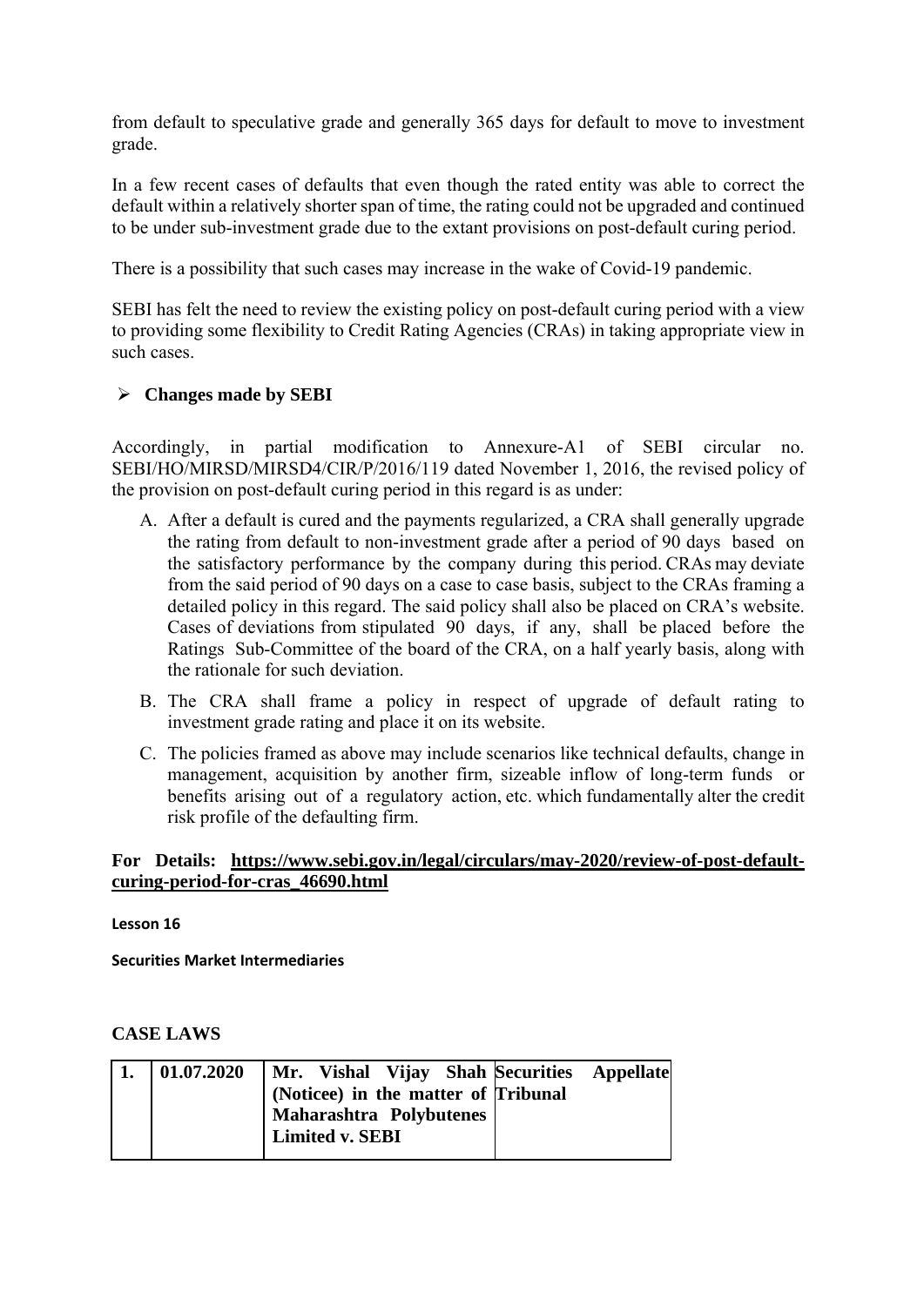from default to speculative grade and generally 365 days for default to move to investment grade.

In a few recent cases of defaults that even though the rated entity was able to correct the default within a relatively shorter span of time, the rating could not be upgraded and continued to be under sub-investment grade due to the extant provisions on post-default curing period.

There is a possibility that such cases may increase in the wake of Covid-19 pandemic.

SEBI has felt the need to review the existing policy on post-default curing period with a view to providing some flexibility to Credit Rating Agencies (CRAs) in taking appropriate view in such cases.

- **Changes made by SEBI**

Accordingly, in partial modification to Annexure-A1 of SEBI circular no. SEBI/HO/MIRSD/MIRSD4/CIR/P/2016/119 dated November 1, 2016, the revised policy of the provision on post-default curing period in this regard is as under:

A. After a default is cured and the payments regularized, a CRA shall generally upgrade the rating from default to non-investment grade after a period of 90 days based on the satisfactory performance by the company during this period. CRAs may deviate from the said period of 90 days on a case to case basis, subject to the CRAs framing a detailed policy in this regard. The said policy shall also be placed on CRA's website. Cases of deviations from stipulated 90 days, if any, shall be placed before the Ratings Sub-Committee of the board of the CRA, on a half yearly basis, along with the rationale for such deviation.

B. The CRA shall frame a policy in respect of upgrade of default rating to investment grade rating and place it on its website.

C. The policies framed as above may include scenarios like technical defaults, change in management, acquisition by another firm, sizeable inflow of long-term funds or benefits arising out of a regulatory action, etc. which fundamentally alter the credit risk profile of the defaulting firm.

**For Details: https://www.sebi.gov.in/legal/circulars/may-2020/review-of-post-default-curing-period-for-cras_46690.html**

**Lesson 16**

**Securities Market Intermediaries**

**CASE LAWS**

| | | | |
|---|---|---|---|
| **1.** | **01.07.2020** | **Mr. Vishal Vijay Shah (Noticee) in the matter of Maharashtra Polybutenes Limited v. SEBI** | **Securities Appellate Tribunal** |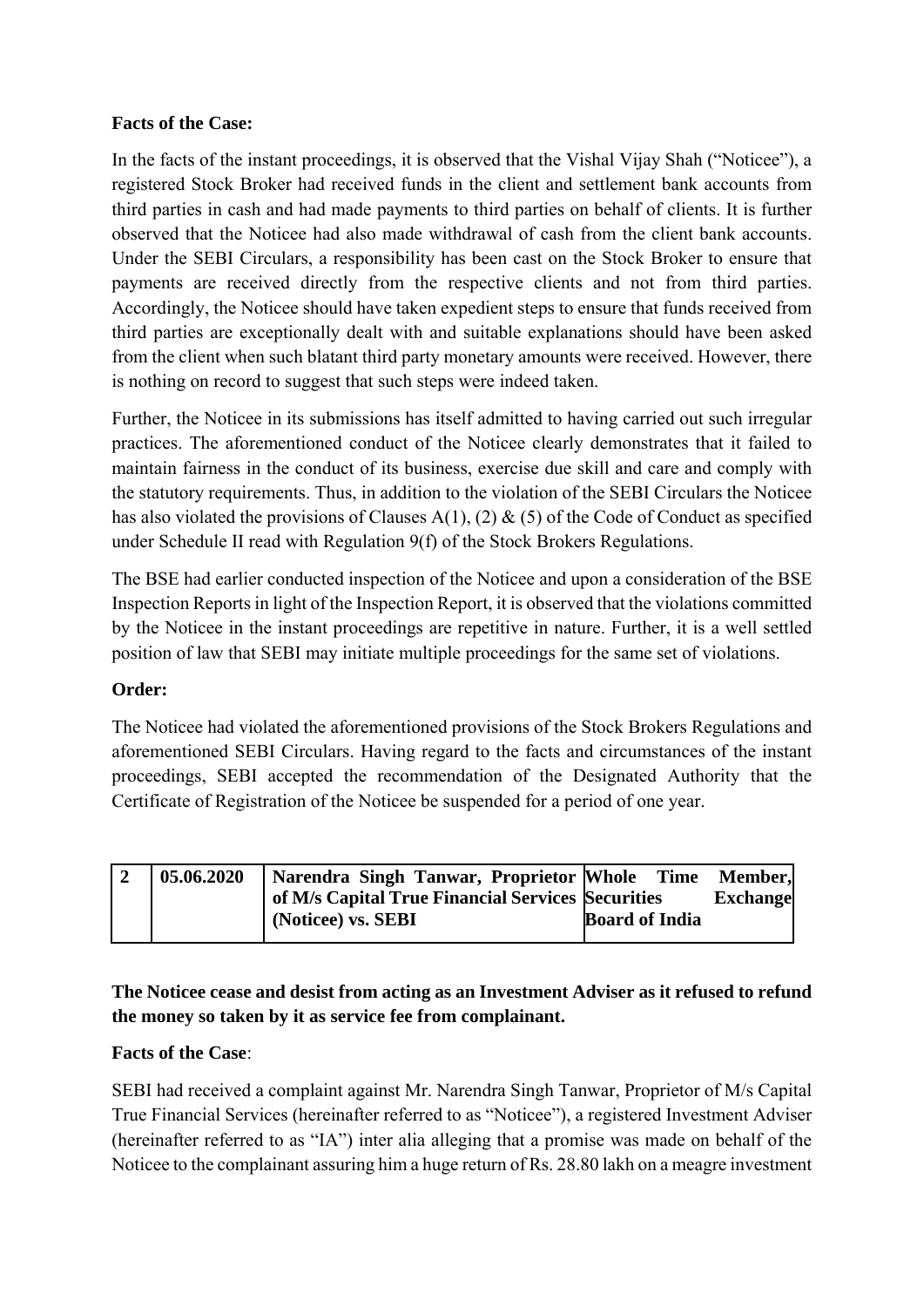**Facts of the Case:**

In the facts of the instant proceedings, it is observed that the Vishal Vijay Shah ("Noticee"), a registered Stock Broker had received funds in the client and settlement bank accounts from third parties in cash and had made payments to third parties on behalf of clients. It is further observed that the Noticee had also made withdrawal of cash from the client bank accounts. Under the SEBI Circulars, a responsibility has been cast on the Stock Broker to ensure that payments are received directly from the respective clients and not from third parties. Accordingly, the Noticee should have taken expedient steps to ensure that funds received from third parties are exceptionally dealt with and suitable explanations should have been asked from the client when such blatant third party monetary amounts were received. However, there is nothing on record to suggest that such steps were indeed taken.

Further, the Noticee in its submissions has itself admitted to having carried out such irregular practices. The aforementioned conduct of the Noticee clearly demonstrates that it failed to maintain fairness in the conduct of its business, exercise due skill and care and comply with the statutory requirements. Thus, in addition to the violation of the SEBI Circulars the Noticee has also violated the provisions of Clauses A(1), (2) & (5) of the Code of Conduct as specified under Schedule II read with Regulation 9(f) of the Stock Brokers Regulations.

The BSE had earlier conducted inspection of the Noticee and upon a consideration of the BSE Inspection Reports in light of the Inspection Report, it is observed that the violations committed by the Noticee in the instant proceedings are repetitive in nature. Further, it is a well settled position of law that SEBI may initiate multiple proceedings for the same set of violations.

**Order:**

The Noticee had violated the aforementioned provisions of the Stock Brokers Regulations and aforementioned SEBI Circulars. Having regard to the facts and circumstances of the instant proceedings, SEBI accepted the recommendation of the Designated Authority that the Certificate of Registration of the Noticee be suspended for a period of one year.

| **2** | **05.06.2020** | **Narendra Singh Tanwar, Proprietor of M/s Capital True Financial Services (Noticee) vs. SEBI** | **Whole Time Member, Securities Exchange Board of India** |
|---|---|---|---|

**The Noticee cease and desist from acting as an Investment Adviser as it refused to refund the money so taken by it as service fee from complainant.**

**Facts of the Case**:

SEBI had received a complaint against Mr. Narendra Singh Tanwar, Proprietor of M/s Capital True Financial Services (hereinafter referred to as "Noticee"), a registered Investment Adviser (hereinafter referred to as "IA") inter alia alleging that a promise was made on behalf of the Noticee to the complainant assuring him a huge return of Rs. 28.80 lakh on a meagre investment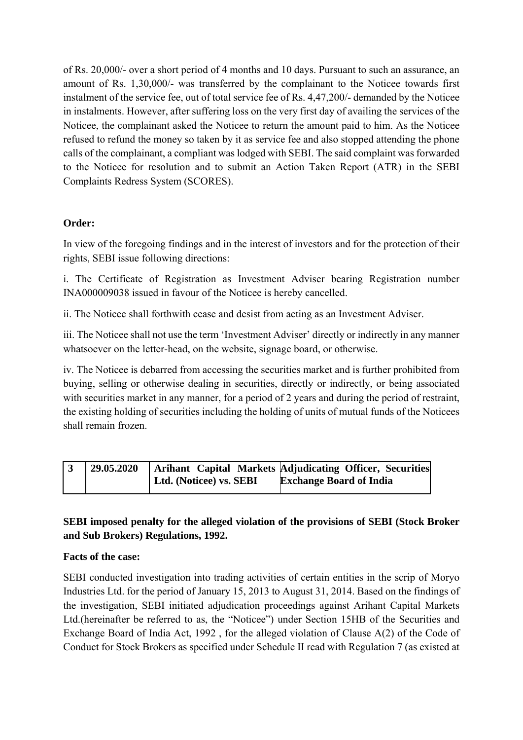of Rs. 20,000/- over a short period of 4 months and 10 days. Pursuant to such an assurance, an amount of Rs. 1,30,000/- was transferred by the complainant to the Noticee towards first instalment of the service fee, out of total service fee of Rs. 4,47,200/- demanded by the Noticee in instalments. However, after suffering loss on the very first day of availing the services of the Noticee, the complainant asked the Noticee to return the amount paid to him. As the Noticee refused to refund the money so taken by it as service fee and also stopped attending the phone calls of the complainant, a compliant was lodged with SEBI. The said complaint was forwarded to the Noticee for resolution and to submit an Action Taken Report (ATR) in the SEBI Complaints Redress System (SCORES).

**Order:**

In view of the foregoing findings and in the interest of investors and for the protection of their rights, SEBI issue following directions:

i. The Certificate of Registration as Investment Adviser bearing Registration number INA000009038 issued in favour of the Noticee is hereby cancelled.

ii. The Noticee shall forthwith cease and desist from acting as an Investment Adviser.

iii. The Noticee shall not use the term 'Investment Adviser' directly or indirectly in any manner whatsoever on the letter-head, on the website, signage board, or otherwise.

iv. The Noticee is debarred from accessing the securities market and is further prohibited from buying, selling or otherwise dealing in securities, directly or indirectly, or being associated with securities market in any manner, for a period of 2 years and during the period of restraint, the existing holding of securities including the holding of units of mutual funds of the Noticees shall remain frozen.

| **3** | **29.05.2020** | **Arihant Capital Markets Ltd. (Noticee) vs. SEBI** | **Adjudicating Officer, Securities Exchange Board of India** |
|---|---|---|---|

**SEBI imposed penalty for the alleged violation of the provisions of SEBI (Stock Broker and Sub Brokers) Regulations, 1992.**

**Facts of the case:**

SEBI conducted investigation into trading activities of certain entities in the scrip of Moryo Industries Ltd. for the period of January 15, 2013 to August 31, 2014. Based on the findings of the investigation, SEBI initiated adjudication proceedings against Arihant Capital Markets Ltd.(hereinafter be referred to as, the "Noticee") under Section 15HB of the Securities and Exchange Board of India Act, 1992 , for the alleged violation of Clause A(2) of the Code of Conduct for Stock Brokers as specified under Schedule II read with Regulation 7 (as existed at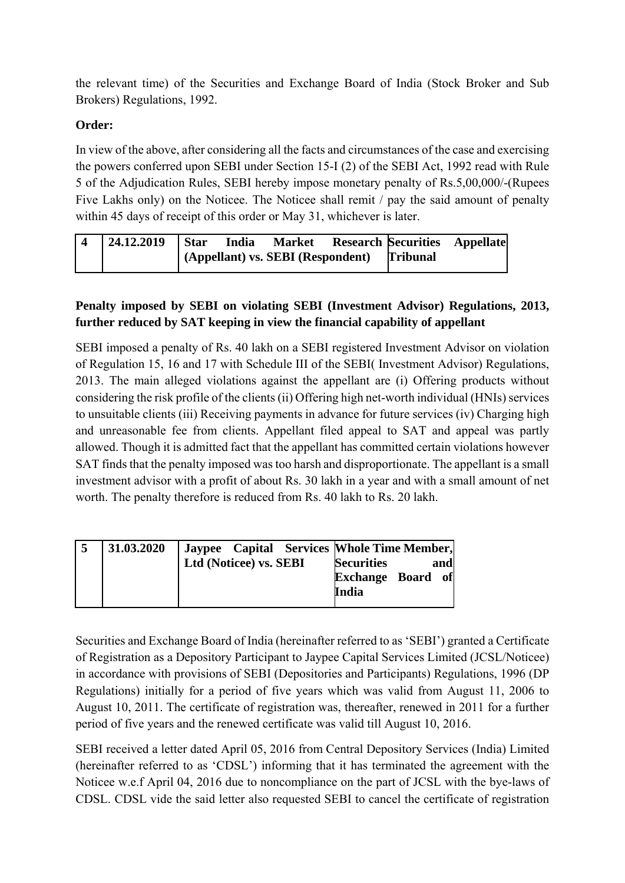the relevant time) of the Securities and Exchange Board of India (Stock Broker and Sub Brokers) Regulations, 1992.

**Order:**

In view of the above, after considering all the facts and circumstances of the case and exercising the powers conferred upon SEBI under Section 15-I (2) of the SEBI Act, 1992 read with Rule 5 of the Adjudication Rules, SEBI hereby impose monetary penalty of Rs.5,00,000/-(Rupees Five Lakhs only) on the Noticee. The Noticee shall remit / pay the said amount of penalty within 45 days of receipt of this order or May 31, whichever is later.

| **4** | **24.12.2019** | **Star India Market Research (Appellant) vs. SEBI (Respondent)** | **Securities Appellate Tribunal** |
|---|---|---|---|

**Penalty imposed by SEBI on violating SEBI (Investment Advisor) Regulations, 2013, further reduced by SAT keeping in view the financial capability of appellant**

SEBI imposed a penalty of Rs. 40 lakh on a SEBI registered Investment Advisor on violation of Regulation 15, 16 and 17 with Schedule III of the SEBI( Investment Advisor) Regulations, 2013. The main alleged violations against the appellant are (i) Offering products without considering the risk profile of the clients (ii) Offering high net-worth individual (HNIs) services to unsuitable clients (iii) Receiving payments in advance for future services (iv) Charging high and unreasonable fee from clients. Appellant filed appeal to SAT and appeal was partly allowed. Though it is admitted fact that the appellant has committed certain violations however SAT finds that the penalty imposed was too harsh and disproportionate. The appellant is a small investment advisor with a profit of about Rs. 30 lakh in a year and with a small amount of net worth. The penalty therefore is reduced from Rs. 40 lakh to Rs. 20 lakh.

| **5** | **31.03.2020** | **Jaypee Capital Services Ltd (Noticee) vs. SEBI** | **Whole Time Member, Securities and Exchange Board of India** |
|---|---|---|---|

Securities and Exchange Board of India (hereinafter referred to as 'SEBI') granted a Certificate of Registration as a Depository Participant to Jaypee Capital Services Limited (JCSL/Noticee) in accordance with provisions of SEBI (Depositories and Participants) Regulations, 1996 (DP Regulations) initially for a period of five years which was valid from August 11, 2006 to August 10, 2011. The certificate of registration was, thereafter, renewed in 2011 for a further period of five years and the renewed certificate was valid till August 10, 2016.

SEBI received a letter dated April 05, 2016 from Central Depository Services (India) Limited (hereinafter referred to as 'CDSL') informing that it has terminated the agreement with the Noticee w.e.f April 04, 2016 due to noncompliance on the part of JCSL with the bye-laws of CDSL. CDSL vide the said letter also requested SEBI to cancel the certificate of registration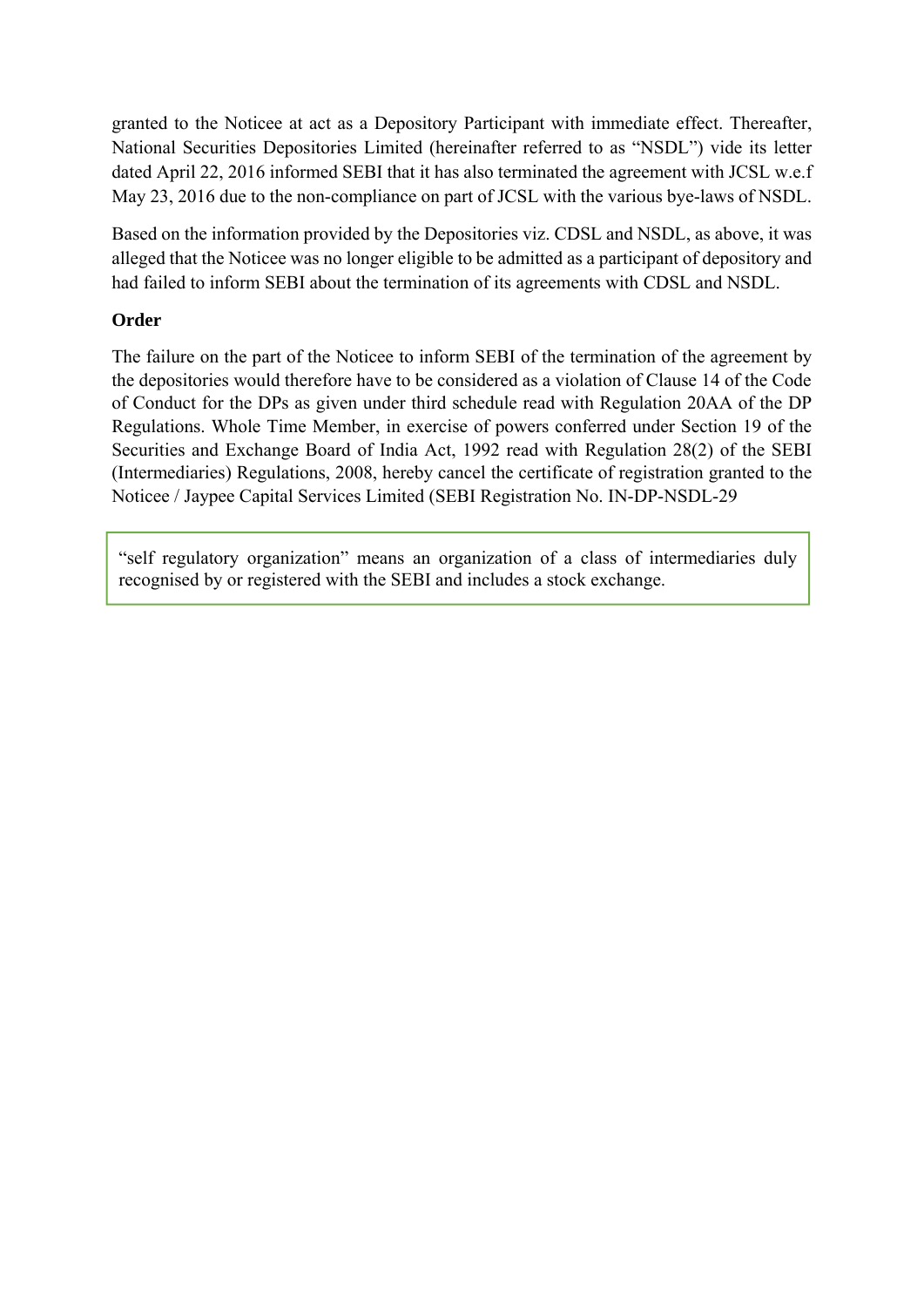granted to the Noticee at act as a Depository Participant with immediate effect. Thereafter, National Securities Depositories Limited (hereinafter referred to as "NSDL") vide its letter dated April 22, 2016 informed SEBI that it has also terminated the agreement with JCSL w.e.f May 23, 2016 due to the non-compliance on part of JCSL with the various bye-laws of NSDL.

Based on the information provided by the Depositories viz. CDSL and NSDL, as above, it was alleged that the Noticee was no longer eligible to be admitted as a participant of depository and had failed to inform SEBI about the termination of its agreements with CDSL and NSDL.

**Order**

The failure on the part of the Noticee to inform SEBI of the termination of the agreement by the depositories would therefore have to be considered as a violation of Clause 14 of the Code of Conduct for the DPs as given under third schedule read with Regulation 20AA of the DP Regulations. Whole Time Member, in exercise of powers conferred under Section 19 of the Securities and Exchange Board of India Act, 1992 read with Regulation 28(2) of the SEBI (Intermediaries) Regulations, 2008, hereby cancel the certificate of registration granted to the Noticee / Jaypee Capital Services Limited (SEBI Registration No. IN-DP-NSDL-29

"self regulatory organization" means an organization of a class of intermediaries duly recognised by or registered with the SEBI and includes a stock exchange.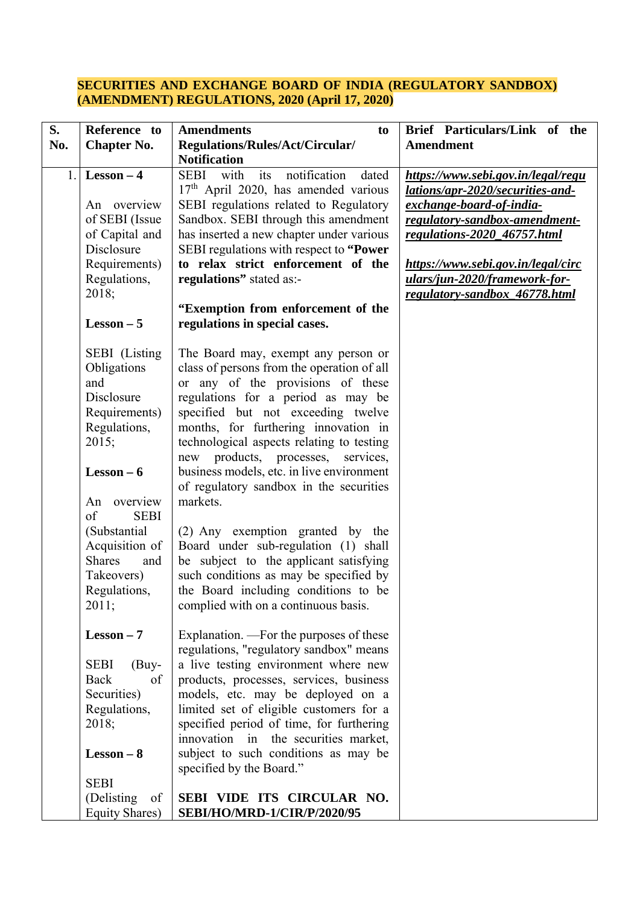**SECURITIES AND EXCHANGE BOARD OF INDIA (REGULATORY SANDBOX) (AMENDMENT) REGULATIONS, 2020 (April 17, 2020)**

| S. No. | Reference to Chapter No. | Amendments to Regulations/Rules/Act/Circular/ Notification | Brief Particulars/Link of the Amendment |
|---|---|---|---|
| 1. | **Lesson – 4**<br><br>An overview of SEBI (Issue of Capital and Disclosure Requirements) Regulations, 2018;<br><br>**Lesson – 5**<br><br>SEBI (Listing Obligations and Disclosure Requirements) Regulations, 2015;<br><br>**Lesson – 6**<br><br>An overview of SEBI (Substantial Acquisition of Shares and Takeovers) Regulations, 2011;<br><br>**Lesson – 7**<br><br>SEBI (Buy-Back of Securities) Regulations, 2018;<br><br>**Lesson – 8**<br><br>SEBI (Delisting of Equity Shares) | SEBI with its notification dated 17th April 2020, has amended various SEBI regulations related to Regulatory Sandbox. SEBI through this amendment has inserted a new chapter under various SEBI regulations with respect to **"Power to relax strict enforcement of the regulations"** stated as:-<br><br>**"Exemption from enforcement of the regulations in special cases.**<br><br>The Board may, exempt any person or class of persons from the operation of all or any of the provisions of these regulations for a period as may be specified but not exceeding twelve months, for furthering innovation in technological aspects relating to testing new products, processes, services, business models, etc. in live environment of regulatory sandbox in the securities markets.<br><br>(2) Any exemption granted by the Board under sub-regulation (1) shall be subject to the applicant satisfying such conditions as may be specified by the Board including conditions to be complied with on a continuous basis.<br><br>Explanation. —For the purposes of these regulations, "regulatory sandbox" means a live testing environment where new products, processes, services, business models, etc. may be deployed on a limited set of eligible customers for a specified period of time, for furthering innovation in the securities market, subject to such conditions as may be specified by the Board."<br><br>**SEBI VIDE ITS CIRCULAR NO. SEBI/HO/MRD-1/CIR/P/2020/95** | ***https://www.sebi.gov.in/legal/regulations/apr-2020/securities-and-exchange-board-of-india-regulatory-sandbox-amendment-regulations-2020_46757.html***<br><br>***https://www.sebi.gov.in/legal/circulars/jun-2020/framework-for-regulatory-sandbox_46778.html*** |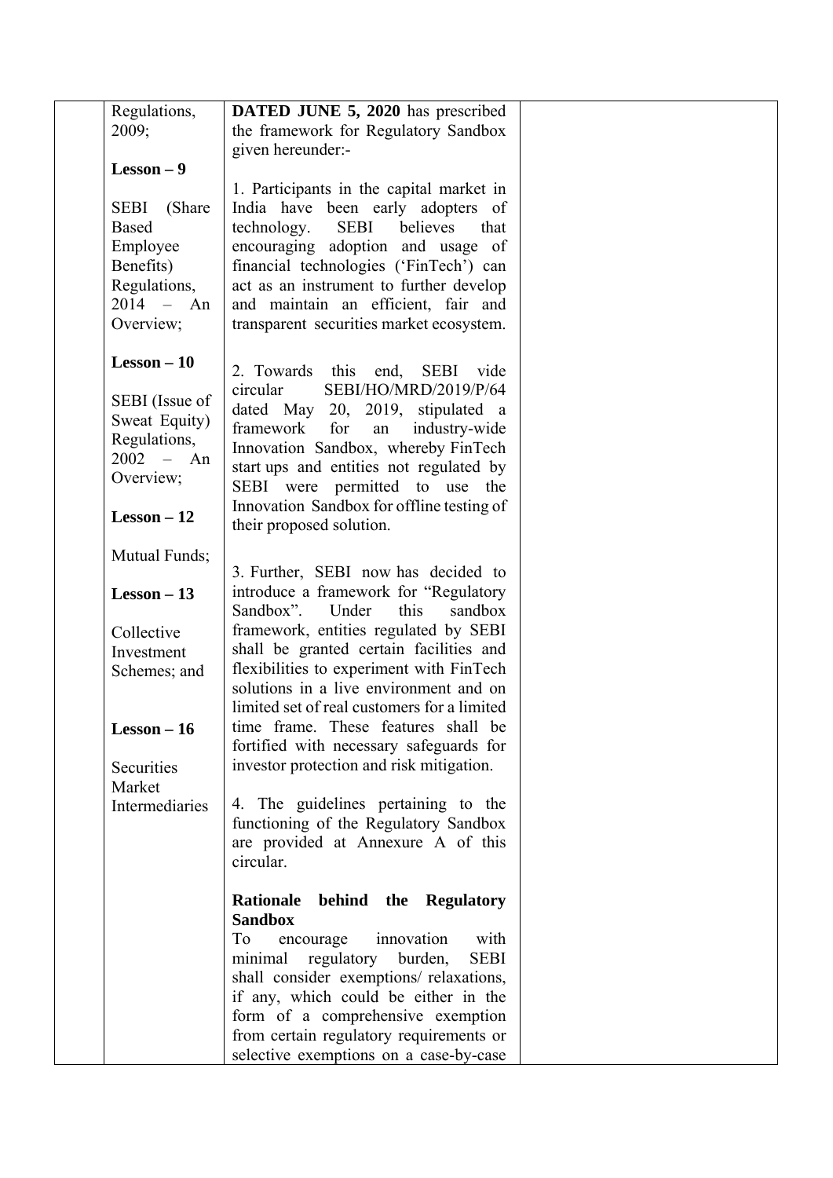| | Regulations, 2009;<br><br>**Lesson – 9**<br><br>SEBI (Share Based Employee Benefits) Regulations, 2014 – An Overview;<br><br>**Lesson – 10**<br><br>SEBI (Issue of Sweat Equity) Regulations, 2002 – An Overview;<br><br>**Lesson – 12**<br><br>Mutual Funds;<br><br>**Lesson – 13**<br><br>Collective Investment Schemes; and<br><br>**Lesson – 16**<br><br>Securities Market Intermediaries | **DATED JUNE 5, 2020** has prescribed the framework for Regulatory Sandbox given hereunder:-<br><br>1. Participants in the capital market in India have been early adopters of technology. SEBI believes that encouraging adoption and usage of financial technologies ('FinTech') can act as an instrument to further develop and maintain an efficient, fair and transparent securities market ecosystem.<br><br>2. Towards this end, SEBI vide circular SEBI/HO/MRD/2019/P/64 dated May 20, 2019, stipulated a framework for an industry-wide Innovation Sandbox, whereby FinTech start ups and entities not regulated by SEBI were permitted to use the Innovation Sandbox for offline testing of their proposed solution.<br><br>3. Further, SEBI now has decided to introduce a framework for "Regulatory Sandbox". Under this sandbox framework, entities regulated by SEBI shall be granted certain facilities and flexibilities to experiment with FinTech solutions in a live environment and on limited set of real customers for a limited time frame. These features shall be fortified with necessary safeguards for investor protection and risk mitigation.<br><br>4. The guidelines pertaining to the functioning of the Regulatory Sandbox are provided at Annexure A of this circular.<br><br>**Rationale behind the Regulatory Sandbox**<br>To encourage innovation with minimal regulatory burden, SEBI shall consider exemptions/ relaxations, if any, which could be either in the form of a comprehensive exemption from certain regulatory requirements or selective exemptions on a case-by-case | |
|---|---|---|---|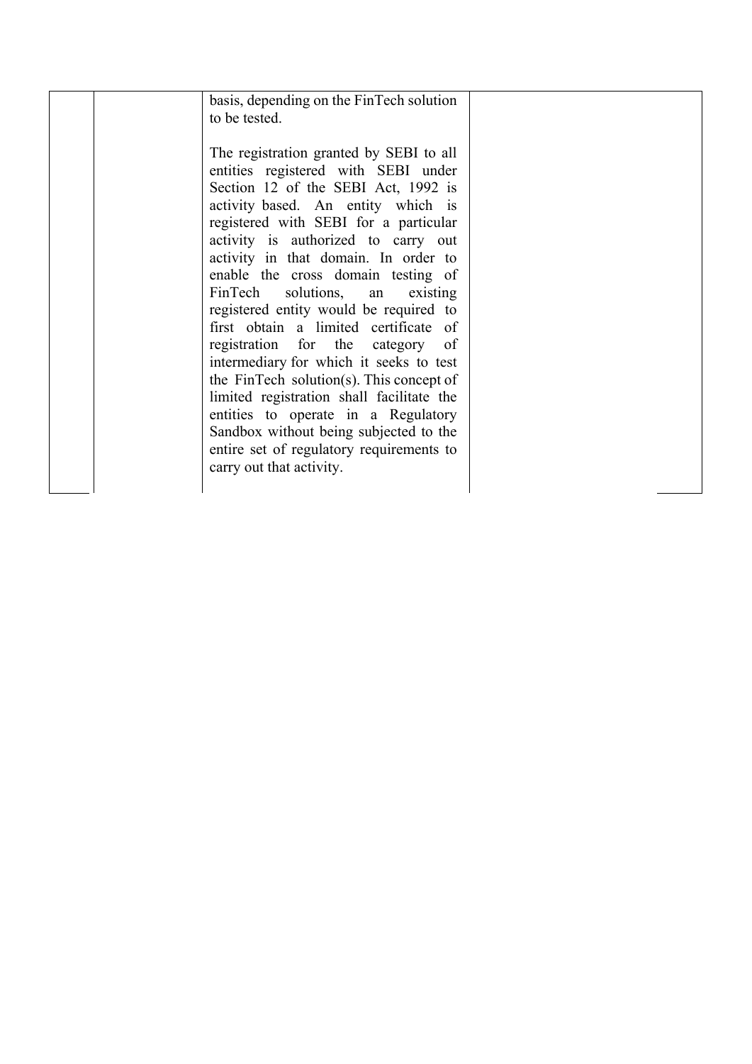| | | | |
|---|---|---|---|
| | | basis, depending on the FinTech solution to be tested.<br><br>The registration granted by SEBI to all entities registered with SEBI under Section 12 of the SEBI Act, 1992 is activity based. An entity which is registered with SEBI for a particular activity is authorized to carry out activity in that domain. In order to enable the cross domain testing of FinTech solutions, an existing registered entity would be required to first obtain a limited certificate of registration for the category of intermediary for which it seeks to test the FinTech solution(s). This concept of limited registration shall facilitate the entities to operate in a Regulatory Sandbox without being subjected to the entire set of regulatory requirements to carry out that activity. | |